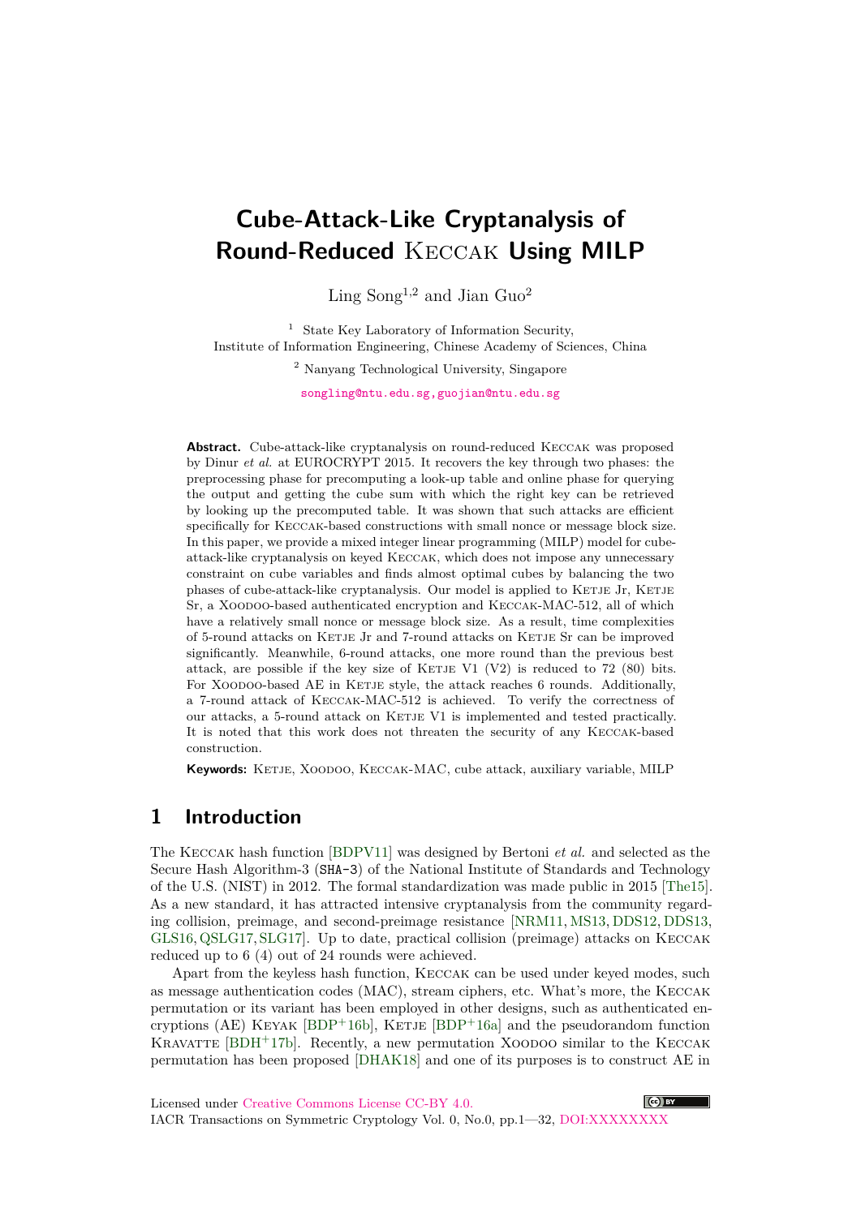# Cube-Attack-Like Cryptanalysis of Round-Reduced Keccak Using MILP

Ling Song[1,2] and Jian Guo[2]

[1] State Key Laboratory of Information Security, Institute of Information Engineering, Chinese Academy of Sciences, China

[2] Nanyang Technological University, Singapore

songling@ntu.edu.sg,guojian@ntu.edu.sg

**Abstract.** Cube-attack-like cryptanalysis on round-reduced Keccak was proposed by Dinur *et al.* at EUROCRYPT 2015. It recovers the key through two phases: the preprocessing phase for precomputing a look-up table and online phase for querying the output and getting the cube sum with which the right key can be retrieved by looking up the precomputed table. It was shown that such attacks are efficient specifically for Keccak-based constructions with small nonce or message block size. In this paper, we provide a mixed integer linear programming (MILP) model for cube-attack-like cryptanalysis on keyed Keccak, which does not impose any unnecessary constraint on cube variables and finds almost optimal cubes by balancing the two phases of cube-attack-like cryptanalysis. Our model is applied to Ketje Jr, Ketje Sr, a Xoodoo-based authenticated encryption and Keccak-MAC-512, all of which have a relatively small nonce or message block size. As a result, time complexities of 5-round attacks on Ketje Jr and 7-round attacks on Ketje Sr can be improved significantly. Meanwhile, 6-round attacks, one more round than the previous best attack, are possible if the key size of Ketje V1 (V2) is reduced to 72 (80) bits. For Xoodoo-based AE in Ketje style, the attack reaches 6 rounds. Additionally, a 7-round attack of Keccak-MAC-512 is achieved. To verify the correctness of our attacks, a 5-round attack on Ketje V1 is implemented and tested practically. It is noted that this work does not threaten the security of any Keccak-based construction.

**Keywords:** Ketje, Xoodoo, Keccak-MAC, cube attack, auxiliary variable, MILP

## 1 Introduction

The Keccak hash function [BDPV11] was designed by Bertoni *et al.* and selected as the Secure Hash Algorithm-3 (SHA-3) of the National Institute of Standards and Technology of the U.S. (NIST) in 2012. The formal standardization was made public in 2015 [The15]. As a new standard, it has attracted intensive cryptanalysis from the community regarding collision, preimage, and second-preimage resistance [NRM11, MS13, DDS12, DDS13, GLS16, QSLG17, SLG17]. Up to date, practical collision (preimage) attacks on Keccak reduced up to 6 (4) out of 24 rounds were achieved.

Apart from the keyless hash function, Keccak can be used under keyed modes, such as message authentication codes (MAC), stream ciphers, etc. What's more, the Keccak permutation or its variant has been employed in other designs, such as authenticated encryptions (AE) Keyak [BDP+16b], Ketje [BDP+16a] and the pseudorandom function Kravatte [BDH+17b]. Recently, a new permutation Xoodoo similar to the Keccak permutation has been proposed [DHAK18] and one of its purposes is to construct AE in

Licensed under Creative Commons License CC-BY 4.0.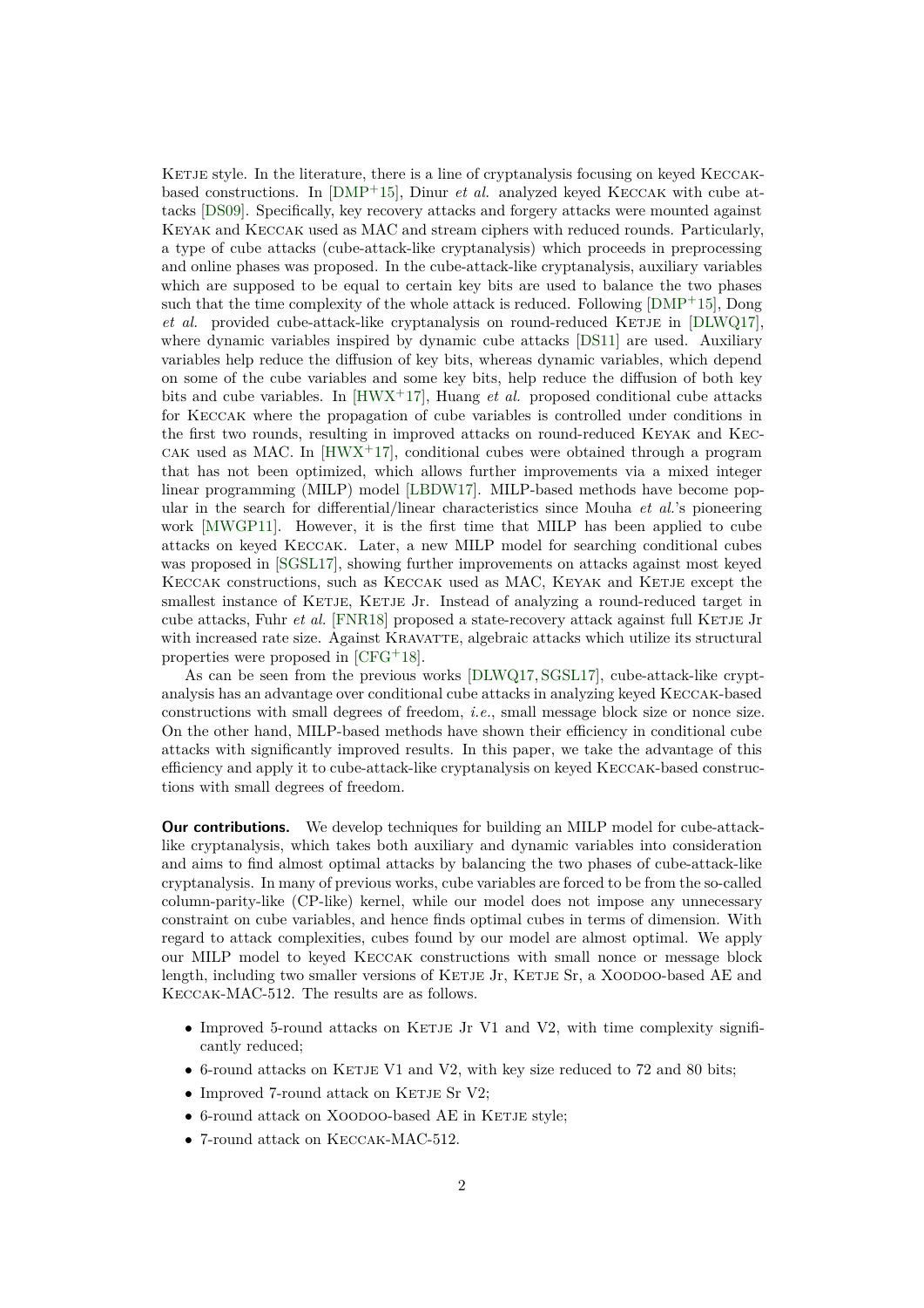Ketje style. In the literature, there is a line of cryptanalysis focusing on keyed Keccak-based constructions. In [DMP+15], Dinur *et al.* analyzed keyed Keccak with cube attacks [DS09]. Specifically, key recovery attacks and forgery attacks were mounted against Keyak and Keccak used as MAC and stream ciphers with reduced rounds. Particularly, a type of cube attacks (cube-attack-like cryptanalysis) which proceeds in preprocessing and online phases was proposed. In the cube-attack-like cryptanalysis, auxiliary variables which are supposed to be equal to certain key bits are used to balance the two phases such that the time complexity of the whole attack is reduced. Following [DMP+15], Dong *et al.* provided cube-attack-like cryptanalysis on round-reduced Ketje in [DLWQ17], where dynamic variables inspired by dynamic cube attacks [DS11] are used. Auxiliary variables help reduce the diffusion of key bits, whereas dynamic variables, which depend on some of the cube variables and some key bits, help reduce the diffusion of both key bits and cube variables. In [HWX+17], Huang *et al.* proposed conditional cube attacks for Keccak where the propagation of cube variables is controlled under conditions in the first two rounds, resulting in improved attacks on round-reduced Keyak and Keccak used as MAC. In [HWX+17], conditional cubes were obtained through a program that has not been optimized, which allows further improvements via a mixed integer linear programming (MILP) model [LBDW17]. MILP-based methods have become popular in the search for differential/linear characteristics since Mouha *et al.*'s pioneering work [MWGP11]. However, it is the first time that MILP has been applied to cube attacks on keyed Keccak. Later, a new MILP model for searching conditional cubes was proposed in [SGSL17], showing further improvements on attacks against most keyed Keccak constructions, such as Keccak used as MAC, Keyak and Ketje except the smallest instance of Ketje, Ketje Jr. Instead of analyzing a round-reduced target in cube attacks, Fuhr *et al.* [FNR18] proposed a state-recovery attack against full Ketje Jr with increased rate size. Against Kravatte, algebraic attacks which utilize its structural properties were proposed in [CFG+18].

As can be seen from the previous works [DLWQ17, SGSL17], cube-attack-like cryptanalysis has an advantage over conditional cube attacks in analyzing keyed Keccak-based constructions with small degrees of freedom, *i.e.*, small message block size or nonce size. On the other hand, MILP-based methods have shown their efficiency in conditional cube attacks with significantly improved results. In this paper, we take the advantage of this efficiency and apply it to cube-attack-like cryptanalysis on keyed Keccak-based constructions with small degrees of freedom.

**Our contributions.** We develop techniques for building an MILP model for cube-attack-like cryptanalysis, which takes both auxiliary and dynamic variables into consideration and aims to find almost optimal attacks by balancing the two phases of cube-attack-like cryptanalysis. In many of previous works, cube variables are forced to be from the so-called column-parity-like (CP-like) kernel, while our model does not impose any unnecessary constraint on cube variables, and hence finds optimal cubes in terms of dimension. With regard to attack complexities, cubes found by our model are almost optimal. We apply our MILP model to keyed Keccak constructions with small nonce or message block length, including two smaller versions of Ketje Jr, Ketje Sr, a Xoodoo-based AE and Keccak-MAC-512. The results are as follows.

- Improved 5-round attacks on Ketje Jr V1 and V2, with time complexity significantly reduced;
- 6-round attacks on Ketje V1 and V2, with key size reduced to 72 and 80 bits;
- Improved 7-round attack on Ketje Sr V2;
- 6-round attack on Xoodoo-based AE in Ketje style;
- 7-round attack on Keccak-MAC-512.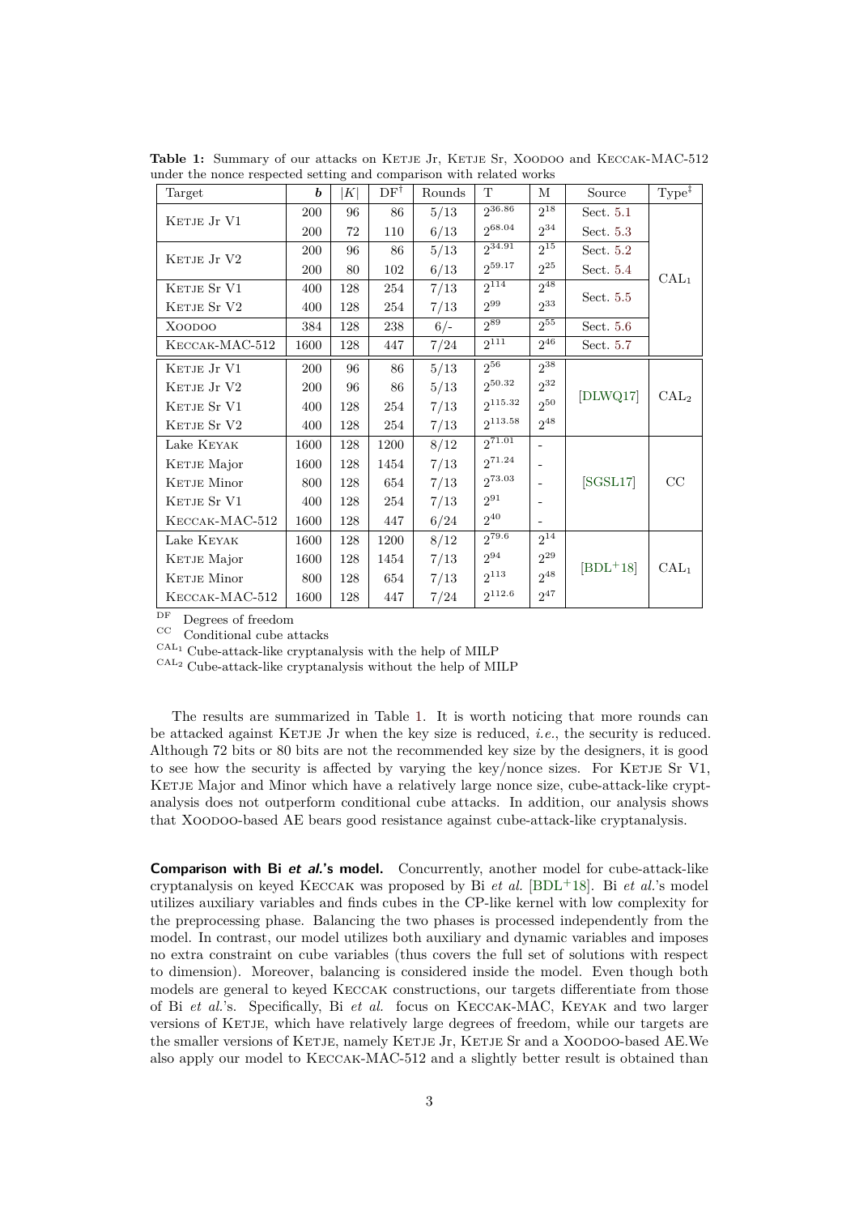**Table 1:** Summary of our attacks on Ketje Jr, Ketje Sr, Xoodoo and Keccak-MAC-512 under the nonce respected setting and comparison with related works

| Target | $b$ | $\|K\|$ | DF[†] | Rounds | T | M | Source | Type[‡] |
|---|---|---|---|---|---|---|---|---|
| Ketje Jr V1 | 200 | 96 | 86 | 5/13 | $2^{36.86}$ | $2^{18}$ | Sect. 5.1 | CAL$_1$ |
| | 200 | 72 | 110 | 6/13 | $2^{68.04}$ | $2^{34}$ | Sect. 5.3 | |
| Ketje Jr V2 | 200 | 96 | 86 | 5/13 | $2^{34.91}$ | $2^{15}$ | Sect. 5.2 | |
| | 200 | 80 | 102 | 6/13 | $2^{59.17}$ | $2^{25}$ | Sect. 5.4 | |
| Ketje Sr V1 | 400 | 128 | 254 | 7/13 | $2^{114}$ | $2^{48}$ | Sect. 5.5 | |
| Ketje Sr V2 | 400 | 128 | 254 | 7/13 | $2^{99}$ | $2^{33}$ | | |
| Xoodoo | 384 | 128 | 238 | 6/- | $2^{89}$ | $2^{55}$ | Sect. 5.6 | |
| Keccak-MAC-512 | 1600 | 128 | 447 | 7/24 | $2^{111}$ | $2^{46}$ | Sect. 5.7 | |
| Ketje Jr V1 | 200 | 96 | 86 | 5/13 | $2^{56}$ | $2^{38}$ | [DLWQ17] | CAL$_2$ |
| Ketje Jr V2 | 200 | 96 | 86 | 5/13 | $2^{50.32}$ | $2^{32}$ | | |
| Ketje Sr V1 | 400 | 128 | 254 | 7/13 | $2^{115.32}$ | $2^{50}$ | | |
| Ketje Sr V2 | 400 | 128 | 254 | 7/13 | $2^{113.58}$ | $2^{48}$ | | |
| Lake Keyak | 1600 | 128 | 1200 | 8/12 | $2^{71.01}$ | - | [SGSL17] | CC |
| Ketje Major | 1600 | 128 | 1454 | 7/13 | $2^{71.24}$ | - | | |
| Ketje Minor | 800 | 128 | 654 | 7/13 | $2^{73.03}$ | - | | |
| Ketje Sr V1 | 400 | 128 | 254 | 7/13 | $2^{91}$ | - | | |
| Keccak-MAC-512 | 1600 | 128 | 447 | 6/24 | $2^{40}$ | - | | |
| Lake Keyak | 1600 | 128 | 1200 | 8/12 | $2^{79.6}$ | $2^{14}$ | [BDL+18] | CAL$_1$ |
| Ketje Major | 1600 | 128 | 1454 | 7/13 | $2^{94}$ | $2^{29}$ | | |
| Ketje Minor | 800 | 128 | 654 | 7/13 | $2^{113}$ | $2^{48}$ | | |
| Keccak-MAC-512 | 1600 | 128 | 447 | 7/24 | $2^{112.6}$ | $2^{47}$ | | |

DF Degrees of freedom
CC Conditional cube attacks
CAL$_1$ Cube-attack-like cryptanalysis with the help of MILP
CAL$_2$ Cube-attack-like cryptanalysis without the help of MILP

The results are summarized in Table 1. It is worth noticing that more rounds can be attacked against Ketje Jr when the key size is reduced, *i.e.*, the security is reduced. Although 72 bits or 80 bits are not the recommended key size by the designers, it is good to see how the security is affected by varying the key/nonce sizes. For Ketje Sr V1, Ketje Major and Minor which have a relatively large nonce size, cube-attack-like cryptanalysis does not outperform conditional cube attacks. In addition, our analysis shows that Xoodoo-based AE bears good resistance against cube-attack-like cryptanalysis.

**Comparison with Bi *et al.*'s model.** Concurrently, another model for cube-attack-like cryptanalysis on keyed Keccak was proposed by Bi *et al.* [BDL+18]. Bi *et al.*'s model utilizes auxiliary variables and finds cubes in the CP-like kernel with low complexity for the preprocessing phase. Balancing the two phases is processed independently from the model. In contrast, our model utilizes both auxiliary and dynamic variables and imposes no extra constraint on cube variables (thus covers the full set of solutions with respect to dimension). Moreover, balancing is considered inside the model. Even though both models are general to keyed Keccak constructions, our targets differentiate from those of Bi *et al.*'s. Specifically, Bi *et al.* focus on Keccak-MAC, Keyak and two larger versions of Ketje, which have relatively large degrees of freedom, while our targets are the smaller versions of Ketje, namely Ketje Jr, Ketje Sr and a Xoodoo-based AE.We also apply our model to Keccak-MAC-512 and a slightly better result is obtained than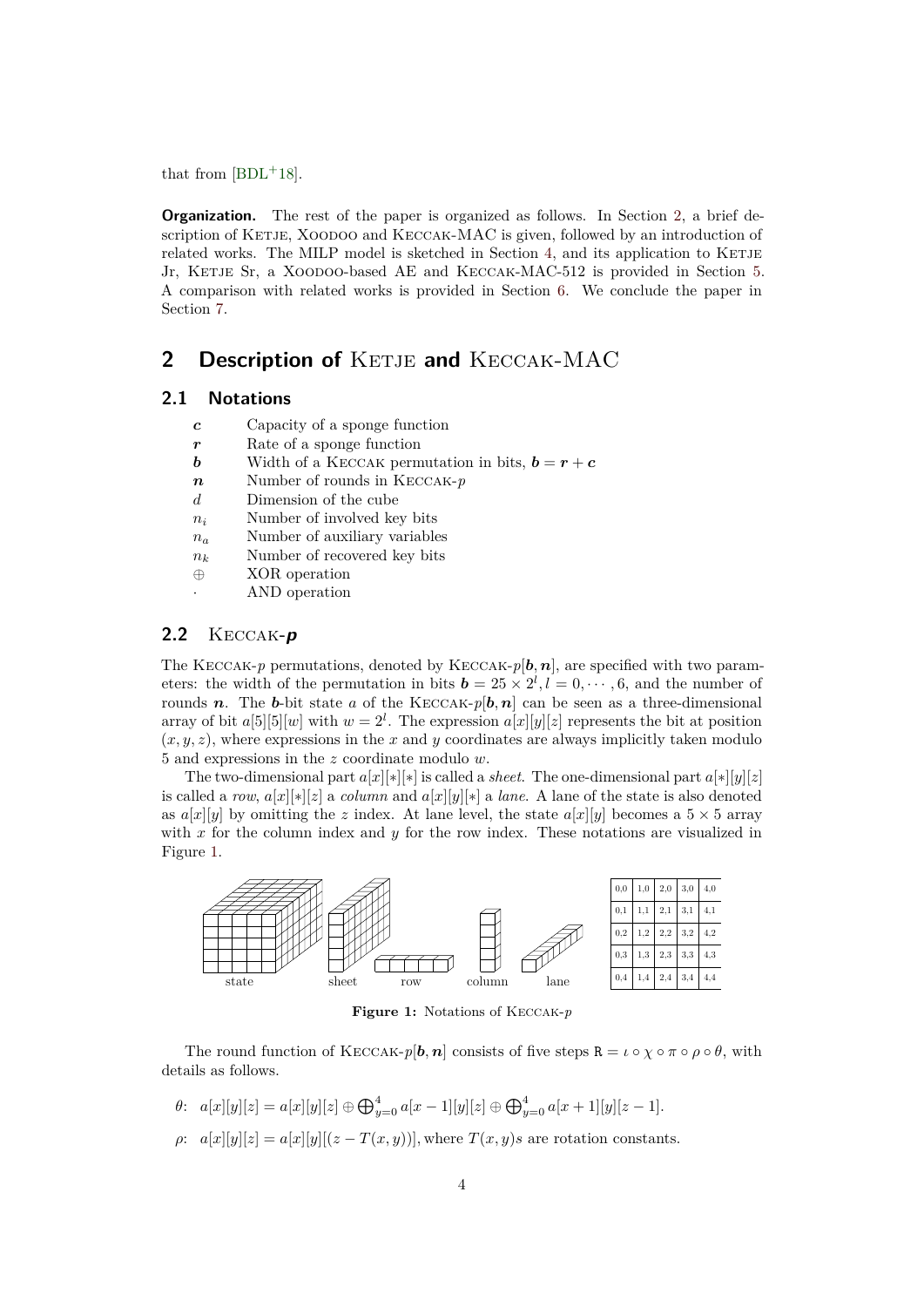that from [BDL+18].

**Organization.** The rest of the paper is organized as follows. In Section 2, a brief description of Ketje, Xoodoo and Keccak-MAC is given, followed by an introduction of related works. The MILP model is sketched in Section 4, and its application to Ketje Jr, Ketje Sr, a Xoodoo-based AE and Keccak-MAC-512 is provided in Section 5. A comparison with related works is provided in Section 6. We conclude the paper in Section 7.

## 2 Description of Ketje and Keccak-MAC

### 2.1 Notations

| | |
|---|---|
| $\boldsymbol{c}$ | Capacity of a sponge function |
| $\boldsymbol{r}$ | Rate of a sponge function |
| $\boldsymbol{b}$ | Width of a Keccak permutation in bits, $\boldsymbol{b} = \boldsymbol{r} + \boldsymbol{c}$ |
| $\boldsymbol{n}$ | Number of rounds in Keccak-$p$ |
| $d$ | Dimension of the cube |
| $n_i$ | Number of involved key bits |
| $n_a$ | Number of auxiliary variables |
| $n_k$ | Number of recovered key bits |
| $\oplus$ | XOR operation |
| $\cdot$ | AND operation |

### 2.2 Keccak-$p$

The Keccak-$p$ permutations, denoted by Keccak-$p[\boldsymbol{b}, \boldsymbol{n}]$, are specified with two parameters: the width of the permutation in bits $\boldsymbol{b} = 25 \times 2^l, l = 0, \cdots, 6$, and the number of rounds $\boldsymbol{n}$. The $\boldsymbol{b}$-bit state $a$ of the Keccak-$p[\boldsymbol{b}, \boldsymbol{n}]$ can be seen as a three-dimensional array of bit $a[5][5][w]$ with $w = 2^l$. The expression $a[x][y][z]$ represents the bit at position $(x, y, z)$, where expressions in the $x$ and $y$ coordinates are always implicitly taken modulo 5 and expressions in the $z$ coordinate modulo $w$.

The two-dimensional part $a[x][*][*]$ is called a *sheet*. The one-dimensional part $a[*][y][z]$ is called a *row*, $a[x][*][z]$ a *column* and $a[x][y][*]$ a *lane*. A lane of the state is also denoted as $a[x][y]$ by omitting the $z$ index. At lane level, the state $a[x][y]$ becomes a $5 \times 5$ array with $x$ for the column index and $y$ for the row index. These notations are visualized in Figure 1.

| 0,0 | 1,0 | 2,0 | 3,0 | 4,0 |
|---|---|---|---|---|
| 0,1 | 1,1 | 2,1 | 3,1 | 4,1 |
| 0,2 | 1,2 | 2,2 | 3,2 | 4,2 |
| 0,3 | 1,3 | 2,3 | 3,3 | 4,3 |
| 0,4 | 1,4 | 2,4 | 3,4 | 4,4 |

**Figure 1:** Notations of Keccak-$p$

The round function of Keccak-$p[\boldsymbol{b}, \boldsymbol{n}]$ consists of five steps $\mathtt{R} = \iota \circ \chi \circ \pi \circ \rho \circ \theta$, with details as follows.

- $\theta$: $a[x][y][z] = a[x][y][z] \oplus \bigoplus_{y=0}^{4} a[x-1][y][z] \oplus \bigoplus_{y=0}^{4} a[x+1][y][z-1]$.
- $\rho$: $a[x][y][z] = a[x][y][(z - T(x, y))]$, where $T(x, y)s$ are rotation constants.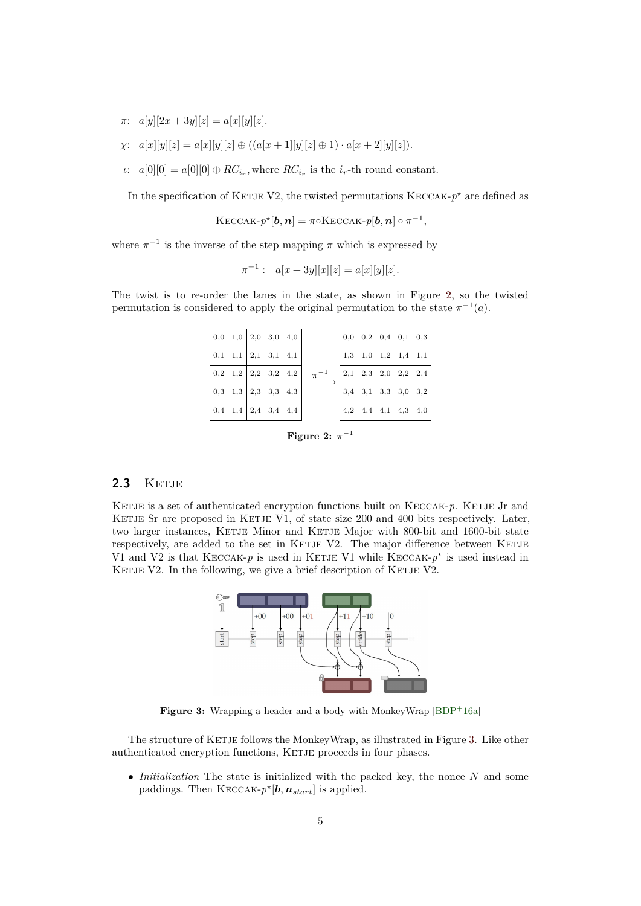- $\pi$: $a[y][2x+3y][z] = a[x][y][z]$.
- $\chi$: $a[x][y][z] = a[x][y][z] \oplus ((a[x+1][y][z] \oplus 1) \cdot a[x+2][y][z])$.
- $\iota$: $a[0][0] = a[0][0] \oplus RC_{i_r}$, where $RC_{i_r}$ is the $i_r$-th round constant.

In the specification of Ketje V2, the twisted permutations Keccak-$p^\star$ are defined as

$$\text{Keccak-}p^\star[\boldsymbol{b}, \boldsymbol{n}] = \pi \circ \text{Keccak-}p[\boldsymbol{b}, \boldsymbol{n}] \circ \pi^{-1},$$

where $\pi^{-1}$ is the inverse of the step mapping $\pi$ which is expressed by

$$\pi^{-1}: \quad a[x+3y][x][z] = a[x][y][z].$$

The twist is to re-order the lanes in the state, as shown in Figure 2, so the twisted permutation is considered to apply the original permutation to the state $\pi^{-1}(a)$.

| | | | | |
|---|---|---|---|---|
| 0,0 | 1,0 | 2,0 | 3,0 | 4,0 |
| 0,1 | 1,1 | 2,1 | 3,1 | 4,1 |
| 0,2 | 1,2 | 2,2 | 3,2 | 4,2 |
| 0,3 | 1,3 | 2,3 | 3,3 | 4,3 |
| 0,4 | 1,4 | 2,4 | 3,4 | 4,4 |

$\xrightarrow{\pi^{-1}}$

| | | | | |
|---|---|---|---|---|
| 0,0 | 0,2 | 0,4 | 0,1 | 0,3 |
| 1,3 | 1,0 | 1,2 | 1,4 | 1,1 |
| 2,1 | 2,3 | 2,0 | 2,2 | 2,4 |
| 3,4 | 3,1 | 3,3 | 3,0 | 3,2 |
| 4,2 | 4,4 | 4,1 | 4,3 | 4,0 |

**Figure 2:** $\pi^{-1}$

## 2.3 Ketje

Ketje is a set of authenticated encryption functions built on Keccak-$p$. Ketje Jr and Ketje Sr are proposed in Ketje V1, of state size 200 and 400 bits respectively. Later, two larger instances, Ketje Minor and Ketje Major with 800-bit and 1600-bit state respectively, are added to the set in Ketje V2. The major difference between Ketje V1 and V2 is that Keccak-$p$ is used in Ketje V1 while Keccak-$p^\star$ is used instead in Ketje V2. In the following, we give a brief description of Ketje V2.

**Figure 3:** Wrapping a header and a body with MonkeyWrap [BDP+16a]

The structure of Ketje follows the MonkeyWrap, as illustrated in Figure 3. Like other authenticated encryption functions, Ketje proceeds in four phases.

- *Initialization* The state is initialized with the packed key, the nonce $N$ and some paddings. Then Keccak-$p^\star[\boldsymbol{b}, \boldsymbol{n}_{start}]$ is applied.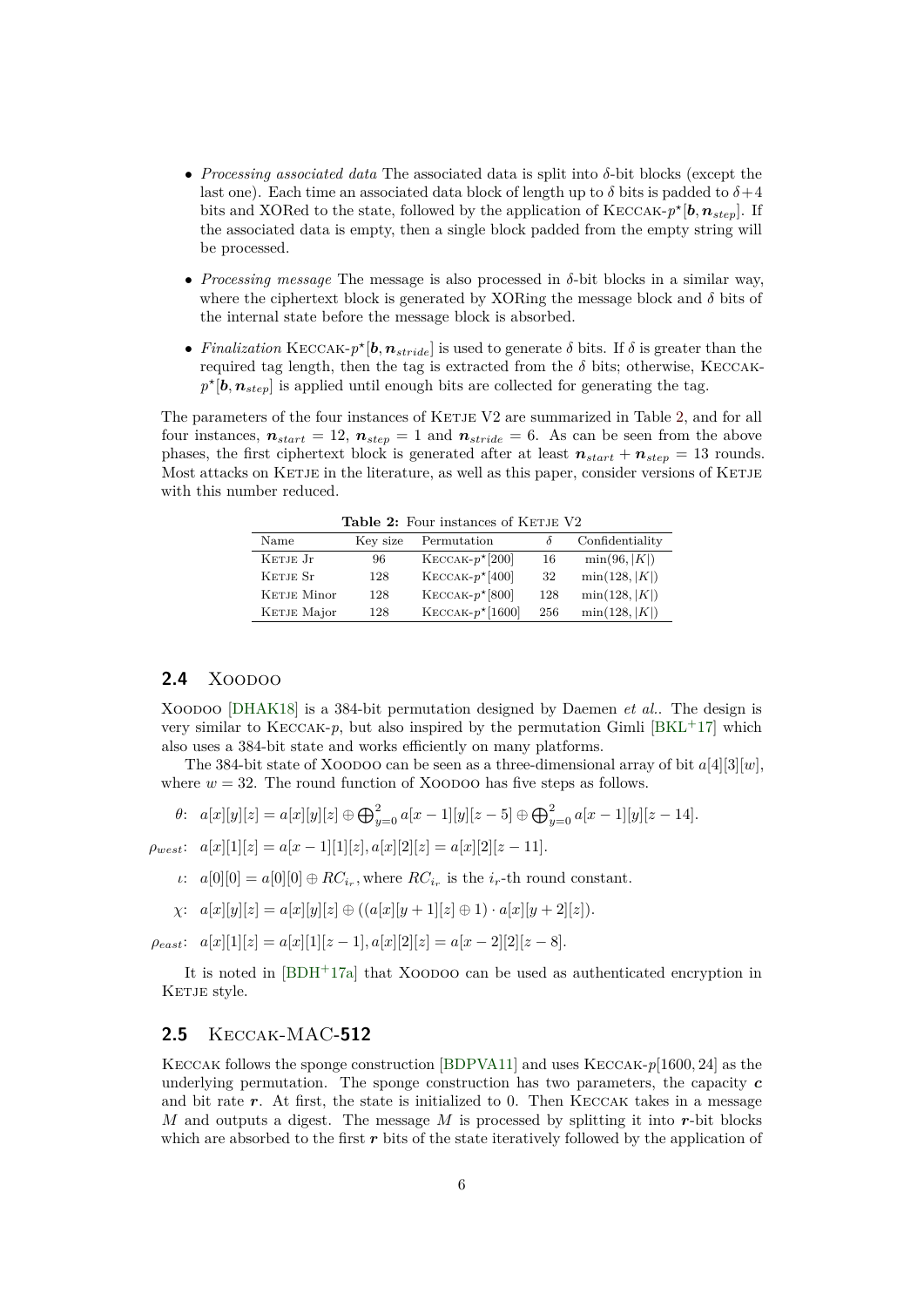- *Processing associated data* The associated data is split into $\delta$-bit blocks (except the last one). Each time an associated data block of length up to $\delta$ bits is padded to $\delta+4$ bits and XORed to the state, followed by the application of Keccak-$p^\star[\boldsymbol{b}, \boldsymbol{n}_{step}]$. If the associated data is empty, then a single block padded from the empty string will be processed.
- *Processing message* The message is also processed in $\delta$-bit blocks in a similar way, where the ciphertext block is generated by XORing the message block and $\delta$ bits of the internal state before the message block is absorbed.
- *Finalization* Keccak-$p^\star[\boldsymbol{b}, \boldsymbol{n}_{stride}]$ is used to generate $\delta$ bits. If $\delta$ is greater than the required tag length, then the tag is extracted from the $\delta$ bits; otherwise, Keccak-$p^\star[\boldsymbol{b}, \boldsymbol{n}_{step}]$ is applied until enough bits are collected for generating the tag.

The parameters of the four instances of Ketje V2 are summarized in Table 2, and for all four instances, $\boldsymbol{n}_{start} = 12$, $\boldsymbol{n}_{step} = 1$ and $\boldsymbol{n}_{stride} = 6$. As can be seen from the above phases, the first ciphertext block is generated after at least $\boldsymbol{n}_{start} + \boldsymbol{n}_{step} = 13$ rounds. Most attacks on Ketje in the literature, as well as this paper, consider versions of Ketje with this number reduced.

**Table 2:** Four instances of Ketje V2

| Name | Key size | Permutation | $\delta$ | Confidentiality |
|---|---|---|---|---|
| Ketje Jr | 96 | Keccak-$p^\star[200]$ | 16 | $\min(96, \lvert K\rvert)$ |
| Ketje Sr | 128 | Keccak-$p^\star[400]$ | 32 | $\min(128, \lvert K\rvert)$ |
| Ketje Minor | 128 | Keccak-$p^\star[800]$ | 128 | $\min(128, \lvert K\rvert)$ |
| Ketje Major | 128 | Keccak-$p^\star[1600]$ | 256 | $\min(128, \lvert K\rvert)$ |

## 2.4 Xoodoo

Xoodoo [DHAK18] is a 384-bit permutation designed by Daemen *et al.*. The design is very similar to Keccak-$p$, but also inspired by the permutation Gimli [BKL+17] which also uses a 384-bit state and works efficiently on many platforms.

The 384-bit state of Xoodoo can be seen as a three-dimensional array of bit $a[4][3][w]$, where $w = 32$. The round function of Xoodoo has five steps as follows.

$$\theta: \ a[x][y][z] = a[x][y][z] \oplus \bigoplus_{y=0}^{2} a[x-1][y][z-5] \oplus \bigoplus_{y=0}^{2} a[x-1][y][z-14].$$

$$\rho_{west}: \ a[x][1][z] = a[x-1][1][z], a[x][2][z] = a[x][2][z-11].$$

$$\iota: \ a[0][0] = a[0][0] \oplus RC_{i_r}, \text{where } RC_{i_r} \text{ is the } i_r\text{-th round constant.}$$

$$\chi: \ a[x][y][z] = a[x][y][z] \oplus ((a[x][y+1][z] \oplus 1) \cdot a[x][y+2][z]).$$

$$\rho_{east}: \ a[x][1][z] = a[x][1][z-1], a[x][2][z] = a[x-2][2][z-8].$$

It is noted in [BDH+17a] that Xoodoo can be used as authenticated encryption in Ketje style.

## 2.5 Keccak-MAC-512

Keccak follows the sponge construction [BDPVA11] and uses Keccak-$p[1600, 24]$ as the underlying permutation. The sponge construction has two parameters, the capacity $\boldsymbol{c}$ and bit rate $\boldsymbol{r}$. At first, the state is initialized to 0. Then Keccak takes in a message $M$ and outputs a digest. The message $M$ is processed by splitting it into $\boldsymbol{r}$-bit blocks which are absorbed to the first $\boldsymbol{r}$ bits of the state iteratively followed by the application of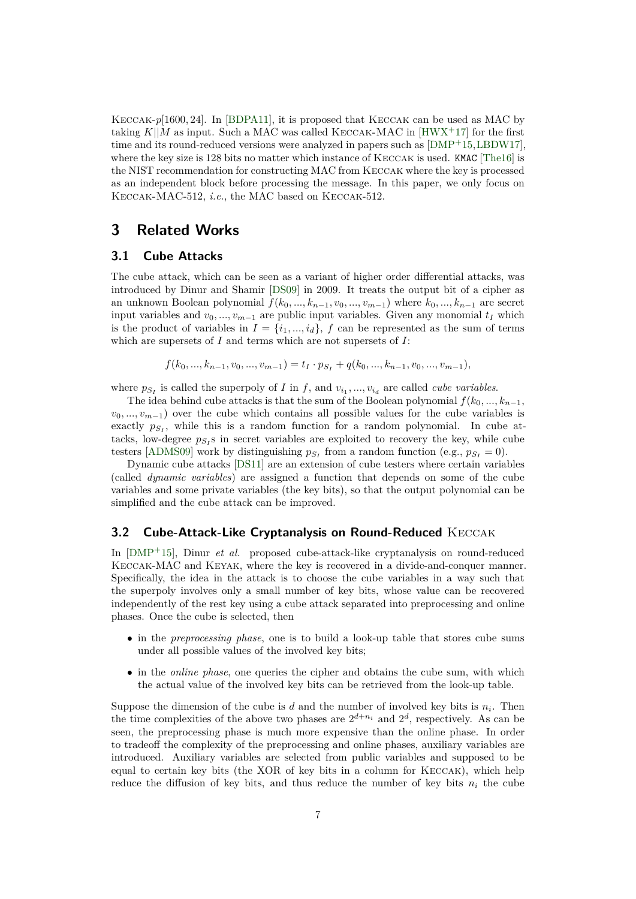Keccak-$p[1600, 24]$. In [BDPA11], it is proposed that Keccak can be used as MAC by taking $K||M$ as input. Such a MAC was called Keccak-MAC in [HWX+17] for the first time and its round-reduced versions were analyzed in papers such as [DMP+15,LBDW17], where the key size is 128 bits no matter which instance of Keccak is used. `KMAC` [The16] is the NIST recommendation for constructing MAC from Keccak where the key is processed as an independent block before processing the message. In this paper, we only focus on Keccak-MAC-512, *i.e.*, the MAC based on Keccak-512.

# 3 Related Works

## 3.1 Cube Attacks

The cube attack, which can be seen as a variant of higher order differential attacks, was introduced by Dinur and Shamir [DS09] in 2009. It treats the output bit of a cipher as an unknown Boolean polynomial $f(k_0, ..., k_{n-1}, v_0, ..., v_{m-1})$ where $k_0, ..., k_{n-1}$ are secret input variables and $v_0, ..., v_{m-1}$ are public input variables. Given any monomial $t_I$ which is the product of variables in $I = \{i_1, ..., i_d\}$, $f$ can be represented as the sum of terms which are supersets of $I$ and terms which are not supersets of $I$:

$$f(k_0, ..., k_{n-1}, v_0, ..., v_{m-1}) = t_I \cdot p_{S_I} + q(k_0, ..., k_{n-1}, v_0, ..., v_{m-1}),$$

where $p_{S_I}$ is called the superpoly of $I$ in $f$, and $v_{i_1}, ..., v_{i_d}$ are called *cube variables*.

The idea behind cube attacks is that the sum of the Boolean polynomial $f(k_0, ..., k_{n-1}, v_0, ..., v_{m-1})$ over the cube which contains all possible values for the cube variables is exactly $p_{S_I}$, while this is a random function for a random polynomial. In cube attacks, low-degree $p_{S_I}$s in secret variables are exploited to recovery the key, while cube testers [ADMS09] work by distinguishing $p_{S_I}$ from a random function (e.g., $p_{S_I} = 0$).

Dynamic cube attacks [DS11] are an extension of cube testers where certain variables (called *dynamic variables*) are assigned a function that depends on some of the cube variables and some private variables (the key bits), so that the output polynomial can be simplified and the cube attack can be improved.

## 3.2 Cube-Attack-Like Cryptanalysis on Round-Reduced Keccak

In [DMP+15], Dinur *et al.* proposed cube-attack-like cryptanalysis on round-reduced Keccak-MAC and Keyak, where the key is recovered in a divide-and-conquer manner. Specifically, the idea in the attack is to choose the cube variables in a way such that the superpoly involves only a small number of key bits, whose value can be recovered independently of the rest key using a cube attack separated into preprocessing and online phases. Once the cube is selected, then

- in the *preprocessing phase*, one is to build a look-up table that stores cube sums under all possible values of the involved key bits;
- in the *online phase*, one queries the cipher and obtains the cube sum, with which the actual value of the involved key bits can be retrieved from the look-up table.

Suppose the dimension of the cube is $d$ and the number of involved key bits is $n_i$. Then the time complexities of the above two phases are $2^{d+n_i}$ and $2^d$, respectively. As can be seen, the preprocessing phase is much more expensive than the online phase. In order to tradeoff the complexity of the preprocessing and online phases, auxiliary variables are introduced. Auxiliary variables are selected from public variables and supposed to be equal to certain key bits (the XOR of key bits in a column for Keccak), which help reduce the diffusion of key bits, and thus reduce the number of key bits $n_i$ the cube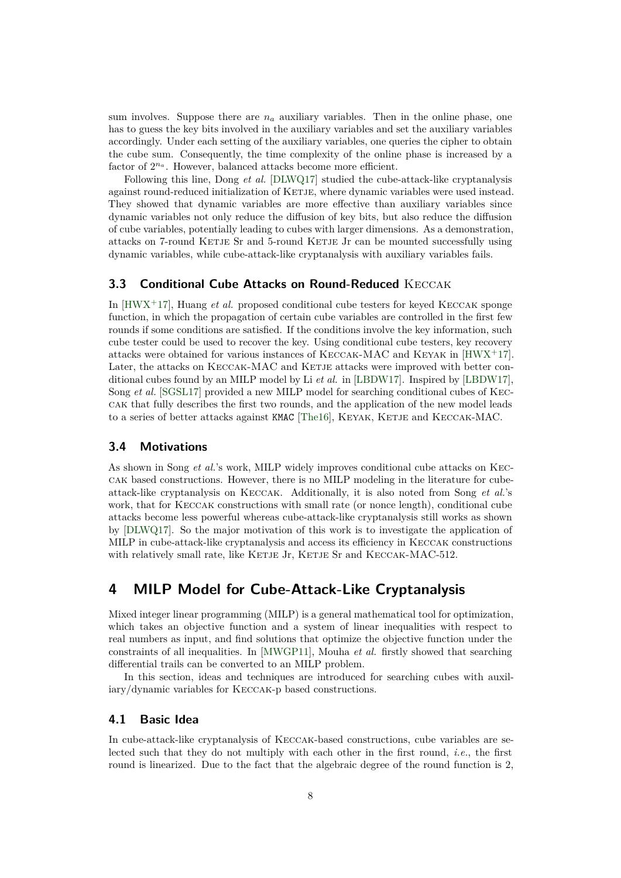sum involves. Suppose there are $n_a$ auxiliary variables. Then in the online phase, one has to guess the key bits involved in the auxiliary variables and set the auxiliary variables accordingly. Under each setting of the auxiliary variables, one queries the cipher to obtain the cube sum. Consequently, the time complexity of the online phase is increased by a factor of $2^{n_a}$. However, balanced attacks become more efficient.

Following this line, Dong *et al.* [DLWQ17] studied the cube-attack-like cryptanalysis against round-reduced initialization of Ketje, where dynamic variables were used instead. They showed that dynamic variables are more effective than auxiliary variables since dynamic variables not only reduce the diffusion of key bits, but also reduce the diffusion of cube variables, potentially leading to cubes with larger dimensions. As a demonstration, attacks on 7-round Ketje Sr and 5-round Ketje Jr can be mounted successfully using dynamic variables, while cube-attack-like cryptanalysis with auxiliary variables fails.

### 3.3 Conditional Cube Attacks on Round-Reduced Keccak

In [HWX+17], Huang *et al.* proposed conditional cube testers for keyed Keccak sponge function, in which the propagation of certain cube variables are controlled in the first few rounds if some conditions are satisfied. If the conditions involve the key information, such cube tester could be used to recover the key. Using conditional cube testers, key recovery attacks were obtained for various instances of Keccak-MAC and Keyak in [HWX+17]. Later, the attacks on Keccak-MAC and Ketje attacks were improved with better conditional cubes found by an MILP model by Li *et al.* in [LBDW17]. Inspired by [LBDW17], Song *et al.* [SGSL17] provided a new MILP model for searching conditional cubes of Keccak that fully describes the first two rounds, and the application of the new model leads to a series of better attacks against KMAC [The16], Keyak, Ketje and Keccak-MAC.

### 3.4 Motivations

As shown in Song *et al.*'s work, MILP widely improves conditional cube attacks on Keccak based constructions. However, there is no MILP modeling in the literature for cube-attack-like cryptanalysis on Keccak. Additionally, it is also noted from Song *et al.*'s work, that for Keccak constructions with small rate (or nonce length), conditional cube attacks become less powerful whereas cube-attack-like cryptanalysis still works as shown by [DLWQ17]. So the major motivation of this work is to investigate the application of MILP in cube-attack-like cryptanalysis and access its efficiency in Keccak constructions with relatively small rate, like Ketje Jr, Ketje Sr and Keccak-MAC-512.

## 4 MILP Model for Cube-Attack-Like Cryptanalysis

Mixed integer linear programming (MILP) is a general mathematical tool for optimization, which takes an objective function and a system of linear inequalities with respect to real numbers as input, and find solutions that optimize the objective function under the constraints of all inequalities. In [MWGP11], Mouha *et al.* firstly showed that searching differential trails can be converted to an MILP problem.

In this section, ideas and techniques are introduced for searching cubes with auxiliary/dynamic variables for Keccak-p based constructions.

### 4.1 Basic Idea

In cube-attack-like cryptanalysis of Keccak-based constructions, cube variables are selected such that they do not multiply with each other in the first round, *i.e.*, the first round is linearized. Due to the fact that the algebraic degree of the round function is 2,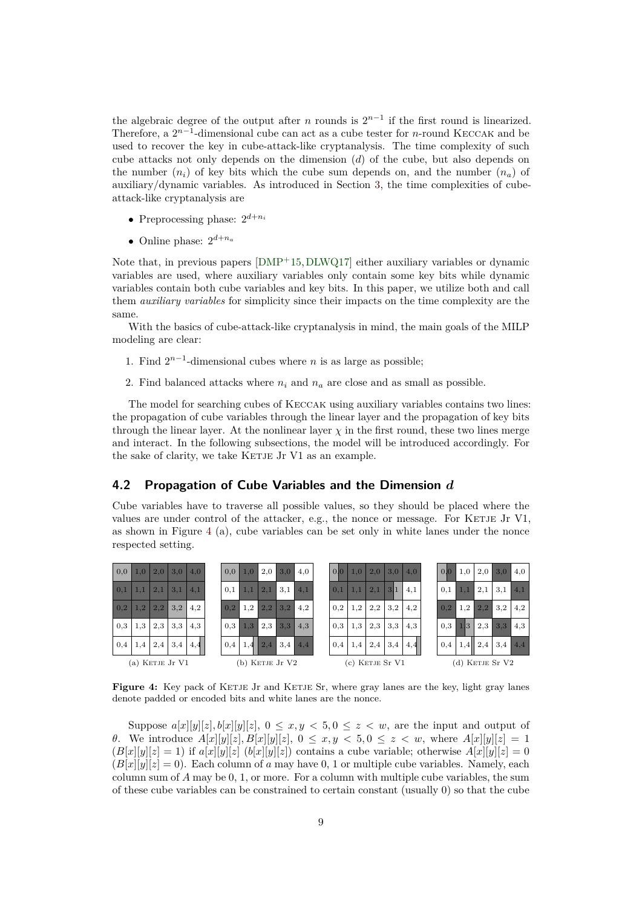the algebraic degree of the output after $n$ rounds is $2^{n-1}$ if the first round is linearized. Therefore, a $2^{n-1}$-dimensional cube can act as a cube tester for $n$-round KECCAK and be used to recover the key in cube-attack-like cryptanalysis. The time complexity of such cube attacks not only depends on the dimension ($d$) of the cube, but also depends on the number ($n_i$) of key bits which the cube sum depends on, and the number ($n_a$) of auxiliary/dynamic variables. As introduced in Section 3, the time complexities of cube-attack-like cryptanalysis are

- Preprocessing phase: $2^{d+n_i}$
- Online phase: $2^{d+n_a}$

Note that, in previous papers [DMP+15, DLWQ17] either auxiliary variables or dynamic variables are used, where auxiliary variables only contain some key bits while dynamic variables contain both cube variables and key bits. In this paper, we utilize both and call them *auxiliary variables* for simplicity since their impacts on the time complexity are the same.

With the basics of cube-attack-like cryptanalysis in mind, the main goals of the MILP modeling are clear:

1. Find $2^{n-1}$-dimensional cubes where $n$ is as large as possible;
2. Find balanced attacks where $n_i$ and $n_a$ are close and as small as possible.

The model for searching cubes of KECCAK using auxiliary variables contains two lines: the propagation of cube variables through the linear layer and the propagation of key bits through the linear layer. At the nonlinear layer $\chi$ in the first round, these two lines merge and interact. In the following subsections, the model will be introduced accordingly. For the sake of clarity, we take KETJE Jr V1 as an example.

## 4.2 Propagation of Cube Variables and the Dimension $d$

Cube variables have to traverse all possible values, so they should be placed where the values are under control of the attacker, e.g., the nonce or message. For KETJE Jr V1, as shown in Figure 4 (a), cube variables can be set only in white lanes under the nonce respected setting.

(a) KETJE Jr V1

| 0,0 | 1,0 | 2,0 | 3,0 | 4,0 |
|---|---|---|---|---|
| 0,1 | 1,1 | 2,1 | 3,1 | 4,1 |
| 0,2 | 1,2 | 2,2 | 3,2 | 4,2 |
| 0,3 | 1,3 | 2,3 | 3,3 | 4,3 |
| 0,4 | 1,4 | 2,4 | 3,4 | 4,4 |

(b) KETJE Jr V2

| 0,0 | 1,0 | 2,0 | 3,0 | 4,0 |
|---|---|---|---|---|
| 0,1 | 1,1 | 2,1 | 3,1 | 4,1 |
| 0,2 | 1,2 | 2,2 | 3,2 | 4,2 |
| 0,3 | 1,3 | 2,3 | 3,3 | 4,3 |
| 0,4 | 1,4 | 2,4 | 3,4 | 4,4 |

(c) KETJE Sr V1

| 0,0 | 1,0 | 2,0 | 3,0 | 4,0 |
|---|---|---|---|---|
| 0,1 | 1,1 | 2,1 | 3,1 | 4,1 |
| 0,2 | 1,2 | 2,2 | 3,2 | 4,2 |
| 0,3 | 1,3 | 2,3 | 3,3 | 4,3 |
| 0,4 | 1,4 | 2,4 | 3,4 | 4,4 |

(d) KETJE Sr V2

| 0,0 | 1,0 | 2,0 | 3,0 | 4,0 |
|---|---|---|---|---|
| 0,1 | 1,1 | 2,1 | 3,1 | 4,1 |
| 0,2 | 1,2 | 2,2 | 3,2 | 4,2 |
| 0,3 | 1,3 | 2,3 | 3,3 | 4,3 |
| 0,4 | 1,4 | 2,4 | 3,4 | 4,4 |

**Figure 4:** Key pack of KETJE Jr and KETJE Sr, where gray lanes are the key, light gray lanes denote padded or encoded bits and white lanes are the nonce.

Suppose $a[x][y][z], b[x][y][z]$, $0 \le x, y < 5, 0 \le z < w$, are the input and output of $\theta$. We introduce $A[x][y][z], B[x][y][z]$, $0 \le x, y < 5, 0 \le z < w$, where $A[x][y][z] = 1$ ($B[x][y][z] = 1$) if $a[x][y][z]$ ($b[x][y][z]$) contains a cube variable; otherwise $A[x][y][z] = 0$ ($B[x][y][z] = 0$). Each column of $a$ may have 0, 1 or multiple cube variables. Namely, each column sum of $A$ may be 0, 1, or more. For a column with multiple cube variables, the sum of these cube variables can be constrained to certain constant (usually 0) so that the cube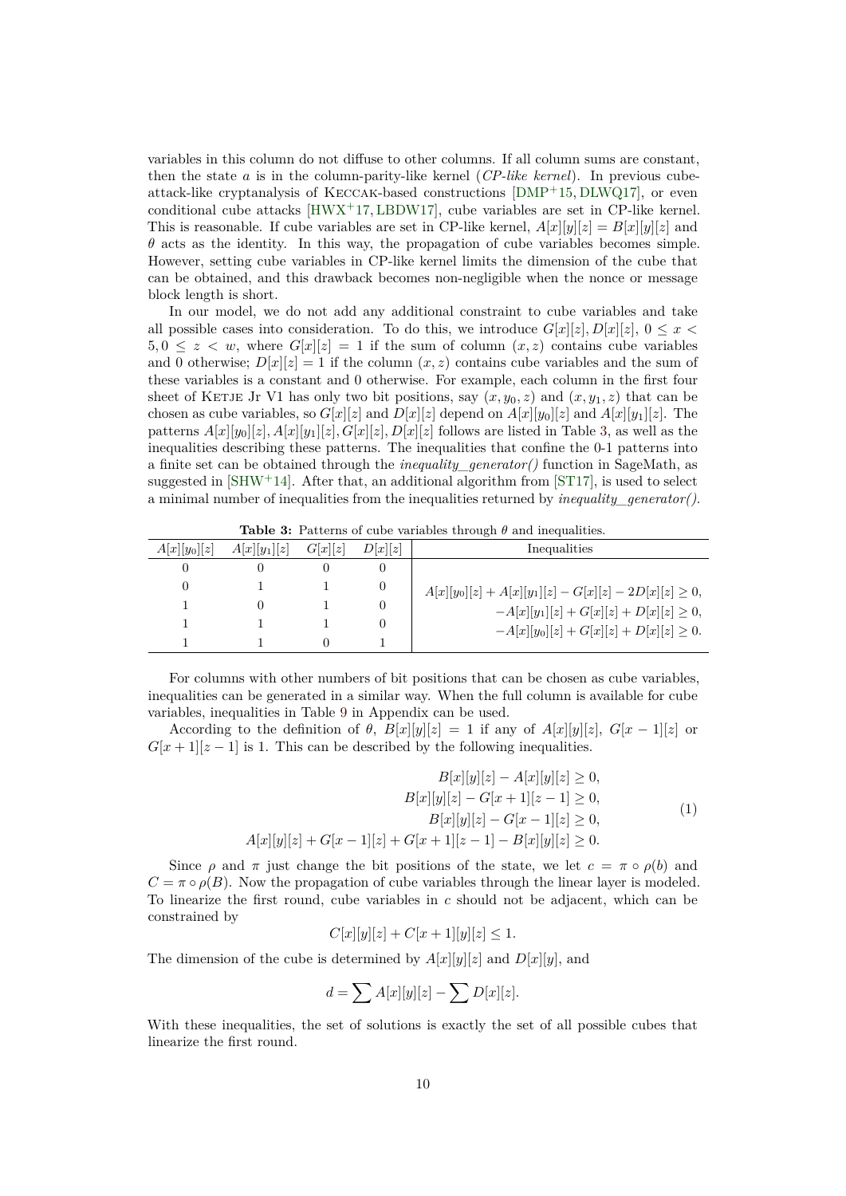variables in this column do not diffuse to other columns. If all column sums are constant, then the state $a$ is in the column-parity-like kernel (*CP-like kernel*). In previous cube-attack-like cryptanalysis of Keccak-based constructions [DMP+15, DLWQ17], or even conditional cube attacks [HWX+17, LBDW17], cube variables are set in CP-like kernel. This is reasonable. If cube variables are set in CP-like kernel, $A[x][y][z] = B[x][y][z]$ and $\theta$ acts as the identity. In this way, the propagation of cube variables becomes simple. However, setting cube variables in CP-like kernel limits the dimension of the cube that can be obtained, and this drawback becomes non-negligible when the nonce or message block length is short.

In our model, we do not add any additional constraint to cube variables and take all possible cases into consideration. To do this, we introduce $G[x][z], D[x][z]$, $0 \le x < 5, 0 \le z < w$, where $G[x][z] = 1$ if the sum of column $(x, z)$ contains cube variables and 0 otherwise; $D[x][z] = 1$ if the column $(x, z)$ contains cube variables and the sum of these variables is a constant and 0 otherwise. For example, each column in the first four sheet of Ketje Jr V1 has only two bit positions, say $(x, y_0, z)$ and $(x, y_1, z)$ that can be chosen as cube variables, so $G[x][z]$ and $D[x][z]$ depend on $A[x][y_0][z]$ and $A[x][y_1][z]$. The patterns $A[x][y_0][z], A[x][y_1][z], G[x][z], D[x][z]$ follows are listed in Table 3, as well as the inequalities describing these patterns. The inequalities that confine the 0-1 patterns into a finite set can be obtained through the *inequality_generator()* function in SageMath, as suggested in [SHW+14]. After that, an additional algorithm from [ST17], is used to select a minimal number of inequalities from the inequalities returned by *inequality_generator()*.

**Table 3:** Patterns of cube variables through $\theta$ and inequalities.

| $A[x][y_0][z]$ | $A[x][y_1][z]$ | $G[x][z]$ | $D[x][z]$ | Inequalities |
|---|---|---|---|---|
| 0 | 0 | 0 | 0 | $A[x][y_0][z] + A[x][y_1][z] - G[x][z] - 2D[x][z] \ge 0,$ $-A[x][y_1][z] + G[x][z] + D[x][z] \ge 0,$ $-A[x][y_0][z] + G[x][z] + D[x][z] \ge 0.$ |
| 0 | 1 | 1 | 0 | |
| 1 | 0 | 1 | 0 | |
| 1 | 1 | 1 | 0 | |
| 1 | 1 | 0 | 1 | |

For columns with other numbers of bit positions that can be chosen as cube variables, inequalities can be generated in a similar way. When the full column is available for cube variables, inequalities in Table 9 in Appendix can be used.

According to the definition of $\theta$, $B[x][y][z] = 1$ if any of $A[x][y][z]$, $G[x-1][z]$ or $G[x+1][z-1]$ is 1. This can be described by the following inequalities.

$$
\begin{aligned}
B[x][y][z] - A[x][y][z] &\ge 0, \\
B[x][y][z] - G[x+1][z-1] &\ge 0, \\
B[x][y][z] - G[x-1][z] &\ge 0, \\
A[x][y][z] + G[x-1][z] + G[x+1][z-1] - B[x][y][z] &\ge 0.
\end{aligned}
\tag{1}
$$

Since $\rho$ and $\pi$ just change the bit positions of the state, we let $c = \pi \circ \rho(b)$ and $C = \pi \circ \rho(B)$. Now the propagation of cube variables through the linear layer is modeled. To linearize the first round, cube variables in $c$ should not be adjacent, which can be constrained by

$$C[x][y][z] + C[x+1][y][z] \le 1.$$

The dimension of the cube is determined by $A[x][y][z]$ and $D[x][y]$, and

$$d = \sum A[x][y][z] - \sum D[x][z].$$

With these inequalities, the set of solutions is exactly the set of all possible cubes that linearize the first round.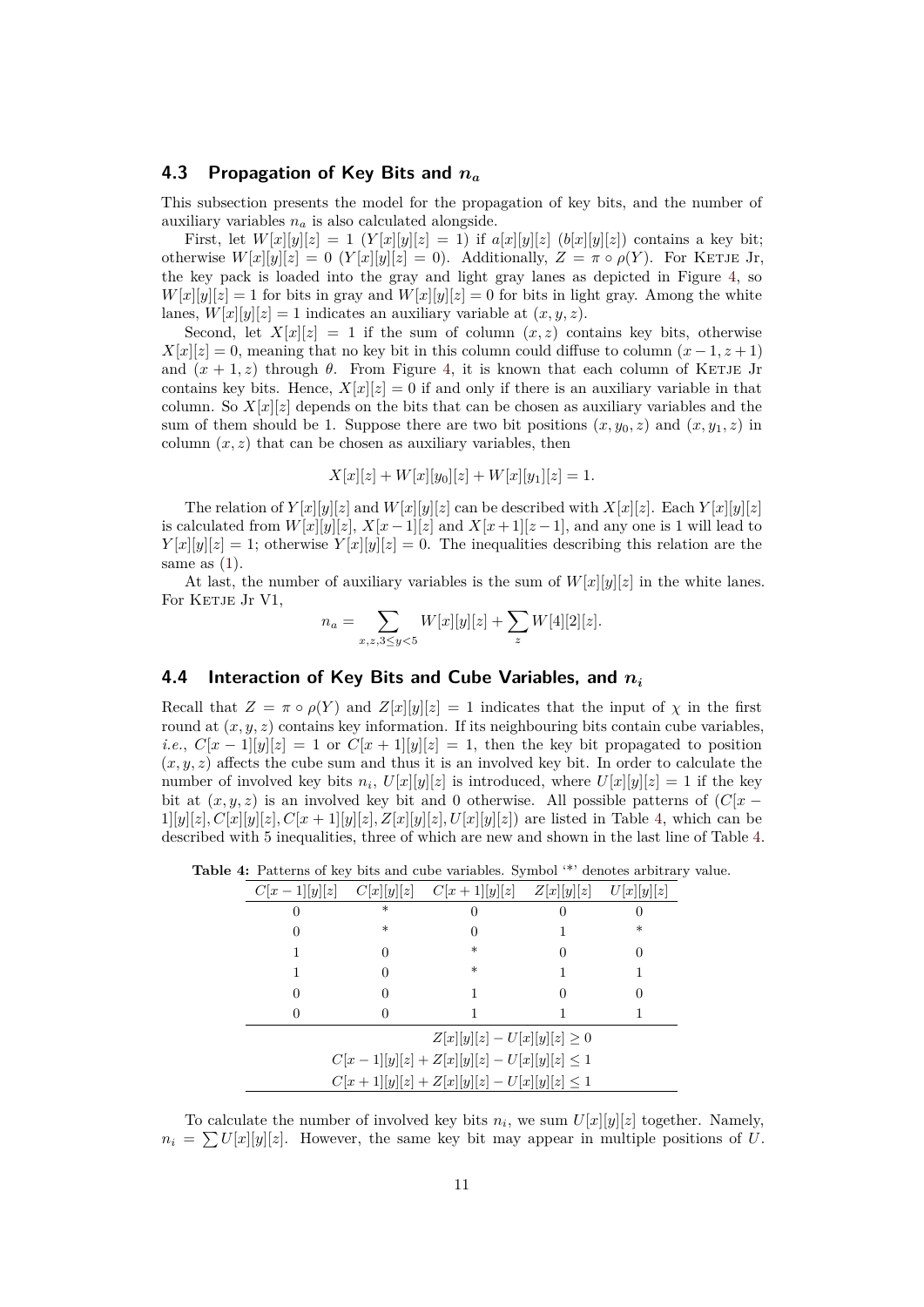### 4.3 Propagation of Key Bits and $n_a$

This subsection presents the model for the propagation of key bits, and the number of auxiliary variables $n_a$ is also calculated alongside.

First, let $W[x][y][z] = 1$ ($Y[x][y][z] = 1$) if $a[x][y][z]$ ($b[x][y][z]$) contains a key bit; otherwise $W[x][y][z] = 0$ ($Y[x][y][z] = 0$). Additionally, $Z = \pi \circ \rho(Y)$. For Ketje Jr, the key pack is loaded into the gray and light gray lanes as depicted in Figure 4, so $W[x][y][z] = 1$ for bits in gray and $W[x][y][z] = 0$ for bits in light gray. Among the white lanes, $W[x][y][z] = 1$ indicates an auxiliary variable at $(x, y, z)$.

Second, let $X[x][z] = 1$ if the sum of column $(x, z)$ contains key bits, otherwise $X[x][z] = 0$, meaning that no key bit in this column could diffuse to column $(x-1, z+1)$ and $(x+1, z)$ through $\theta$. From Figure 4, it is known that each column of Ketje Jr contains key bits. Hence, $X[x][z] = 0$ if and only if there is an auxiliary variable in that column. So $X[x][z]$ depends on the bits that can be chosen as auxiliary variables and the sum of them should be 1. Suppose there are two bit positions $(x, y_0, z)$ and $(x, y_1, z)$ in column $(x, z)$ that can be chosen as auxiliary variables, then

$$X[x][z] + W[x][y_0][z] + W[x][y_1][z] = 1.$$

The relation of $Y[x][y][z]$ and $W[x][y][z]$ can be described with $X[x][z]$. Each $Y[x][y][z]$ is calculated from $W[x][y][z]$, $X[x-1][z]$ and $X[x+1][z-1]$, and any one is 1 will lead to $Y[x][y][z] = 1$; otherwise $Y[x][y][z] = 0$. The inequalities describing this relation are the same as (1).

At last, the number of auxiliary variables is the sum of $W[x][y][z]$ in the white lanes. For Ketje Jr V1,

$$n_a = \sum_{x,z,3 \leq y < 5} W[x][y][z] + \sum_{z} W[4][2][z].$$

### 4.4 Interaction of Key Bits and Cube Variables, and $n_i$

Recall that $Z = \pi \circ \rho(Y)$ and $Z[x][y][z] = 1$ indicates that the input of $\chi$ in the first round at $(x, y, z)$ contains key information. If its neighbouring bits contain cube variables, *i.e.*, $C[x-1][y][z] = 1$ or $C[x+1][y][z] = 1$, then the key bit propagated to position $(x, y, z)$ affects the cube sum and thus it is an involved key bit. In order to calculate the number of involved key bits $n_i$, $U[x][y][z]$ is introduced, where $U[x][y][z] = 1$ if the key bit at $(x, y, z)$ is an involved key bit and 0 otherwise. All possible patterns of $(C[x-1][y][z], C[x][y][z], C[x+1][y][z], Z[x][y][z], U[x][y][z])$ are listed in Table 4, which can be described with 5 inequalities, three of which are new and shown in the last line of Table 4.

**Table 4:** Patterns of key bits and cube variables. Symbol '*' denotes arbitrary value.

| $C[x-1][y][z]$ | $C[x][y][z]$ | $C[x+1][y][z]$ | $Z[x][y][z]$ | $U[x][y][z]$ |
|---|---|---|---|---|
| 0 | * | 0 | 0 | 0 |
| 0 | * | 0 | 1 | * |
| 1 | 0 | * | 0 | 0 |
| 1 | 0 | * | 1 | 1 |
| 0 | 0 | 1 | 0 | 0 |
| 0 | 0 | 1 | 1 | 1 |
| $Z[x][y][z] - U[x][y][z] \geq 0$ | | | | |
| $C[x-1][y][z] + Z[x][y][z] - U[x][y][z] \leq 1$ | | | | |
| $C[x+1][y][z] + Z[x][y][z] - U[x][y][z] \leq 1$ | | | | |

To calculate the number of involved key bits $n_i$, we sum $U[x][y][z]$ together. Namely, $n_i = \sum U[x][y][z]$. However, the same key bit may appear in multiple positions of $U$.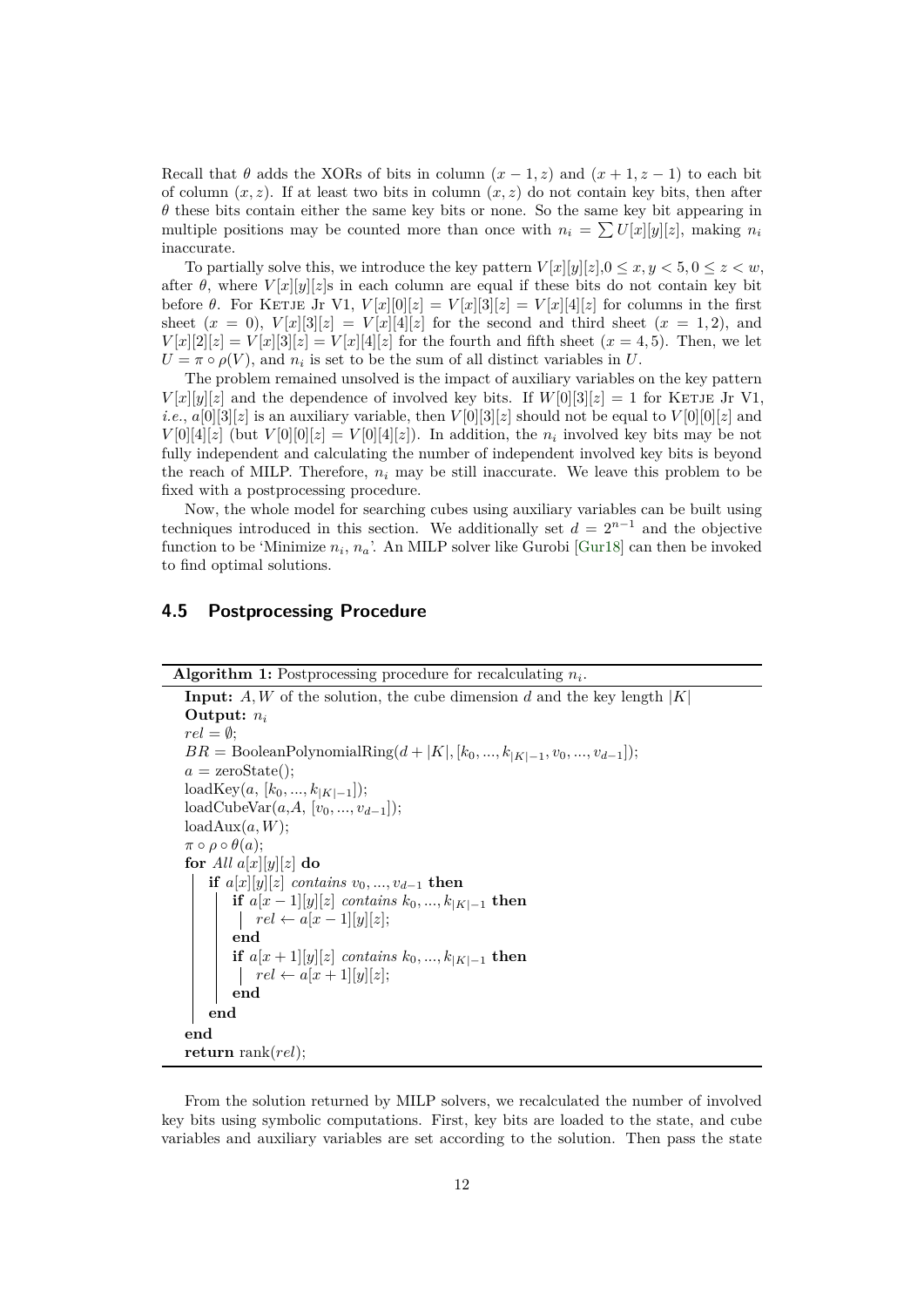Recall that $\theta$ adds the XORs of bits in column $(x-1, z)$ and $(x+1, z-1)$ to each bit of column $(x, z)$. If at least two bits in column $(x, z)$ do not contain key bits, then after $\theta$ these bits contain either the same key bits or none. So the same key bit appearing in multiple positions may be counted more than once with $n_i = \sum U[x][y][z]$, making $n_i$ inaccurate.

To partially solve this, we introduce the key pattern $V[x][y][z], 0 \leq x, y < 5, 0 \leq z < w$, after $\theta$, where $V[x][y][z]$s in each column are equal if these bits do not contain key bit before $\theta$. For Ketje Jr V1, $V[x][0][z] = V[x][3][z] = V[x][4][z]$ for columns in the first sheet $(x = 0)$, $V[x][3][z] = V[x][4][z]$ for the second and third sheet $(x = 1, 2)$, and $V[x][2][z] = V[x][3][z] = V[x][4][z]$ for the fourth and fifth sheet $(x = 4, 5)$. Then, we let $U = \pi \circ \rho(V)$, and $n_i$ is set to be the sum of all distinct variables in $U$.

The problem remained unsolved is the impact of auxiliary variables on the key pattern $V[x][y][z]$ and the dependence of involved key bits. If $W[0][3][z] = 1$ for Ketje Jr V1, *i.e.*, $a[0][3][z]$ is an auxiliary variable, then $V[0][3][z]$ should not be equal to $V[0][0][z]$ and $V[0][4][z]$ (but $V[0][0][z] = V[0][4][z]$). In addition, the $n_i$ involved key bits may be not fully independent and calculating the number of independent involved key bits is beyond the reach of MILP. Therefore, $n_i$ may be still inaccurate. We leave this problem to be fixed with a postprocessing procedure.

Now, the whole model for searching cubes using auxiliary variables can be built using techniques introduced in this section. We additionally set $d = 2^{n-1}$ and the objective function to be 'Minimize $n_i$, $n_a$'. An MILP solver like Gurobi [Gur18] can then be invoked to find optimal solutions.

## 4.5 Postprocessing Procedure

**Algorithm 1:** Postprocessing procedure for recalculating $n_i$.

```
Input: A, W of the solution, the cube dimension d and the key length |K|
Output: n_i
rel = ∅;
BR = BooleanPolynomialRing(d + |K|, [k_0, ..., k_{|K|-1}, v_0, ..., v_{d-1}]);
a = zeroState();
loadKey(a, [k_0, ..., k_{|K|-1}]);
loadCubeVar(a, A, [v_0, ..., v_{d-1}]);
loadAux(a, W);
π ∘ ρ ∘ θ(a);
for All a[x][y][z] do
    if a[x][y][z] contains v_0, ..., v_{d-1} then
        if a[x-1][y][z] contains k_0, ..., k_{|K|-1} then
            rel ← a[x-1][y][z];
        end
        if a[x+1][y][z] contains k_0, ..., k_{|K|-1} then
            rel ← a[x+1][y][z];
        end
    end
end
return rank(rel);
```

From the solution returned by MILP solvers, we recalculated the number of involved key bits using symbolic computations. First, key bits are loaded to the state, and cube variables and auxiliary variables are set according to the solution. Then pass the state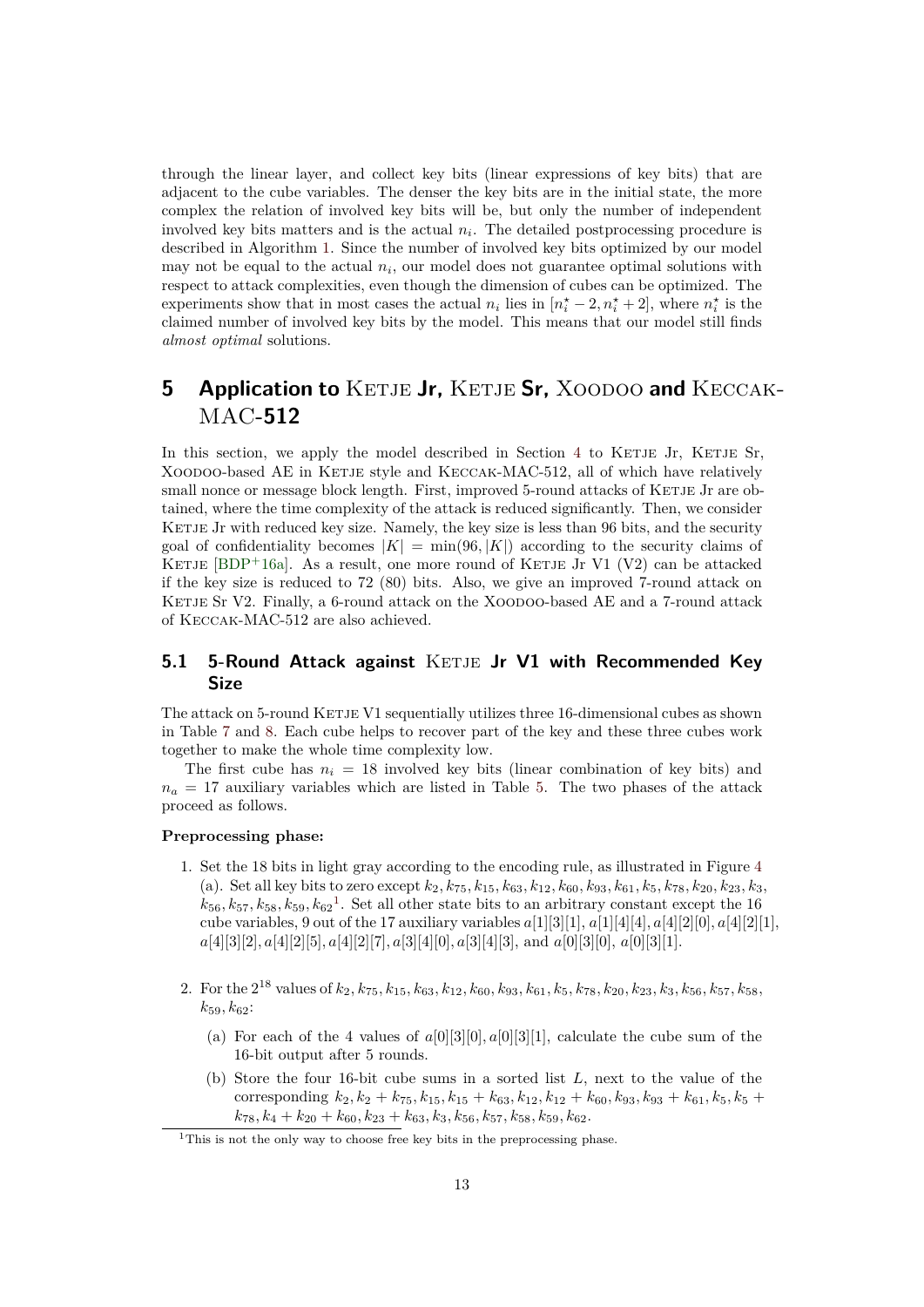through the linear layer, and collect key bits (linear expressions of key bits) that are adjacent to the cube variables. The denser the key bits are in the initial state, the more complex the relation of involved key bits will be, but only the number of independent involved key bits matters and is the actual $n_i$. The detailed postprocessing procedure is described in Algorithm 1. Since the number of involved key bits optimized by our model may not be equal to the actual $n_i$, our model does not guarantee optimal solutions with respect to attack complexities, even though the dimension of cubes can be optimized. The experiments show that in most cases the actual $n_i$ lies in $[n_i^\star - 2, n_i^\star + 2]$, where $n_i^\star$ is the claimed number of involved key bits by the model. This means that our model still finds *almost optimal* solutions.

# 5 Application to Ketje Jr, Ketje Sr, Xoodoo and Keccak-MAC-512

In this section, we apply the model described in Section 4 to Ketje Jr, Ketje Sr, Xoodoo-based AE in Ketje style and Keccak-MAC-512, all of which have relatively small nonce or message block length. First, improved 5-round attacks of Ketje Jr are obtained, where the time complexity of the attack is reduced significantly. Then, we consider Ketje Jr with reduced key size. Namely, the key size is less than 96 bits, and the security goal of confidentiality becomes $|K| = \min(96, |K|)$ according to the security claims of Ketje [BDP+16a]. As a result, one more round of Ketje Jr V1 (V2) can be attacked if the key size is reduced to 72 (80) bits. Also, we give an improved 7-round attack on Ketje Sr V2. Finally, a 6-round attack on the Xoodoo-based AE and a 7-round attack of Keccak-MAC-512 are also achieved.

## 5.1 5-Round Attack against Ketje Jr V1 with Recommended Key Size

The attack on 5-round Ketje V1 sequentially utilizes three 16-dimensional cubes as shown in Table 7 and 8. Each cube helps to recover part of the key and these three cubes work together to make the whole time complexity low.

The first cube has $n_i = 18$ involved key bits (linear combination of key bits) and $n_a = 17$ auxiliary variables which are listed in Table 5. The two phases of the attack proceed as follows.

**Preprocessing phase:**

1. Set the 18 bits in light gray according to the encoding rule, as illustrated in Figure 4 (a). Set all key bits to zero except $k_2, k_{75}, k_{15}, k_{63}, k_{12}, k_{60}, k_{93}, k_{61}, k_5, k_{78}, k_{20}, k_{23}, k_3, k_{56}, k_{57}, k_{58}, k_{59}, k_{62}$[1]. Set all other state bits to an arbitrary constant except the 16 cube variables, 9 out of the 17 auxiliary variables $a[1][3][1]$, $a[1][4][4]$, $a[4][2][0]$, $a[4][2][1]$, $a[4][3][2]$, $a[4][2][5]$, $a[4][2][7]$, $a[3][4][0]$, $a[3][4][3]$, and $a[0][3][0]$, $a[0][3][1]$.

2. For the $2^{18}$ values of $k_2, k_{75}, k_{15}, k_{63}, k_{12}, k_{60}, k_{93}, k_{61}, k_5, k_{78}, k_{20}, k_{23}, k_3, k_{56}, k_{57}, k_{58}, k_{59}, k_{62}$:
   (a) For each of the 4 values of $a[0][3][0], a[0][3][1]$, calculate the cube sum of the 16-bit output after 5 rounds.
   (b) Store the four 16-bit cube sums in a sorted list $L$, next to the value of the corresponding $k_2, k_2 + k_{75}, k_{15}, k_{15} + k_{63}, k_{12}, k_{12} + k_{60}, k_{93}, k_{93} + k_{61}, k_5, k_5 + k_{78}, k_4 + k_{20} + k_{60}, k_{23} + k_{63}, k_3, k_{56}, k_{57}, k_{58}, k_{59}, k_{62}$.

[1] This is not the only way to choose free key bits in the preprocessing phase.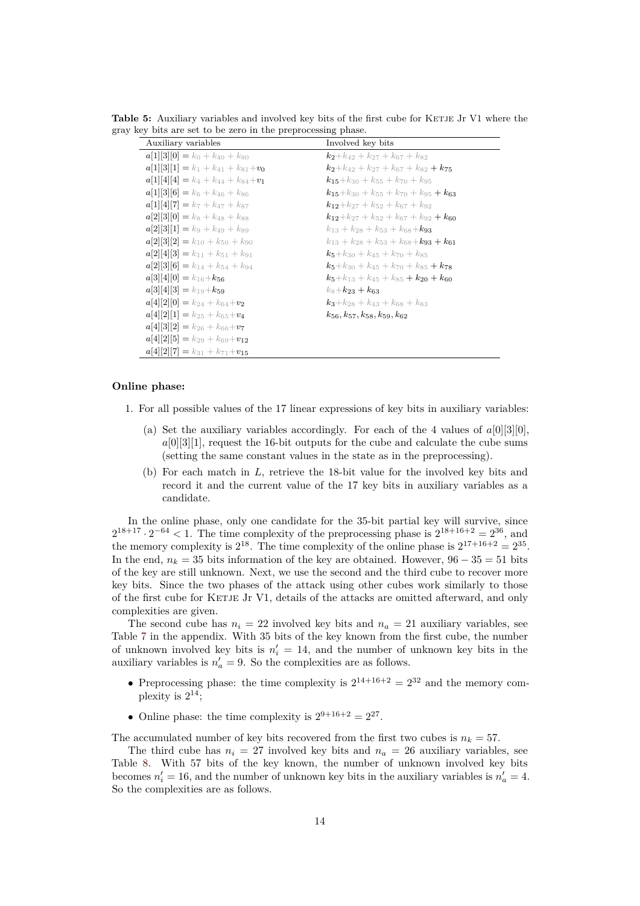**Table 5:** Auxiliary variables and involved key bits of the first cube for KETJE Jr V1 where the gray key bits are set to be zero in the preprocessing phase.

| Auxiliary variables | Involved key bits |
|---|---|
| $a[1][3][0] = k_0 + k_{40} + k_{80}$ | $k_2 + k_{42} + k_{27} + k_{67} + k_{82}$ |
| $a[1][3][1] = k_1 + k_{41} + k_{81} + v_0$ | $k_2 + k_{42} + k_{27} + k_{67} + k_{82} + k_{75}$ |
| $a[1][4][4] = k_4 + k_{44} + k_{84} + v_1$ | $k_{15} + k_{30} + k_{55} + k_{70} + k_{95}$ |
| $a[1][3][6] = k_6 + k_{46} + k_{86}$ | $k_{15} + k_{30} + k_{55} + k_{70} + k_{95} + k_{63}$ |
| $a[1][4][7] = k_7 + k_{47} + k_{87}$ | $k_{12} + k_{27} + k_{52} + k_{67} + k_{92}$ |
| $a[2][3][0] = k_8 + k_{48} + k_{88}$ | $k_{12} + k_{27} + k_{52} + k_{67} + k_{92} + k_{60}$ |
| $a[2][3][1] = k_9 + k_{49} + k_{89}$ | $k_{13} + k_{28} + k_{53} + k_{68} + k_{93}$ |
| $a[2][3][2] = k_{10} + k_{50} + k_{90}$ | $k_{13} + k_{28} + k_{53} + k_{68} + k_{93} + k_{61}$ |
| $a[2][4][3] = k_{11} + k_{51} + k_{91}$ | $k_5 + k_{30} + k_{45} + k_{70} + k_{85}$ |
| $a[2][3][6] = k_{14} + k_{54} + k_{94}$ | $k_5 + k_{30} + k_{45} + k_{70} + k_{85} + k_{78}$ |
| $a[3][4][0] = k_{16} + k_{56}$ | $k_5 + k_{13} + k_{45} + k_{85} + k_{20} + k_{60}$ |
| $a[3][4][3] = k_{19} + k_{59}$ | $k_8 + k_{23} + k_{63}$ |
| $a[4][2][0] = k_{24} + k_{64} + v_2$ | $k_3 + k_{28} + k_{43} + k_{68} + k_{83}$ |
| $a[4][2][1] = k_{25} + k_{65} + v_4$ | $k_{56}, k_{57}, k_{58}, k_{59}, k_{62}$ |
| $a[4][3][2] = k_{26} + k_{66} + v_7$ | |
| $a[4][2][5] = k_{29} + k_{69} + v_{12}$ | |
| $a[4][2][7] = k_{31} + k_{71} + v_{15}$ | |

**Online phase:**

1. For all possible values of the 17 linear expressions of key bits in auxiliary variables:
   (a) Set the auxiliary variables accordingly. For each of the 4 values of $a[0][3][0]$, $a[0][3][1]$, request the 16-bit outputs for the cube and calculate the cube sums (setting the same constant values in the state as in the preprocessing).
   (b) For each match in $L$, retrieve the 18-bit value for the involved key bits and record it and the current value of the 17 key bits in auxiliary variables as a candidate.

In the online phase, only one candidate for the 35-bit partial key will survive, since $2^{18+17} \cdot 2^{-64} < 1$. The time complexity of the preprocessing phase is $2^{18+16+2} = 2^{36}$, and the memory complexity is $2^{18}$. The time complexity of the online phase is $2^{17+16+2} = 2^{35}$. In the end, $n_k = 35$ bits information of the key are obtained. However, $96 - 35 = 51$ bits of the key are still unknown. Next, we use the second and the third cube to recover more key bits. Since the two phases of the attack using other cubes work similarly to those of the first cube for KETJE Jr V1, details of the attacks are omitted afterward, and only complexities are given.

The second cube has $n_i = 22$ involved key bits and $n_a = 21$ auxiliary variables, see Table 7 in the appendix. With 35 bits of the key known from the first cube, the number of unknown involved key bits is $n_i' = 14$, and the number of unknown key bits in the auxiliary variables is $n_a' = 9$. So the complexities are as follows.

- Preprocessing phase: the time complexity is $2^{14+16+2} = 2^{32}$ and the memory complexity is $2^{14}$;
- Online phase: the time complexity is $2^{9+16+2} = 2^{27}$.

The accumulated number of key bits recovered from the first two cubes is $n_k = 57$.

The third cube has $n_i = 27$ involved key bits and $n_a = 26$ auxiliary variables, see Table 8. With 57 bits of the key known, the number of unknown involved key bits becomes $n_i' = 16$, and the number of unknown key bits in the auxiliary variables is $n_a' = 4$. So the complexities are as follows.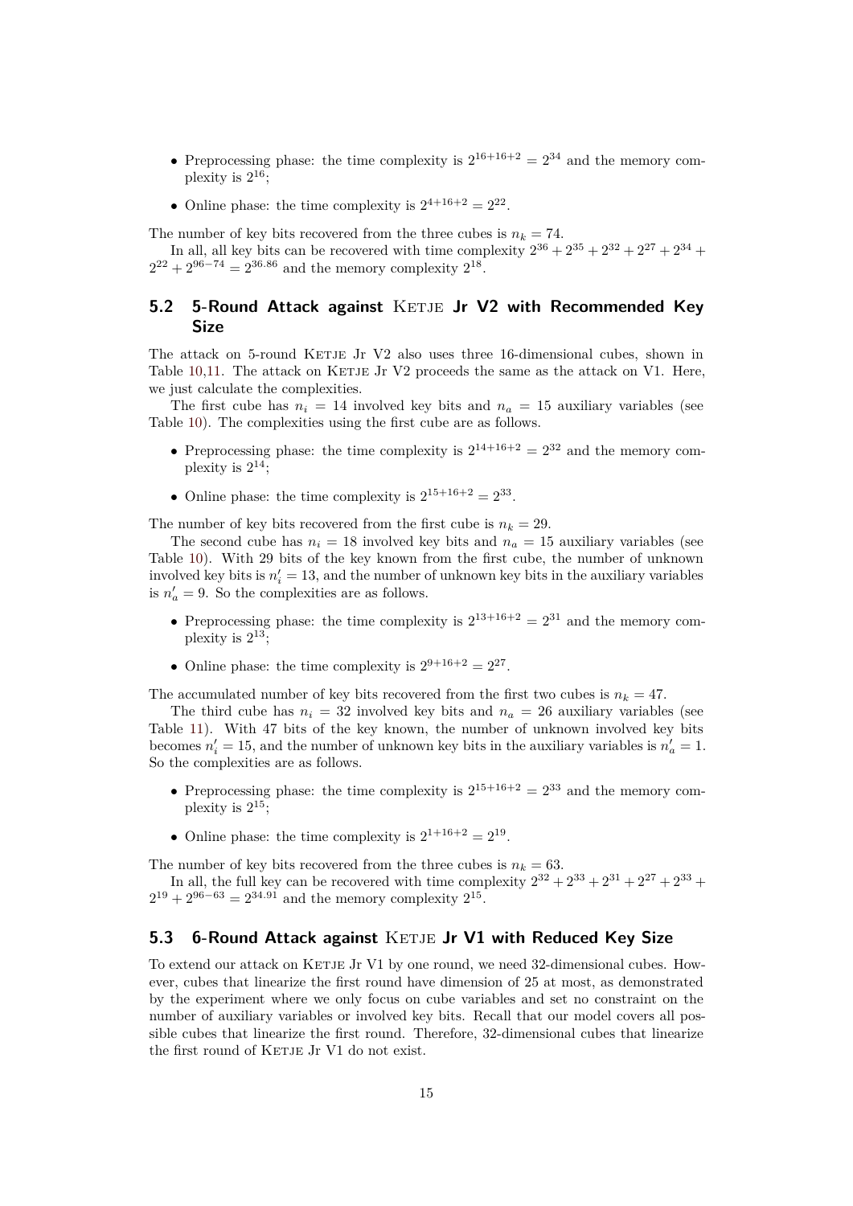- Preprocessing phase: the time complexity is $2^{16+16+2} = 2^{34}$ and the memory complexity is $2^{16}$;
- Online phase: the time complexity is $2^{4+16+2} = 2^{22}$.

The number of key bits recovered from the three cubes is $n_k = 74$.

In all, all key bits can be recovered with time complexity $2^{36} + 2^{35} + 2^{32} + 2^{27} + 2^{34} + 2^{22} + 2^{96-74} = 2^{36.86}$ and the memory complexity $2^{18}$.

## 5.2 5-Round Attack against Ketje Jr V2 with Recommended Key Size

The attack on 5-round Ketje Jr V2 also uses three 16-dimensional cubes, shown in Table 10,11. The attack on Ketje Jr V2 proceeds the same as the attack on V1. Here, we just calculate the complexities.

The first cube has $n_i = 14$ involved key bits and $n_a = 15$ auxiliary variables (see Table 10). The complexities using the first cube are as follows.

- Preprocessing phase: the time complexity is $2^{14+16+2} = 2^{32}$ and the memory complexity is $2^{14}$;
- Online phase: the time complexity is $2^{15+16+2} = 2^{33}$.

The number of key bits recovered from the first cube is $n_k = 29$.

The second cube has $n_i = 18$ involved key bits and $n_a = 15$ auxiliary variables (see Table 10). With 29 bits of the key known from the first cube, the number of unknown involved key bits is $n_i' = 13$, and the number of unknown key bits in the auxiliary variables is $n_a' = 9$. So the complexities are as follows.

- Preprocessing phase: the time complexity is $2^{13+16+2} = 2^{31}$ and the memory complexity is $2^{13}$;
- Online phase: the time complexity is $2^{9+16+2} = 2^{27}$.

The accumulated number of key bits recovered from the first two cubes is $n_k = 47$.

The third cube has $n_i = 32$ involved key bits and $n_a = 26$ auxiliary variables (see Table 11). With 47 bits of the key known, the number of unknown involved key bits becomes $n_i' = 15$, and the number of unknown key bits in the auxiliary variables is $n_a' = 1$. So the complexities are as follows.

- Preprocessing phase: the time complexity is $2^{15+16+2} = 2^{33}$ and the memory complexity is $2^{15}$;
- Online phase: the time complexity is $2^{1+16+2} = 2^{19}$.

The number of key bits recovered from the three cubes is $n_k = 63$.

In all, the full key can be recovered with time complexity $2^{32} + 2^{33} + 2^{31} + 2^{27} + 2^{33} + 2^{19} + 2^{96-63} = 2^{34.91}$ and the memory complexity $2^{15}$.

## 5.3 6-Round Attack against Ketje Jr V1 with Reduced Key Size

To extend our attack on Ketje Jr V1 by one round, we need 32-dimensional cubes. However, cubes that linearize the first round have dimension of 25 at most, as demonstrated by the experiment where we only focus on cube variables and set no constraint on the number of auxiliary variables or involved key bits. Recall that our model covers all possible cubes that linearize the first round. Therefore, 32-dimensional cubes that linearize the first round of Ketje Jr V1 do not exist.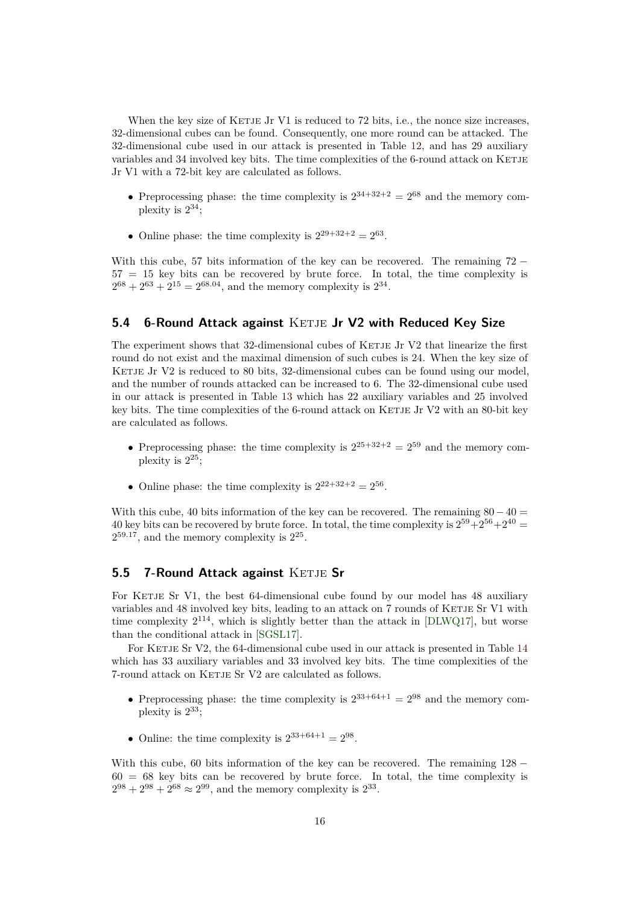When the key size of Ketje Jr V1 is reduced to 72 bits, i.e., the nonce size increases, 32-dimensional cubes can be found. Consequently, one more round can be attacked. The 32-dimensional cube used in our attack is presented in Table 12, and has 29 auxiliary variables and 34 involved key bits. The time complexities of the 6-round attack on Ketje Jr V1 with a 72-bit key are calculated as follows.

- Preprocessing phase: the time complexity is $2^{34+32+2} = 2^{68}$ and the memory complexity is $2^{34}$;
- Online phase: the time complexity is $2^{29+32+2} = 2^{63}$.

With this cube, 57 bits information of the key can be recovered. The remaining $72 - 57 = 15$ key bits can be recovered by brute force. In total, the time complexity is $2^{68} + 2^{63} + 2^{15} = 2^{68.04}$, and the memory complexity is $2^{34}$.

## 5.4 6-Round Attack against Ketje Jr V2 with Reduced Key Size

The experiment shows that 32-dimensional cubes of Ketje Jr V2 that linearize the first round do not exist and the maximal dimension of such cubes is 24. When the key size of Ketje Jr V2 is reduced to 80 bits, 32-dimensional cubes can be found using our model, and the number of rounds attacked can be increased to 6. The 32-dimensional cube used in our attack is presented in Table 13 which has 22 auxiliary variables and 25 involved key bits. The time complexities of the 6-round attack on Ketje Jr V2 with an 80-bit key are calculated as follows.

- Preprocessing phase: the time complexity is $2^{25+32+2} = 2^{59}$ and the memory complexity is $2^{25}$;
- Online phase: the time complexity is $2^{22+32+2} = 2^{56}$.

With this cube, 40 bits information of the key can be recovered. The remaining $80 - 40 = 40$ key bits can be recovered by brute force. In total, the time complexity is $2^{59} + 2^{56} + 2^{40} = 2^{59.17}$, and the memory complexity is $2^{25}$.

## 5.5 7-Round Attack against Ketje Sr

For Ketje Sr V1, the best 64-dimensional cube found by our model has 48 auxiliary variables and 48 involved key bits, leading to an attack on 7 rounds of Ketje Sr V1 with time complexity $2^{114}$, which is slightly better than the attack in [DLWQ17], but worse than the conditional attack in [SGSL17].

For Ketje Sr V2, the 64-dimensional cube used in our attack is presented in Table 14 which has 33 auxiliary variables and 33 involved key bits. The time complexities of the 7-round attack on Ketje Sr V2 are calculated as follows.

- Preprocessing phase: the time complexity is $2^{33+64+1} = 2^{98}$ and the memory complexity is $2^{33}$;
- Online: the time complexity is $2^{33+64+1} = 2^{98}$.

With this cube, 60 bits information of the key can be recovered. The remaining $128 - 60 = 68$ key bits can be recovered by brute force. In total, the time complexity is $2^{98} + 2^{98} + 2^{68} \approx 2^{99}$, and the memory complexity is $2^{33}$.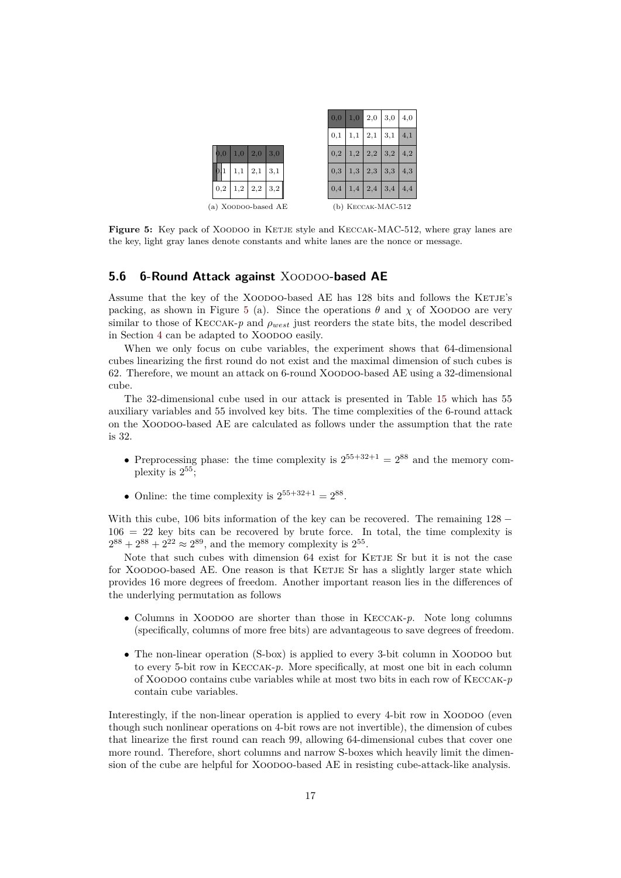| 0,0 | 1,0 | 2,0 | 3,0 |
|---|---|---|---|
| 0,1 | 1,1 | 2,1 | 3,1 |
| 0,2 | 1,2 | 2,2 | 3,2 |

(a) Xoodoo-based AE

| 0,0 | 1,0 | 2,0 | 3,0 | 4,0 |
|---|---|---|---|---|
| 0,1 | 1,1 | 2,1 | 3,1 | 4,1 |
| 0,2 | 1,2 | 2,2 | 3,2 | 4,2 |
| 0,3 | 1,3 | 2,3 | 3,3 | 4,3 |
| 0,4 | 1,4 | 2,4 | 3,4 | 4,4 |

(b) Keccak-MAC-512

**Figure 5:** Key pack of Xoodoo in Ketje style and Keccak-MAC-512, where gray lanes are the key, light gray lanes denote constants and white lanes are the nonce or message.

## 5.6 6-Round Attack against Xoodoo-based AE

Assume that the key of the Xoodoo-based AE has 128 bits and follows the Ketje's packing, as shown in Figure 5 (a). Since the operations $\theta$ and $\chi$ of Xoodoo are very similar to those of Keccak-$p$ and $\rho_{west}$ just reorders the state bits, the model described in Section 4 can be adapted to Xoodoo easily.

When we only focus on cube variables, the experiment shows that 64-dimensional cubes linearizing the first round do not exist and the maximal dimension of such cubes is 62. Therefore, we mount an attack on 6-round Xoodoo-based AE using a 32-dimensional cube.

The 32-dimensional cube used in our attack is presented in Table 15 which has 55 auxiliary variables and 55 involved key bits. The time complexities of the 6-round attack on the Xoodoo-based AE are calculated as follows under the assumption that the rate is 32.

- Preprocessing phase: the time complexity is $2^{55+32+1} = 2^{88}$ and the memory complexity is $2^{55}$;
- Online: the time complexity is $2^{55+32+1} = 2^{88}$.

With this cube, 106 bits information of the key can be recovered. The remaining $128 - 106 = 22$ key bits can be recovered by brute force. In total, the time complexity is $2^{88} + 2^{88} + 2^{22} \approx 2^{89}$, and the memory complexity is $2^{55}$.

Note that such cubes with dimension 64 exist for Ketje Sr but it is not the case for Xoodoo-based AE. One reason is that Ketje Sr has a slightly larger state which provides 16 more degrees of freedom. Another important reason lies in the differences of the underlying permutation as follows

- Columns in Xoodoo are shorter than those in Keccak-$p$. Note long columns (specifically, columns of more free bits) are advantageous to save degrees of freedom.
- The non-linear operation (S-box) is applied to every 3-bit column in Xoodoo but to every 5-bit row in Keccak-$p$. More specifically, at most one bit in each column of Xoodoo contains cube variables while at most two bits in each row of Keccak-$p$ contain cube variables.

Interestingly, if the non-linear operation is applied to every 4-bit row in Xoodoo (even though such nonlinear operations on 4-bit rows are not invertible), the dimension of cubes that linearize the first round can reach 99, allowing 64-dimensional cubes that cover one more round. Therefore, short columns and narrow S-boxes which heavily limit the dimension of the cube are helpful for Xoodoo-based AE in resisting cube-attack-like analysis.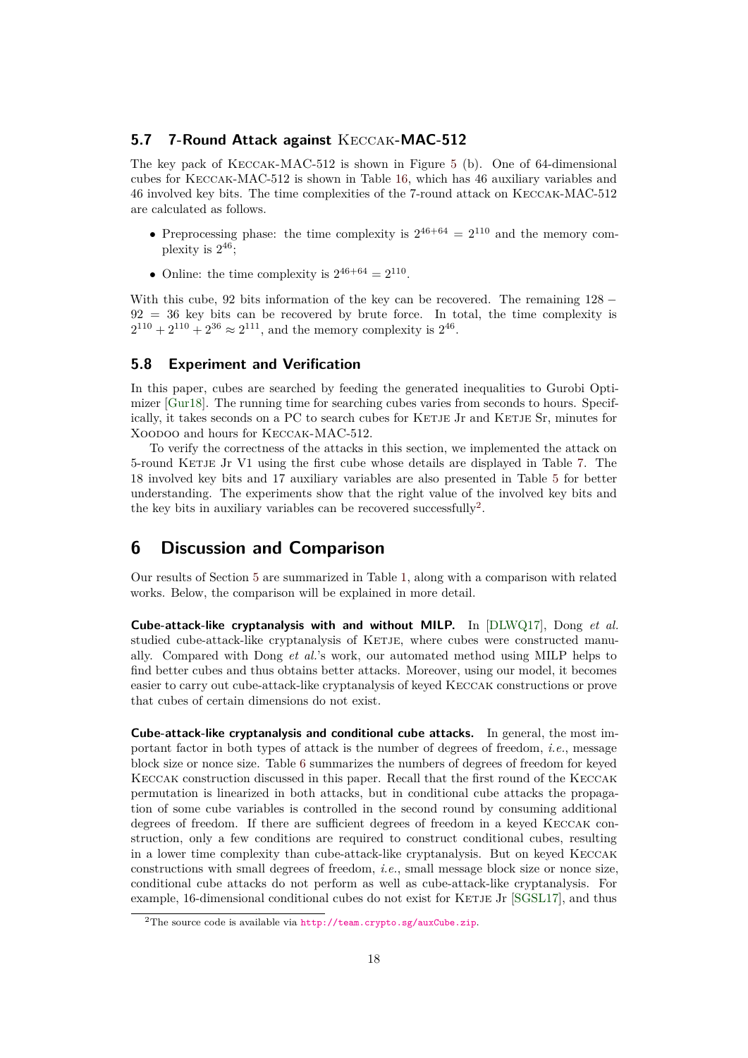### 5.7 7-Round Attack against Keccak-MAC-512

The key pack of Keccak-MAC-512 is shown in Figure 5 (b). One of 64-dimensional cubes for Keccak-MAC-512 is shown in Table 16, which has 46 auxiliary variables and 46 involved key bits. The time complexities of the 7-round attack on Keccak-MAC-512 are calculated as follows.

- Preprocessing phase: the time complexity is $2^{46+64} = 2^{110}$ and the memory complexity is $2^{46}$;
- Online: the time complexity is $2^{46+64} = 2^{110}$.

With this cube, 92 bits information of the key can be recovered. The remaining $128 - 92 = 36$ key bits can be recovered by brute force. In total, the time complexity is $2^{110} + 2^{110} + 2^{36} \approx 2^{111}$, and the memory complexity is $2^{46}$.

### 5.8 Experiment and Verification

In this paper, cubes are searched by feeding the generated inequalities to Gurobi Optimizer [Gur18]. The running time for searching cubes varies from seconds to hours. Specifically, it takes seconds on a PC to search cubes for Ketje Jr and Ketje Sr, minutes for Xoodoo and hours for Keccak-MAC-512.

To verify the correctness of the attacks in this section, we implemented the attack on 5-round Ketje Jr V1 using the first cube whose details are displayed in Table 7. The 18 involved key bits and 17 auxiliary variables are also presented in Table 5 for better understanding. The experiments show that the right value of the involved key bits and the key bits in auxiliary variables can be recovered successfully[2].

## 6 Discussion and Comparison

Our results of Section 5 are summarized in Table 1, along with a comparison with related works. Below, the comparison will be explained in more detail.

**Cube-attack-like cryptanalysis with and without MILP.** In [DLWQ17], Dong *et al.* studied cube-attack-like cryptanalysis of Ketje, where cubes were constructed manually. Compared with Dong *et al.*'s work, our automated method using MILP helps to find better cubes and thus obtains better attacks. Moreover, using our model, it becomes easier to carry out cube-attack-like cryptanalysis of keyed Keccak constructions or prove that cubes of certain dimensions do not exist.

**Cube-attack-like cryptanalysis and conditional cube attacks.** In general, the most important factor in both types of attack is the number of degrees of freedom, *i.e.*, message block size or nonce size. Table 6 summarizes the numbers of degrees of freedom for keyed Keccak construction discussed in this paper. Recall that the first round of the Keccak permutation is linearized in both attacks, but in conditional cube attacks the propagation of some cube variables is controlled in the second round by consuming additional degrees of freedom. If there are sufficient degrees of freedom in a keyed Keccak construction, only a few conditions are required to construct conditional cubes, resulting in a lower time complexity than cube-attack-like cryptanalysis. But on keyed Keccak constructions with small degrees of freedom, *i.e.*, small message block size or nonce size, conditional cube attacks do not perform as well as cube-attack-like cryptanalysis. For example, 16-dimensional conditional cubes do not exist for Ketje Jr [SGSL17], and thus

[2] The source code is available via http://team.crypto.sg/auxCube.zip.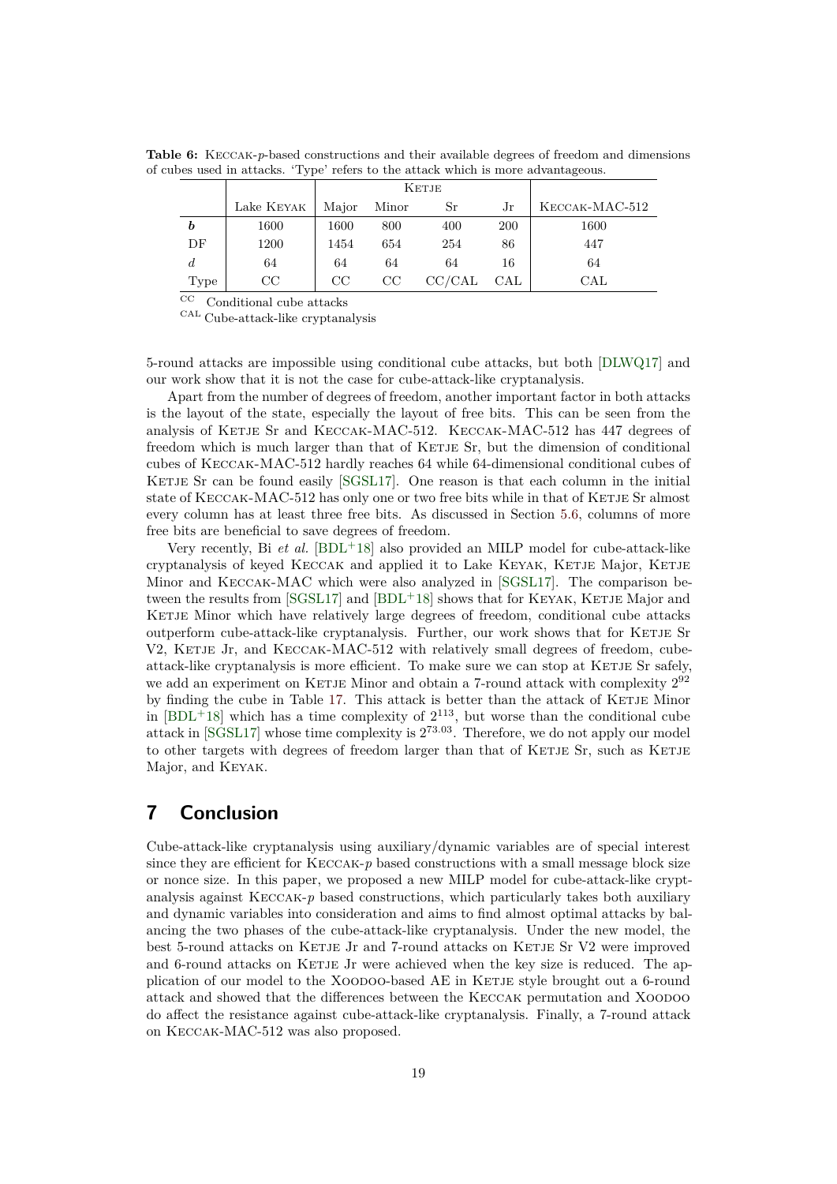**Table 6:** Keccak-$p$-based constructions and their available degrees of freedom and dimensions of cubes used in attacks. 'Type' refers to the attack which is more advantageous.

| | Lake Keyak | Ketje | | | | Keccak-MAC-512 |
|---|---|---|---|---|---|---|
| | | Major | Minor | Sr | Jr | |
| $b$ | 1600 | 1600 | 800 | 400 | 200 | 1600 |
| DF | 1200 | 1454 | 654 | 254 | 86 | 447 |
| $d$ | 64 | 64 | 64 | 64 | 16 | 64 |
| Type | CC | CC | CC | CC/CAL | CAL | CAL |

CC Conditional cube attacks
CAL Cube-attack-like cryptanalysis

5-round attacks are impossible using conditional cube attacks, but both [DLWQ17] and our work show that it is not the case for cube-attack-like cryptanalysis.

Apart from the number of degrees of freedom, another important factor in both attacks is the layout of the state, especially the layout of free bits. This can be seen from the analysis of Ketje Sr and Keccak-MAC-512. Keccak-MAC-512 has 447 degrees of freedom which is much larger than that of Ketje Sr, but the dimension of conditional cubes of Keccak-MAC-512 hardly reaches 64 while 64-dimensional conditional cubes of Ketje Sr can be found easily [SGSL17]. One reason is that each column in the initial state of Keccak-MAC-512 has only one or two free bits while in that of Ketje Sr almost every column has at least three free bits. As discussed in Section 5.6, columns of more free bits are beneficial to save degrees of freedom.

Very recently, Bi *et al.* [BDL+18] also provided an MILP model for cube-attack-like cryptanalysis of keyed Keccak and applied it to Lake Keyak, Ketje Major, Ketje Minor and Keccak-MAC which were also analyzed in [SGSL17]. The comparison between the results from [SGSL17] and [BDL+18] shows that for Keyak, Ketje Major and Ketje Minor which have relatively large degrees of freedom, conditional cube attacks outperform cube-attack-like cryptanalysis. Further, our work shows that for Ketje Sr V2, Ketje Jr, and Keccak-MAC-512 with relatively small degrees of freedom, cube-attack-like cryptanalysis is more efficient. To make sure we can stop at Ketje Sr safely, we add an experiment on Ketje Minor and obtain a 7-round attack with complexity $2^{92}$ by finding the cube in Table 17. This attack is better than the attack of Ketje Minor in [BDL+18] which has a time complexity of $2^{113}$, but worse than the conditional cube attack in [SGSL17] whose time complexity is $2^{73.03}$. Therefore, we do not apply our model to other targets with degrees of freedom larger than that of Ketje Sr, such as Ketje Major, and Keyak.

## 7 Conclusion

Cube-attack-like cryptanalysis using auxiliary/dynamic variables are of special interest since they are efficient for Keccak-$p$ based constructions with a small message block size or nonce size. In this paper, we proposed a new MILP model for cube-attack-like cryptanalysis against Keccak-$p$ based constructions, which particularly takes both auxiliary and dynamic variables into consideration and aims to find almost optimal attacks by balancing the two phases of the cube-attack-like cryptanalysis. Under the new model, the best 5-round attacks on Ketje Jr and 7-round attacks on Ketje Sr V2 were improved and 6-round attacks on Ketje Jr were achieved when the key size is reduced. The application of our model to the Xoodoo-based AE in Ketje style brought out a 6-round attack and showed that the differences between the Keccak permutation and Xoodoo do affect the resistance against cube-attack-like cryptanalysis. Finally, a 7-round attack on Keccak-MAC-512 was also proposed.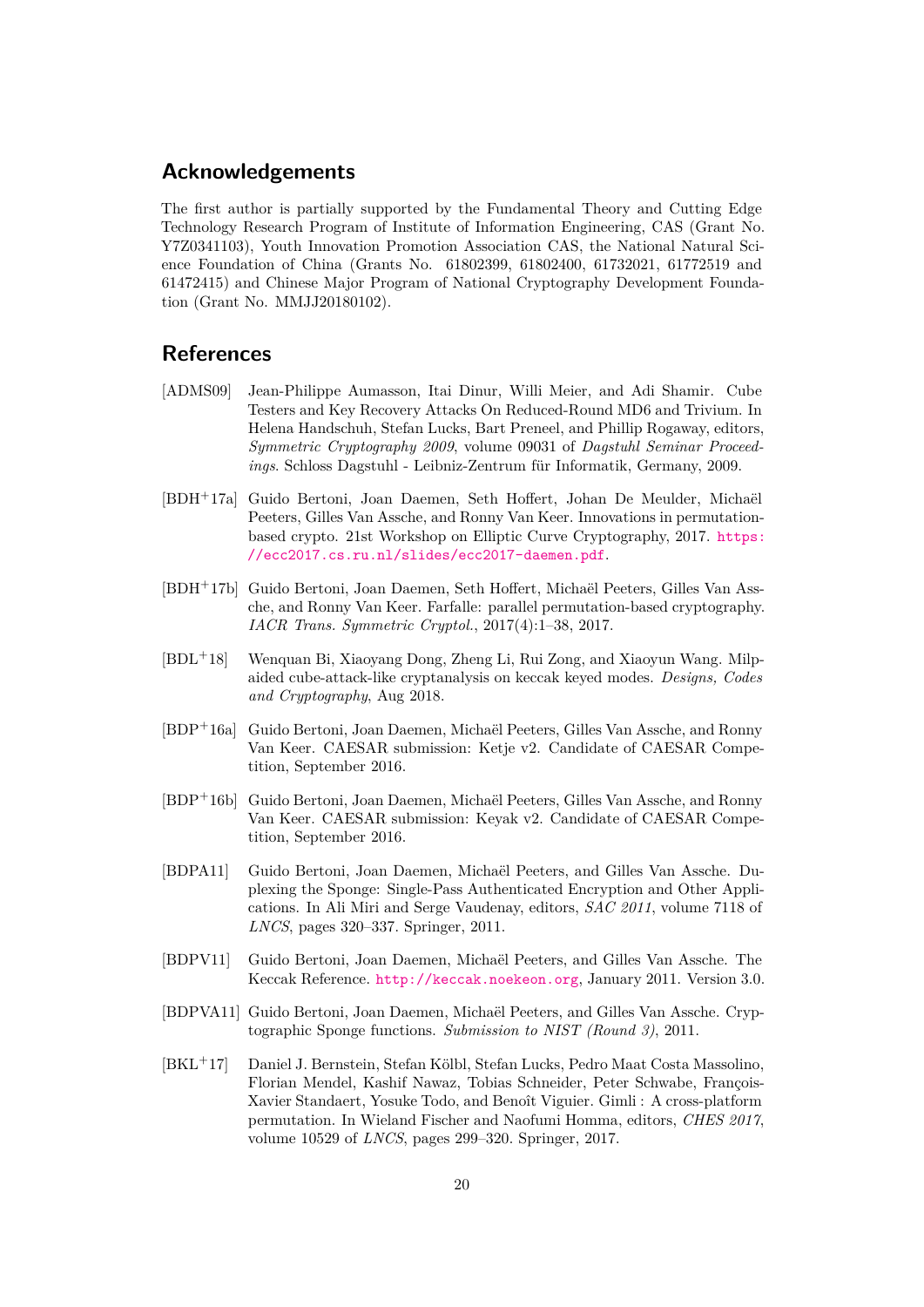## Acknowledgements

The first author is partially supported by the Fundamental Theory and Cutting Edge Technology Research Program of Institute of Information Engineering, CAS (Grant No. Y7Z0341103), Youth Innovation Promotion Association CAS, the National Natural Science Foundation of China (Grants No. 61802399, 61802400, 61732021, 61772519 and 61472415) and Chinese Major Program of National Cryptography Development Foundation (Grant No. MMJJ20180102).

## References

[ADMS09] Jean-Philippe Aumasson, Itai Dinur, Willi Meier, and Adi Shamir. Cube Testers and Key Recovery Attacks On Reduced-Round MD6 and Trivium. In Helena Handschuh, Stefan Lucks, Bart Preneel, and Phillip Rogaway, editors, *Symmetric Cryptography 2009*, volume 09031 of *Dagstuhl Seminar Proceedings*. Schloss Dagstuhl - Leibniz-Zentrum für Informatik, Germany, 2009.

[BDH+17a] Guido Bertoni, Joan Daemen, Seth Hoffert, Johan De Meulder, Michaël Peeters, Gilles Van Assche, and Ronny Van Keer. Innovations in permutation-based crypto. 21st Workshop on Elliptic Curve Cryptography, 2017. https://ecc2017.cs.ru.nl/slides/ecc2017-daemen.pdf.

[BDH+17b] Guido Bertoni, Joan Daemen, Seth Hoffert, Michaël Peeters, Gilles Van Assche, and Ronny Van Keer. Farfalle: parallel permutation-based cryptography. *IACR Trans. Symmetric Cryptol.*, 2017(4):1–38, 2017.

[BDL+18] Wenquan Bi, Xiaoyang Dong, Zheng Li, Rui Zong, and Xiaoyun Wang. Milp-aided cube-attack-like cryptanalysis on keccak keyed modes. *Designs, Codes and Cryptography*, Aug 2018.

[BDP+16a] Guido Bertoni, Joan Daemen, Michaël Peeters, Gilles Van Assche, and Ronny Van Keer. CAESAR submission: Ketje v2. Candidate of CAESAR Competition, September 2016.

[BDP+16b] Guido Bertoni, Joan Daemen, Michaël Peeters, Gilles Van Assche, and Ronny Van Keer. CAESAR submission: Keyak v2. Candidate of CAESAR Competition, September 2016.

[BDPA11] Guido Bertoni, Joan Daemen, Michaël Peeters, and Gilles Van Assche. Duplexing the Sponge: Single-Pass Authenticated Encryption and Other Applications. In Ali Miri and Serge Vaudenay, editors, *SAC 2011*, volume 7118 of *LNCS*, pages 320–337. Springer, 2011.

[BDPV11] Guido Bertoni, Joan Daemen, Michaël Peeters, and Gilles Van Assche. The Keccak Reference. http://keccak.noekeon.org, January 2011. Version 3.0.

[BDPVA11] Guido Bertoni, Joan Daemen, Michaël Peeters, and Gilles Van Assche. Cryptographic Sponge functions. *Submission to NIST (Round 3)*, 2011.

[BKL+17] Daniel J. Bernstein, Stefan Kölbl, Stefan Lucks, Pedro Maat Costa Massolino, Florian Mendel, Kashif Nawaz, Tobias Schneider, Peter Schwabe, François-Xavier Standaert, Yosuke Todo, and Benoît Viguier. Gimli : A cross-platform permutation. In Wieland Fischer and Naofumi Homma, editors, *CHES 2017*, volume 10529 of *LNCS*, pages 299–320. Springer, 2017.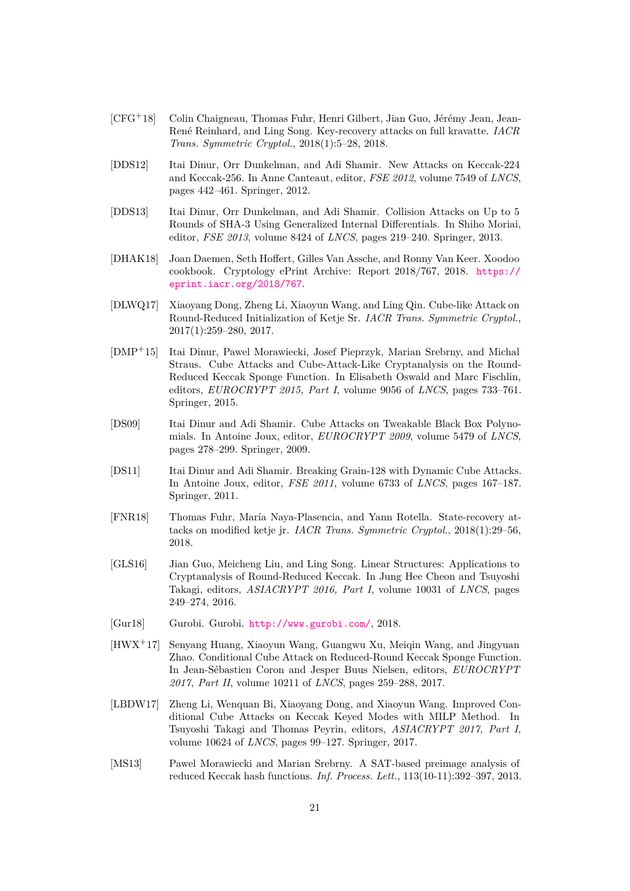[CFG[+]18] Colin Chaigneau, Thomas Fuhr, Henri Gilbert, Jian Guo, Jérémy Jean, Jean-René Reinhard, and Ling Song. Key-recovery attacks on full kravatte. *IACR Trans. Symmetric Cryptol.*, 2018(1):5–28, 2018.

[DDS12] Itai Dinur, Orr Dunkelman, and Adi Shamir. New Attacks on Keccak-224 and Keccak-256. In Anne Canteaut, editor, *FSE 2012*, volume 7549 of *LNCS*, pages 442–461. Springer, 2012.

[DDS13] Itai Dinur, Orr Dunkelman, and Adi Shamir. Collision Attacks on Up to 5 Rounds of SHA-3 Using Generalized Internal Differentials. In Shiho Moriai, editor, *FSE 2013*, volume 8424 of *LNCS*, pages 219–240. Springer, 2013.

[DHAK18] Joan Daemen, Seth Hoffert, Gilles Van Assche, and Ronny Van Keer. Xoodoo cookbook. Cryptology ePrint Archive: Report 2018/767, 2018. https://eprint.iacr.org/2018/767.

[DLWQ17] Xiaoyang Dong, Zheng Li, Xiaoyun Wang, and Ling Qin. Cube-like Attack on Round-Reduced Initialization of Ketje Sr. *IACR Trans. Symmetric Cryptol.*, 2017(1):259–280, 2017.

[DMP[+]15] Itai Dinur, Pawel Morawiecki, Josef Pieprzyk, Marian Srebrny, and Michal Straus. Cube Attacks and Cube-Attack-Like Cryptanalysis on the Round-Reduced Keccak Sponge Function. In Elisabeth Oswald and Marc Fischlin, editors, *EUROCRYPT 2015, Part I*, volume 9056 of *LNCS*, pages 733–761. Springer, 2015.

[DS09] Itai Dinur and Adi Shamir. Cube Attacks on Tweakable Black Box Polynomials. In Antoine Joux, editor, *EUROCRYPT 2009*, volume 5479 of *LNCS*, pages 278–299. Springer, 2009.

[DS11] Itai Dinur and Adi Shamir. Breaking Grain-128 with Dynamic Cube Attacks. In Antoine Joux, editor, *FSE 2011*, volume 6733 of *LNCS*, pages 167–187. Springer, 2011.

[FNR18] Thomas Fuhr, María Naya-Plasencia, and Yann Rotella. State-recovery attacks on modified ketje jr. *IACR Trans. Symmetric Cryptol.*, 2018(1):29–56, 2018.

[GLS16] Jian Guo, Meicheng Liu, and Ling Song. Linear Structures: Applications to Cryptanalysis of Round-Reduced Keccak. In Jung Hee Cheon and Tsuyoshi Takagi, editors, *ASIACRYPT 2016, Part I*, volume 10031 of *LNCS*, pages 249–274, 2016.

[Gur18] Gurobi. Gurobi. http://www.gurobi.com/, 2018.

[HWX[+]17] Senyang Huang, Xiaoyun Wang, Guangwu Xu, Meiqin Wang, and Jingyuan Zhao. Conditional Cube Attack on Reduced-Round Keccak Sponge Function. In Jean-Sébastien Coron and Jesper Buus Nielsen, editors, *EUROCRYPT 2017, Part II*, volume 10211 of *LNCS*, pages 259–288, 2017.

[LBDW17] Zheng Li, Wenquan Bi, Xiaoyang Dong, and Xiaoyun Wang. Improved Conditional Cube Attacks on Keccak Keyed Modes with MILP Method. In Tsuyoshi Takagi and Thomas Peyrin, editors, *ASIACRYPT 2017, Part I*, volume 10624 of *LNCS*, pages 99–127. Springer, 2017.

[MS13] Pawel Morawiecki and Marian Srebrny. A SAT-based preimage analysis of reduced Keccak hash functions. *Inf. Process. Lett.*, 113(10-11):392–397, 2013.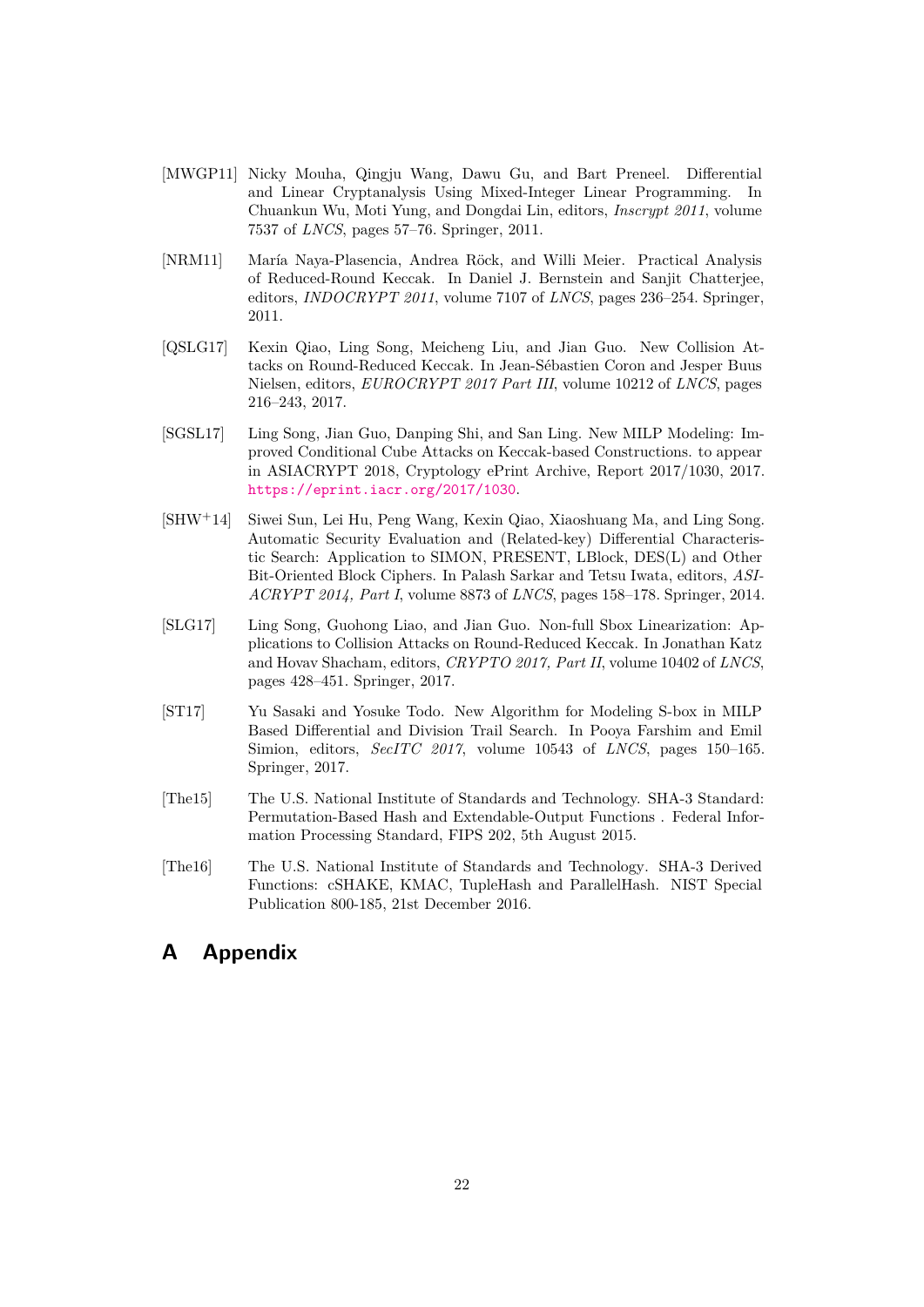[MWGP11] Nicky Mouha, Qingju Wang, Dawu Gu, and Bart Preneel. Differential and Linear Cryptanalysis Using Mixed-Integer Linear Programming. In Chuankun Wu, Moti Yung, and Dongdai Lin, editors, *Inscrypt 2011*, volume 7537 of *LNCS*, pages 57–76. Springer, 2011.

[NRM11] María Naya-Plasencia, Andrea Röck, and Willi Meier. Practical Analysis of Reduced-Round Keccak. In Daniel J. Bernstein and Sanjit Chatterjee, editors, *INDOCRYPT 2011*, volume 7107 of *LNCS*, pages 236–254. Springer, 2011.

[QSLG17] Kexin Qiao, Ling Song, Meicheng Liu, and Jian Guo. New Collision Attacks on Round-Reduced Keccak. In Jean-Sébastien Coron and Jesper Buus Nielsen, editors, *EUROCRYPT 2017 Part III*, volume 10212 of *LNCS*, pages 216–243, 2017.

[SGSL17] Ling Song, Jian Guo, Danping Shi, and San Ling. New MILP Modeling: Improved Conditional Cube Attacks on Keccak-based Constructions. to appear in ASIACRYPT 2018, Cryptology ePrint Archive, Report 2017/1030, 2017. https://eprint.iacr.org/2017/1030.

[SHW+14] Siwei Sun, Lei Hu, Peng Wang, Kexin Qiao, Xiaoshuang Ma, and Ling Song. Automatic Security Evaluation and (Related-key) Differential Characteristic Search: Application to SIMON, PRESENT, LBlock, DES(L) and Other Bit-Oriented Block Ciphers. In Palash Sarkar and Tetsu Iwata, editors, *ASIACRYPT 2014, Part I*, volume 8873 of *LNCS*, pages 158–178. Springer, 2014.

[SLG17] Ling Song, Guohong Liao, and Jian Guo. Non-full Sbox Linearization: Applications to Collision Attacks on Round-Reduced Keccak. In Jonathan Katz and Hovav Shacham, editors, *CRYPTO 2017, Part II*, volume 10402 of *LNCS*, pages 428–451. Springer, 2017.

[ST17] Yu Sasaki and Yosuke Todo. New Algorithm for Modeling S-box in MILP Based Differential and Division Trail Search. In Pooya Farshim and Emil Simion, editors, *SecITC 2017*, volume 10543 of *LNCS*, pages 150–165. Springer, 2017.

[The15] The U.S. National Institute of Standards and Technology. SHA-3 Standard: Permutation-Based Hash and Extendable-Output Functions . Federal Information Processing Standard, FIPS 202, 5th August 2015.

[The16] The U.S. National Institute of Standards and Technology. SHA-3 Derived Functions: cSHAKE, KMAC, TupleHash and ParallelHash. NIST Special Publication 800-185, 21st December 2016.

# A Appendix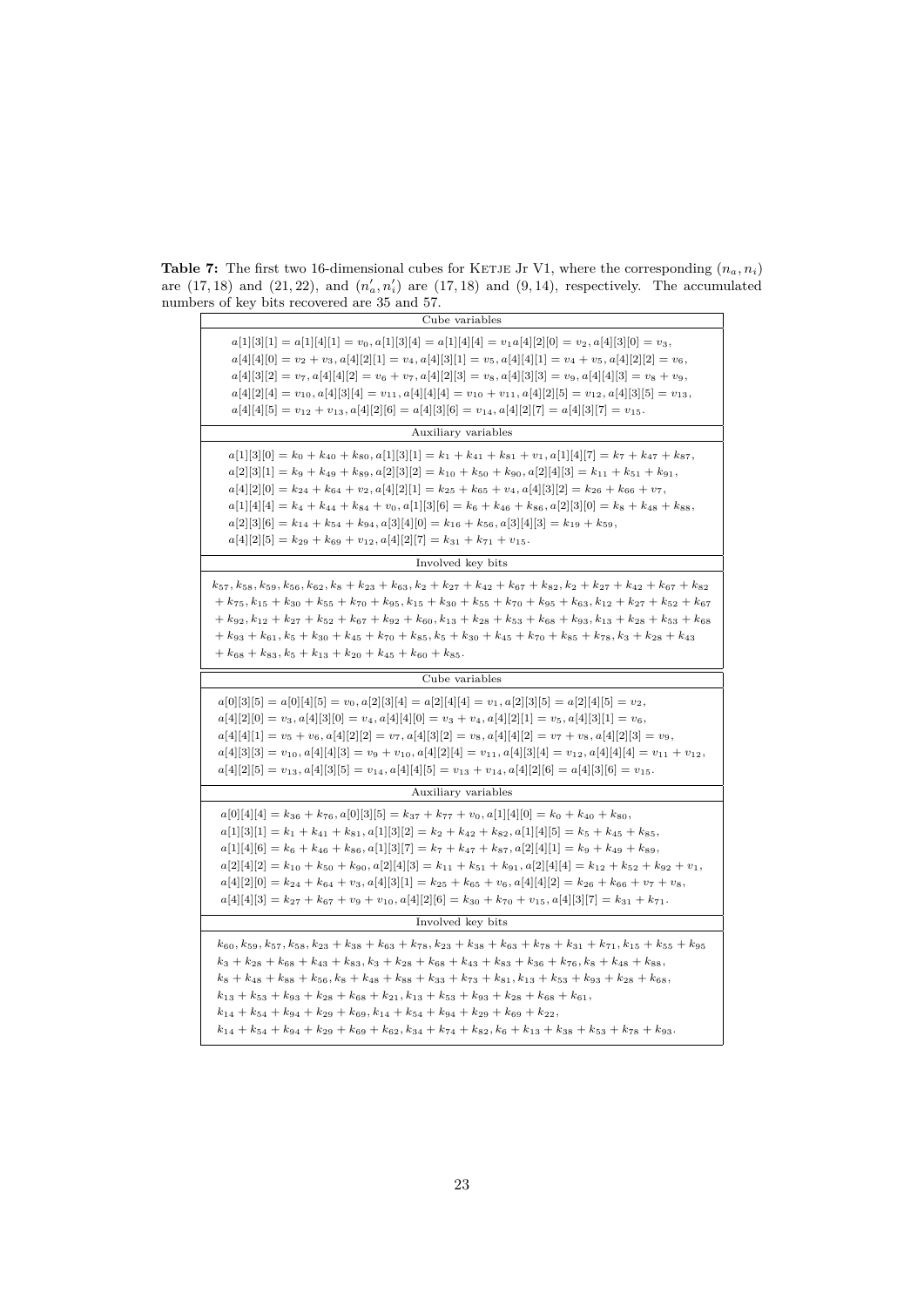**Table 7:** The first two 16-dimensional cubes for KETJE Jr V1, where the corresponding $(n_a, n_i)$ are $(17, 18)$ and $(21, 22)$, and $(n'_a, n'_i)$ are $(17, 18)$ and $(9, 14)$, respectively. The accumulated numbers of key bits recovered are 35 and 57.

| Cube variables |
|---|
| $a[1][3][1] = a[1][4][1] = v_0, a[1][3][4] = a[1][4][4] = v_1 a[4][2][0] = v_2, a[4][3][0] = v_3,$ $a[4][4][0] = v_2 + v_3, a[4][2][1] = v_4, a[4][3][1] = v_5, a[4][4][1] = v_4 + v_5, a[4][2][2] = v_6,$ $a[4][3][2] = v_7, a[4][4][2] = v_6 + v_7, a[4][2][3] = v_8, a[4][3][3] = v_9, a[4][4][3] = v_8 + v_9,$ $a[4][2][4] = v_{10}, a[4][3][4] = v_{11}, a[4][4][4] = v_{10} + v_{11}, a[4][2][5] = v_{12}, a[4][3][5] = v_{13},$ $a[4][4][5] = v_{12} + v_{13}, a[4][2][6] = a[4][3][6] = v_{14}, a[4][2][7] = a[4][3][7] = v_{15}.$ |
| **Auxiliary variables** |
| $a[1][3][0] = k_0 + k_{40} + k_{80}, a[1][3][1] = k_1 + k_{41} + k_{81} + v_1, a[1][4][7] = k_7 + k_{47} + k_{87},$ $a[2][3][1] = k_9 + k_{49} + k_{89}, a[2][3][2] = k_{10} + k_{50} + k_{90}, a[2][4][3] = k_{11} + k_{51} + k_{91},$ $a[4][2][0] = k_{24} + k_{64} + v_2, a[4][2][1] = k_{25} + k_{65} + v_4, a[4][3][2] = k_{26} + k_{66} + v_7,$ $a[1][4][4] = k_4 + k_{44} + k_{84} + v_0, a[1][3][6] = k_6 + k_{46} + k_{86}, a[2][3][0] = k_8 + k_{48} + k_{88},$ $a[2][3][6] = k_{14} + k_{54} + k_{94}, a[3][4][0] = k_{16} + k_{56}, a[3][4][3] = k_{19} + k_{59},$ $a[4][2][5] = k_{29} + k_{69} + v_{12}, a[4][2][7] = k_{31} + k_{71} + v_{15}.$ |
| **Involved key bits** |
| $k_{57}, k_{58}, k_{59}, k_{56}, k_{62}, k_8 + k_{23} + k_{63}, k_2 + k_{27} + k_{42} + k_{67} + k_{82}, k_2 + k_{27} + k_{42} + k_{67} + k_{82}$ $+ k_{75}, k_{15} + k_{30} + k_{55} + k_{70} + k_{95}, k_{15} + k_{30} + k_{55} + k_{70} + k_{95} + k_{63}, k_{12} + k_{27} + k_{52} + k_{67}$ $+ k_{92}, k_{12} + k_{27} + k_{52} + k_{67} + k_{92} + k_{60}, k_{13} + k_{28} + k_{53} + k_{68} + k_{93}, k_{13} + k_{28} + k_{53} + k_{68}$ $+ k_{93} + k_{61}, k_5 + k_{30} + k_{45} + k_{70} + k_{85}, k_5 + k_{30} + k_{45} + k_{70} + k_{85} + k_{78}, k_3 + k_{28} + k_{43}$ $+ k_{68} + k_{83}, k_5 + k_{13} + k_{20} + k_{45} + k_{60} + k_{85}.$ |

| Cube variables |
|---|
| $a[0][3][5] = a[0][4][5] = v_0, a[2][3][4] = a[2][4][4] = v_1, a[2][3][5] = a[2][4][5] = v_2,$ $a[4][2][0] = v_3, a[4][3][0] = v_4, a[4][4][0] = v_3 + v_4, a[4][2][1] = v_5, a[4][3][1] = v_6,$ $a[4][4][1] = v_5 + v_6, a[4][2][2] = v_7, a[4][3][2] = v_8, a[4][4][2] = v_7 + v_8, a[4][2][3] = v_9,$ $a[4][3][3] = v_{10}, a[4][4][3] = v_9 + v_{10}, a[4][2][4] = v_{11}, a[4][3][4] = v_{12}, a[4][4][4] = v_{11} + v_{12},$ $a[4][2][5] = v_{13}, a[4][3][5] = v_{14}, a[4][4][5] = v_{13} + v_{14}, a[4][2][6] = a[4][3][6] = v_{15}.$ |
| **Auxiliary variables** |
| $a[0][4][4] = k_{36} + k_{76}, a[0][3][5] = k_{37} + k_{77} + v_0, a[1][4][0] = k_0 + k_{40} + k_{80},$ $a[1][3][1] = k_1 + k_{41} + k_{81}, a[1][3][2] = k_2 + k_{42} + k_{82}, a[1][4][5] = k_5 + k_{45} + k_{85},$ $a[1][4][6] = k_6 + k_{46} + k_{86}, a[1][3][7] = k_7 + k_{47} + k_{87}, a[2][4][1] = k_9 + k_{49} + k_{89},$ $a[2][4][2] = k_{10} + k_{50} + k_{90}, a[2][4][3] = k_{11} + k_{51} + k_{91}, a[2][4][4] = k_{12} + k_{52} + k_{92} + v_1,$ $a[4][2][0] = k_{24} + k_{64} + v_3, a[4][3][1] = k_{25} + k_{65} + v_6, a[4][4][2] = k_{26} + k_{66} + v_7 + v_8,$ $a[4][4][3] = k_{27} + k_{67} + v_9 + v_{10}, a[4][2][6] = k_{30} + k_{70} + v_{15}, a[4][3][7] = k_{31} + k_{71}.$ |
| **Involved key bits** |
| $k_{60}, k_{59}, k_{57}, k_{58}, k_{23} + k_{38} + k_{63} + k_{78}, k_{23} + k_{38} + k_{63} + k_{78} + k_{31} + k_{71}, k_{15} + k_{55} + k_{95}$ $k_3 + k_{28} + k_{68} + k_{43} + k_{83}, k_3 + k_{28} + k_{68} + k_{43} + k_{83} + k_{36} + k_{76}, k_8 + k_{48} + k_{88},$ $k_8 + k_{48} + k_{88} + k_{56}, k_8 + k_{48} + k_{88} + k_{33} + k_{73} + k_{81}, k_{13} + k_{53} + k_{93} + k_{28} + k_{68},$ $k_{13} + k_{53} + k_{93} + k_{28} + k_{68} + k_{21}, k_{13} + k_{53} + k_{93} + k_{28} + k_{68} + k_{61},$ $k_{14} + k_{54} + k_{94} + k_{29} + k_{69}, k_{14} + k_{54} + k_{94} + k_{29} + k_{69} + k_{22},$ $k_{14} + k_{54} + k_{94} + k_{29} + k_{69} + k_{62}, k_{34} + k_{74} + k_{82}, k_6 + k_{13} + k_{38} + k_{53} + k_{78} + k_{93}.$ |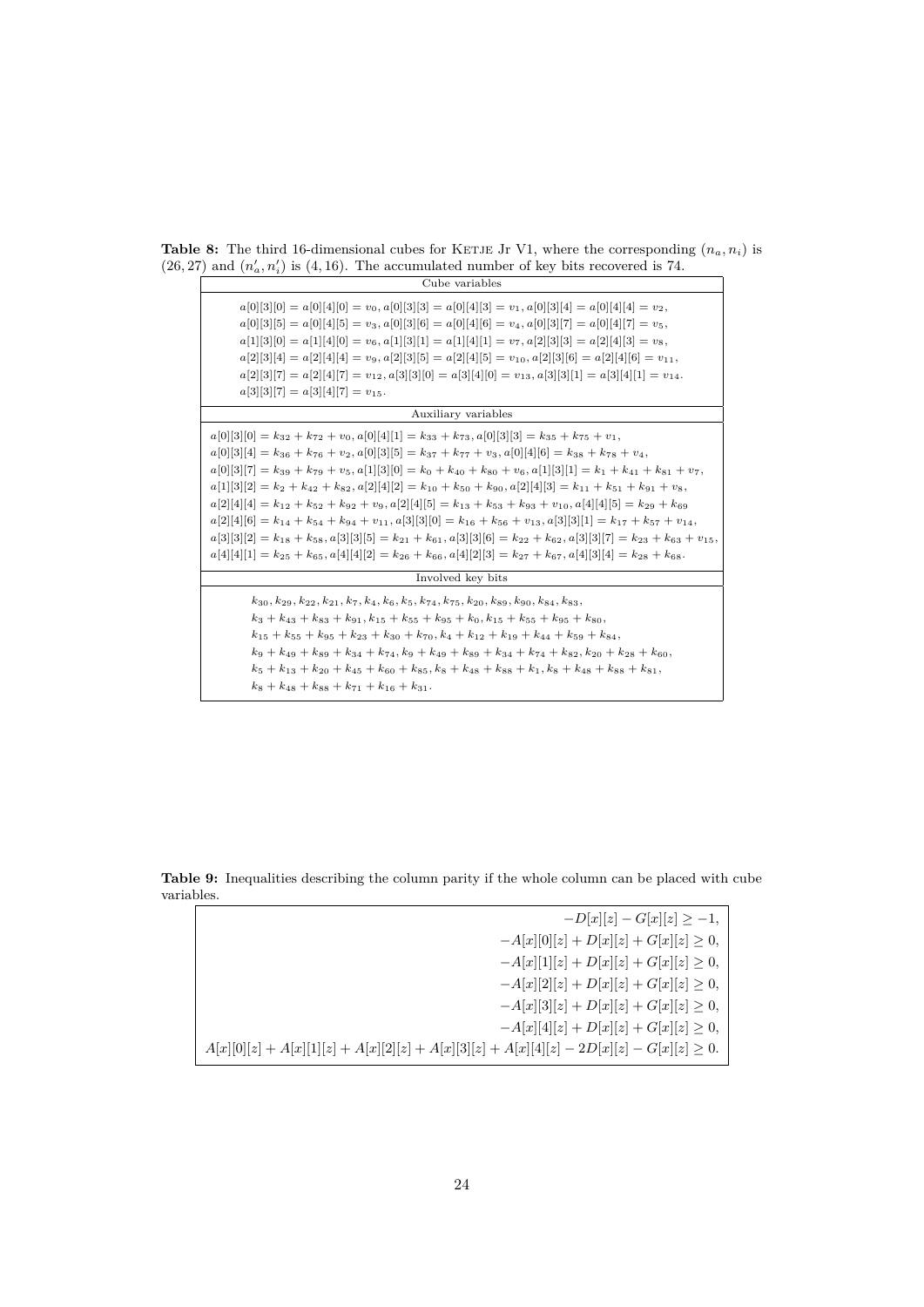**Table 8:** The third 16-dimensional cubes for KETJE Jr V1, where the corresponding $(n_a, n_i)$ is $(26, 27)$ and $(n'_a, n'_i)$ is $(4, 16)$. The accumulated number of key bits recovered is 74.

| Cube variables |
|---|
| $a[0][3][0] = a[0][4][0] = v_0, a[0][3][3] = a[0][4][3] = v_1, a[0][3][4] = a[0][4][4] = v_2,$ $a[0][3][5] = a[0][4][5] = v_3, a[0][3][6] = a[0][4][6] = v_4, a[0][3][7] = a[0][4][7] = v_5,$ $a[1][3][0] = a[1][4][0] = v_6, a[1][3][1] = a[1][4][1] = v_7, a[2][3][3] = a[2][4][3] = v_8,$ $a[2][3][4] = a[2][4][4] = v_9, a[2][3][5] = a[2][4][5] = v_{10}, a[2][3][6] = a[2][4][6] = v_{11},$ $a[2][3][7] = a[2][4][7] = v_{12}, a[3][3][0] = a[3][4][0] = v_{13}, a[3][3][1] = a[3][4][1] = v_{14}.$ $a[3][3][7] = a[3][4][7] = v_{15}.$ |
| **Auxiliary variables** |
| $a[0][3][0] = k_{32} + k_{72} + v_0, a[0][4][1] = k_{33} + k_{73}, a[0][3][3] = k_{35} + k_{75} + v_1,$ $a[0][3][4] = k_{36} + k_{76} + v_2, a[0][3][5] = k_{37} + k_{77} + v_3, a[0][4][6] = k_{38} + k_{78} + v_4,$ $a[0][3][7] = k_{39} + k_{79} + v_5, a[1][3][0] = k_0 + k_{40} + k_{80} + v_6, a[1][3][1] = k_1 + k_{41} + k_{81} + v_7,$ $a[1][3][2] = k_2 + k_{42} + k_{82}, a[2][4][2] = k_{10} + k_{50} + k_{90}, a[2][4][3] = k_{11} + k_{51} + k_{91} + v_8,$ $a[2][4][4] = k_{12} + k_{52} + k_{92} + v_9, a[2][4][5] = k_{13} + k_{53} + k_{93} + v_{10}, a[4][4][5] = k_{29} + k_{69}$ $a[2][4][6] = k_{14} + k_{54} + k_{94} + v_{11}, a[3][3][0] = k_{16} + k_{56} + v_{13}, a[3][3][1] = k_{17} + k_{57} + v_{14},$ $a[3][3][2] = k_{18} + k_{58}, a[3][3][5] = k_{21} + k_{61}, a[3][3][6] = k_{22} + k_{62}, a[3][3][7] = k_{23} + k_{63} + v_{15},$ $a[4][4][1] = k_{25} + k_{65}, a[4][4][2] = k_{26} + k_{66}, a[4][2][3] = k_{27} + k_{67}, a[4][3][4] = k_{28} + k_{68}.$ |
| **Involved key bits** |
| $k_{30}, k_{29}, k_{22}, k_{21}, k_7, k_4, k_6, k_5, k_{74}, k_{75}, k_{20}, k_{89}, k_{90}, k_{84}, k_{83},$ $k_3 + k_{43} + k_{83} + k_{91}, k_{15} + k_{55} + k_{95} + k_0, k_{15} + k_{55} + k_{95} + k_{80},$ $k_{15} + k_{55} + k_{95} + k_{23} + k_{30} + k_{70}, k_4 + k_{12} + k_{19} + k_{44} + k_{59} + k_{84},$ $k_9 + k_{49} + k_{89} + k_{34} + k_{74}, k_9 + k_{49} + k_{89} + k_{34} + k_{74} + k_{82}, k_{20} + k_{28} + k_{60},$ $k_5 + k_{13} + k_{20} + k_{45} + k_{60} + k_{85}, k_8 + k_{48} + k_{88} + k_1, k_8 + k_{48} + k_{88} + k_{81},$ $k_8 + k_{48} + k_{88} + k_{71} + k_{16} + k_{31}.$ |

**Table 9:** Inequalities describing the column parity if the whole column can be placed with cube variables.

$$
\begin{aligned}
-D[x][z] - G[x][z] &\geq -1,\\
-A[x][0][z] + D[x][z] + G[x][z] &\geq 0,\\
-A[x][1][z] + D[x][z] + G[x][z] &\geq 0,\\
-A[x][2][z] + D[x][z] + G[x][z] &\geq 0,\\
-A[x][3][z] + D[x][z] + G[x][z] &\geq 0,\\
-A[x][4][z] + D[x][z] + G[x][z] &\geq 0,\\
A[x][0][z] + A[x][1][z] + A[x][2][z] + A[x][3][z] + A[x][4][z] - 2D[x][z] - G[x][z] &\geq 0.
\end{aligned}
$$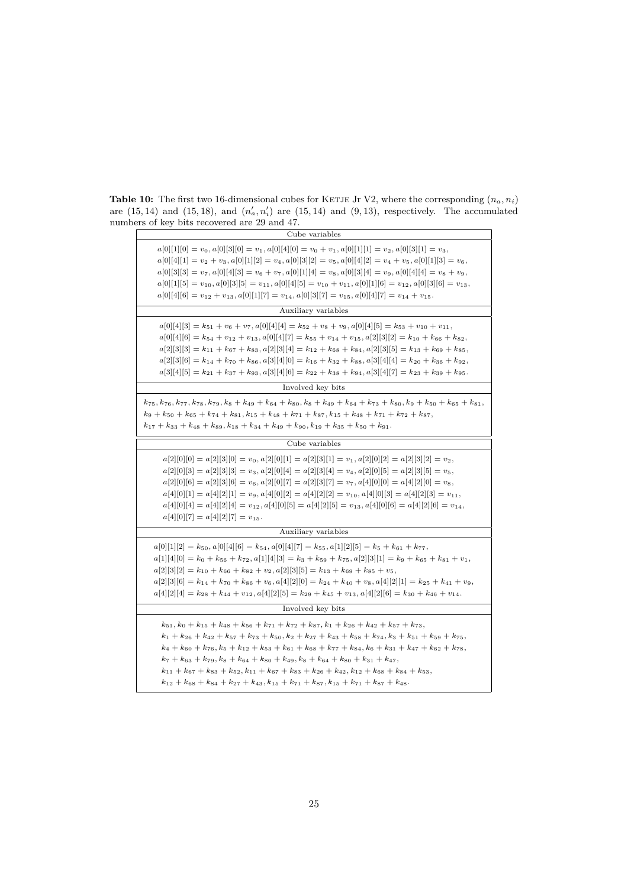**Table 10:** The first two 16-dimensional cubes for KETJE Jr V2, where the corresponding $(n_a, n_i)$ are $(15, 14)$ and $(15, 18)$, and $(n'_a, n'_i)$ are $(15, 14)$ and $(9, 13)$, respectively. The accumulated numbers of key bits recovered are 29 and 47.

| Cube variables |
|---|
| $a[0][1][0] = v_0, a[0][3][0] = v_1, a[0][4][0] = v_0 + v_1, a[0][1][1] = v_2, a[0][3][1] = v_3,$ $a[0][4][1] = v_2 + v_3, a[0][1][2] = v_4, a[0][3][2] = v_5, a[0][4][2] = v_4 + v_5, a[0][1][3] = v_6,$ $a[0][3][3] = v_7, a[0][4][3] = v_6 + v_7, a[0][1][4] = v_8, a[0][3][4] = v_9, a[0][4][4] = v_8 + v_9,$ $a[0][1][5] = v_{10}, a[0][3][5] = v_{11}, a[0][4][5] = v_{10} + v_{11}, a[0][1][6] = v_{12}, a[0][3][6] = v_{13},$ $a[0][4][6] = v_{12} + v_{13}, a[0][1][7] = v_{14}, a[0][3][7] = v_{15}, a[0][4][7] = v_{14} + v_{15}.$ |
| **Auxiliary variables** |
| $a[0][4][3] = k_{51} + v_6 + v_7, a[0][4][4] = k_{52} + v_8 + v_9, a[0][4][5] = k_{53} + v_{10} + v_{11},$ $a[0][4][6] = k_{54} + v_{12} + v_{13}, a[0][4][7] = k_{55} + v_{14} + v_{15}, a[2][3][2] = k_{10} + k_{66} + k_{82},$ $a[2][3][3] = k_{11} + k_{67} + k_{83}, a[2][3][4] = k_{12} + k_{68} + k_{84}, a[2][3][5] = k_{13} + k_{69} + k_{85},$ $a[2][3][6] = k_{14} + k_{70} + k_{86}, a[3][4][0] = k_{16} + k_{32} + k_{88}, a[3][4][4] = k_{20} + k_{36} + k_{92},$ $a[3][4][5] = k_{21} + k_{37} + k_{93}, a[3][4][6] = k_{22} + k_{38} + k_{94}, a[3][4][7] = k_{23} + k_{39} + k_{95}.$ |
| **Involved key bits** |
| $k_{75}, k_{76}, k_{77}, k_{78}, k_{79}, k_8 + k_{49} + k_{64} + k_{80}, k_8 + k_{49} + k_{64} + k_{73} + k_{80}, k_9 + k_{50} + k_{65} + k_{81},$ $k_9 + k_{50} + k_{65} + k_{74} + k_{81}, k_{15} + k_{48} + k_{71} + k_{87}, k_{15} + k_{48} + k_{71} + k_{72} + k_{87},$ $k_{17} + k_{33} + k_{48} + k_{89}, k_{18} + k_{34} + k_{49} + k_{90}, k_{19} + k_{35} + k_{50} + k_{91}.$ |

| Cube variables |
|---|
| $a[2][0][0] = a[2][3][0] = v_0, a[2][0][1] = a[2][3][1] = v_1, a[2][0][2] = a[2][3][2] = v_2,$ $a[2][0][3] = a[2][3][3] = v_3, a[2][0][4] = a[2][3][4] = v_4, a[2][0][5] = a[2][3][5] = v_5,$ $a[2][0][6] = a[2][3][6] = v_6, a[2][0][7] = a[2][3][7] = v_7, a[4][0][0] = a[4][2][0] = v_8,$ $a[4][0][1] = a[4][2][1] = v_9, a[4][0][2] = a[4][2][2] = v_{10}, a[4][0][3] = a[4][2][3] = v_{11},$ $a[4][0][4] = a[4][2][4] = v_{12}, a[4][0][5] = a[4][2][5] = v_{13}, a[4][0][6] = a[4][2][6] = v_{14},$ $a[4][0][7] = a[4][2][7] = v_{15}.$ |
| **Auxiliary variables** |
| $a[0][1][2] = k_{50}, a[0][4][6] = k_{54}, a[0][4][7] = k_{55}, a[1][2][5] = k_5 + k_{61} + k_{77},$ $a[1][4][0] = k_0 + k_{56} + k_{72}, a[1][4][3] = k_3 + k_{59} + k_{75}, a[2][3][1] = k_9 + k_{65} + k_{81} + v_1,$ $a[2][3][2] = k_{10} + k_{66} + k_{82} + v_2, a[2][3][5] = k_{13} + k_{69} + k_{85} + v_5,$ $a[2][3][6] = k_{14} + k_{70} + k_{86} + v_6, a[4][2][0] = k_{24} + k_{40} + v_8, a[4][2][1] = k_{25} + k_{41} + v_9,$ $a[4][2][4] = k_{28} + k_{44} + v_{12}, a[4][2][5] = k_{29} + k_{45} + v_{13}, a[4][2][6] = k_{30} + k_{46} + v_{14}.$ |
| **Involved key bits** |
| $k_{51}, k_0 + k_{15} + k_{48} + k_{56} + k_{71} + k_{72} + k_{87}, k_1 + k_{26} + k_{42} + k_{57} + k_{73},$ $k_1 + k_{26} + k_{42} + k_{57} + k_{73} + k_{50}, k_2 + k_{27} + k_{43} + k_{58} + k_{74}, k_3 + k_{51} + k_{59} + k_{75},$ $k_4 + k_{60} + k_{76}, k_5 + k_{12} + k_{53} + k_{61} + k_{68} + k_{77} + k_{84}, k_6 + k_{31} + k_{47} + k_{62} + k_{78},$ $k_7 + k_{63} + k_{79}, k_8 + k_{64} + k_{80} + k_{49}, k_8 + k_{64} + k_{80} + k_{31} + k_{47},$ $k_{11} + k_{67} + k_{83} + k_{52}, k_{11} + k_{67} + k_{83} + k_{26} + k_{42}, k_{12} + k_{68} + k_{84} + k_{53},$ $k_{12} + k_{68} + k_{84} + k_{27} + k_{43}, k_{15} + k_{71} + k_{87}, k_{15} + k_{71} + k_{87} + k_{48}.$ |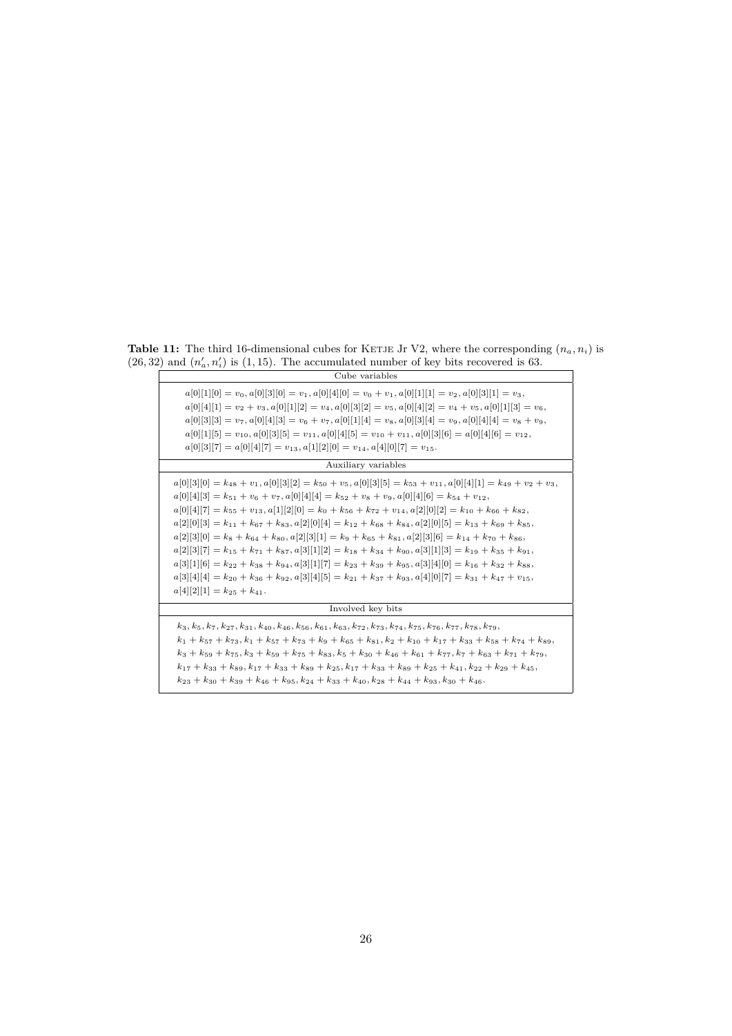**Table 11:** The third 16-dimensional cubes for KETJE Jr V2, where the corresponding $(n_a, n_i)$ is $(26, 32)$ and $(n'_a, n'_i)$ is $(1, 15)$. The accumulated number of key bits recovered is 63.

| Cube variables |
|---|
| $a[0][1][0] = v_0, a[0][3][0] = v_1, a[0][4][0] = v_0 + v_1, a[0][1][1] = v_2, a[0][3][1] = v_3,$ $a[0][4][1] = v_2 + v_3, a[0][1][2] = v_4, a[0][3][2] = v_5, a[0][4][2] = v_4 + v_5, a[0][1][3] = v_6,$ $a[0][3][3] = v_7, a[0][4][3] = v_6 + v_7, a[0][1][4] = v_8, a[0][3][4] = v_9, a[0][4][4] = v_8 + v_9,$ $a[0][1][5] = v_{10}, a[0][3][5] = v_{11}, a[0][4][5] = v_{10} + v_{11}, a[0][3][6] = a[0][4][6] = v_{12},$ $a[0][3][7] = a[0][4][7] = v_{13}, a[1][2][0] = v_{14}, a[4][0][7] = v_{15}.$ |
| **Auxiliary variables** |
| $a[0][3][0] = k_{48} + v_1, a[0][3][2] = k_{50} + v_5, a[0][3][5] = k_{53} + v_{11}, a[0][4][1] = k_{49} + v_2 + v_3,$ $a[0][4][3] = k_{51} + v_6 + v_7, a[0][4][4] = k_{52} + v_8 + v_9, a[0][4][6] = k_{54} + v_{12},$ $a[0][4][7] = k_{55} + v_{13}, a[1][2][0] = k_0 + k_{56} + k_{72} + v_{14}, a[2][0][2] = k_{10} + k_{66} + k_{82},$ $a[2][0][3] = k_{11} + k_{67} + k_{83}, a[2][0][4] = k_{12} + k_{68} + k_{84}, a[2][0][5] = k_{13} + k_{69} + k_{85},$ $a[2][3][0] = k_8 + k_{64} + k_{80}, a[2][3][1] = k_9 + k_{65} + k_{81}, a[2][3][6] = k_{14} + k_{70} + k_{86},$ $a[2][3][7] = k_{15} + k_{71} + k_{87}, a[3][1][2] = k_{18} + k_{34} + k_{90}, a[3][1][3] = k_{19} + k_{35} + k_{91},$ $a[3][1][6] = k_{22} + k_{38} + k_{94}, a[3][1][7] = k_{23} + k_{39} + k_{95}, a[3][4][0] = k_{16} + k_{32} + k_{88},$ $a[3][4][4] = k_{20} + k_{36} + k_{92}, a[3][4][5] = k_{21} + k_{37} + k_{93}, a[4][0][7] = k_{31} + k_{47} + v_{15},$ $a[4][2][1] = k_{25} + k_{41}.$ |
| **Involved key bits** |
| $k_3, k_5, k_7, k_{27}, k_{31}, k_{40}, k_{46}, k_{56}, k_{61}, k_{63}, k_{72}, k_{73}, k_{74}, k_{75}, k_{76}, k_{77}, k_{78}, k_{79},$ $k_1 + k_{57} + k_{73}, k_1 + k_{57} + k_{73} + k_9 + k_{65} + k_{81}, k_2 + k_{10} + k_{17} + k_{33} + k_{58} + k_{74} + k_{89},$ $k_3 + k_{59} + k_{75}, k_3 + k_{59} + k_{75} + k_{83}, k_5 + k_{30} + k_{46} + k_{61} + k_{77}, k_7 + k_{63} + k_{71} + k_{79},$ $k_{17} + k_{33} + k_{89}, k_{17} + k_{33} + k_{89} + k_{25}, k_{17} + k_{33} + k_{89} + k_{25} + k_{41}, k_{22} + k_{29} + k_{45},$ $k_{23} + k_{30} + k_{39} + k_{46} + k_{95}, k_{24} + k_{33} + k_{40}, k_{28} + k_{44} + k_{93}, k_{30} + k_{46}.$ |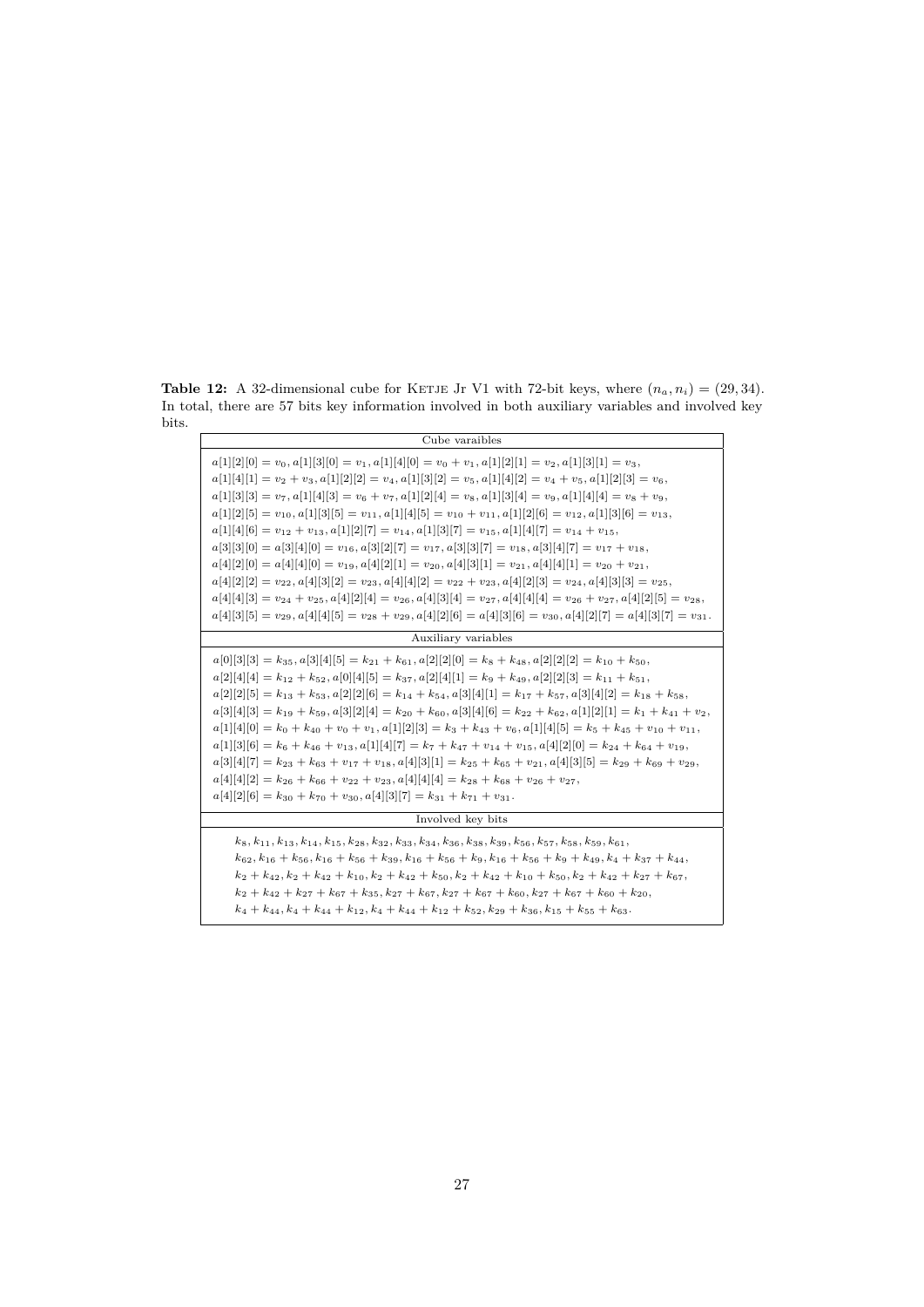**Table 12:** A 32-dimensional cube for Ketje Jr V1 with 72-bit keys, where $(n_a, n_i) = (29, 34)$. In total, there are 57 bits key information involved in both auxiliary variables and involved key bits.

| Cube varaibles |
|---|
| $a[1][2][0] = v_0, a[1][3][0] = v_1, a[1][4][0] = v_0 + v_1, a[1][2][1] = v_2, a[1][3][1] = v_3,$ $a[1][4][1] = v_2 + v_3, a[1][2][2] = v_4, a[1][3][2] = v_5, a[1][4][2] = v_4 + v_5, a[1][2][3] = v_6,$ $a[1][3][3] = v_7, a[1][4][3] = v_6 + v_7, a[1][2][4] = v_8, a[1][3][4] = v_9, a[1][4][4] = v_8 + v_9,$ $a[1][2][5] = v_{10}, a[1][3][5] = v_{11}, a[1][4][5] = v_{10} + v_{11}, a[1][2][6] = v_{12}, a[1][3][6] = v_{13},$ $a[1][4][6] = v_{12} + v_{13}, a[1][2][7] = v_{14}, a[1][3][7] = v_{15}, a[1][4][7] = v_{14} + v_{15},$ $a[3][3][0] = a[3][4][0] = v_{16}, a[3][2][7] = v_{17}, a[3][3][7] = v_{18}, a[3][4][7] = v_{17} + v_{18},$ $a[4][2][0] = a[4][4][0] = v_{19}, a[4][2][1] = v_{20}, a[4][3][1] = v_{21}, a[4][4][1] = v_{20} + v_{21},$ $a[4][2][2] = v_{22}, a[4][3][2] = v_{23}, a[4][4][2] = v_{22} + v_{23}, a[4][2][3] = v_{24}, a[4][3][3] = v_{25},$ $a[4][4][3] = v_{24} + v_{25}, a[4][2][4] = v_{26}, a[4][3][4] = v_{27}, a[4][4][4] = v_{26} + v_{27}, a[4][2][5] = v_{28},$ $a[4][3][5] = v_{29}, a[4][4][5] = v_{28} + v_{29}, a[4][2][6] = a[4][3][6] = v_{30}, a[4][2][7] = a[4][3][7] = v_{31}.$ |
| **Auxiliary variables** |
| $a[0][3][3] = k_{35}, a[3][4][5] = k_{21} + k_{61}, a[2][2][0] = k_8 + k_{48}, a[2][2][2] = k_{10} + k_{50},$ $a[2][4][4] = k_{12} + k_{52}, a[0][4][5] = k_{37}, a[2][4][1] = k_9 + k_{49}, a[2][2][3] = k_{11} + k_{51},$ $a[2][2][5] = k_{13} + k_{53}, a[2][2][6] = k_{14} + k_{54}, a[3][4][1] = k_{17} + k_{57}, a[3][4][2] = k_{18} + k_{58},$ $a[3][4][3] = k_{19} + k_{59}, a[3][2][4] = k_{20} + k_{60}, a[3][4][6] = k_{22} + k_{62}, a[1][2][1] = k_1 + k_{41} + v_2,$ $a[1][4][0] = k_0 + k_{40} + v_0 + v_1, a[1][2][3] = k_3 + k_{43} + v_6, a[1][4][5] = k_5 + k_{45} + v_{10} + v_{11},$ $a[1][3][6] = k_6 + k_{46} + v_{13}, a[1][4][7] = k_7 + k_{47} + v_{14} + v_{15}, a[4][2][0] = k_{24} + k_{64} + v_{19},$ $a[3][4][7] = k_{23} + k_{63} + v_{17} + v_{18}, a[4][3][1] = k_{25} + k_{65} + v_{21}, a[4][3][5] = k_{29} + k_{69} + v_{29},$ $a[4][4][2] = k_{26} + k_{66} + v_{22} + v_{23}, a[4][4][4] = k_{28} + k_{68} + v_{26} + v_{27},$ $a[4][2][6] = k_{30} + k_{70} + v_{30}, a[4][3][7] = k_{31} + k_{71} + v_{31}.$ |
| **Involved key bits** |
| $k_8, k_{11}, k_{13}, k_{14}, k_{15}, k_{28}, k_{32}, k_{33}, k_{34}, k_{36}, k_{38}, k_{39}, k_{56}, k_{57}, k_{58}, k_{59}, k_{61},$ $k_{62}, k_{16} + k_{56}, k_{16} + k_{56} + k_{39}, k_{16} + k_{56} + k_9, k_{16} + k_{56} + k_9 + k_{49}, k_4 + k_{37} + k_{44},$ $k_2 + k_{42}, k_2 + k_{42} + k_{10}, k_2 + k_{42} + k_{50}, k_2 + k_{42} + k_{10} + k_{50}, k_2 + k_{42} + k_{27} + k_{67},$ $k_2 + k_{42} + k_{27} + k_{67} + k_{35}, k_{27} + k_{67}, k_{27} + k_{67} + k_{60}, k_{27} + k_{67} + k_{60} + k_{20},$ $k_4 + k_{44}, k_4 + k_{44} + k_{12}, k_4 + k_{44} + k_{12} + k_{52}, k_{29} + k_{36}, k_{15} + k_{55} + k_{63}.$ |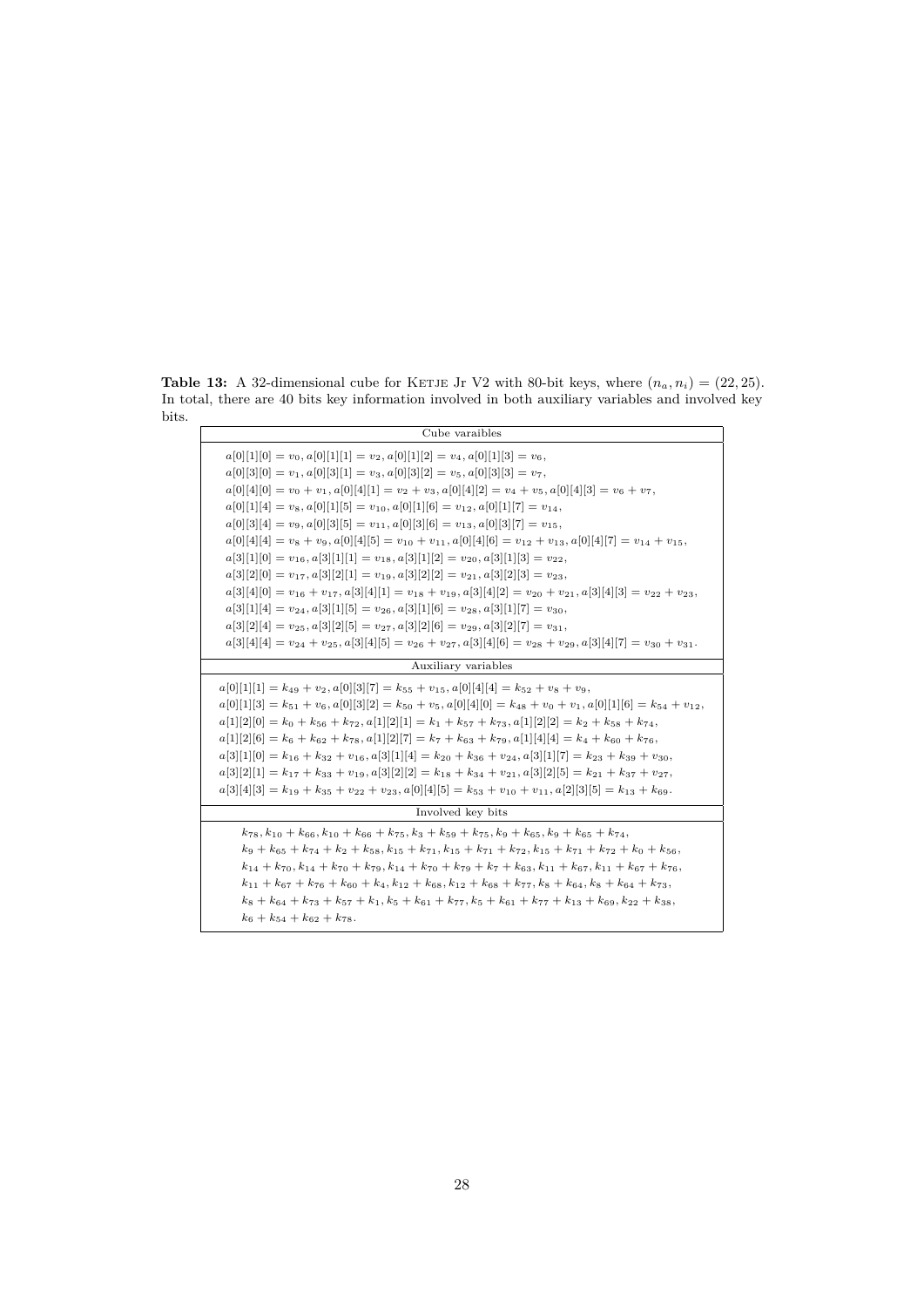**Table 13:** A 32-dimensional cube for KETJE Jr V2 with 80-bit keys, where $(n_a, n_i) = (22, 25)$. In total, there are 40 bits key information involved in both auxiliary variables and involved key bits.

| Cube varaibles |
|---|
| $a[0][1][0] = v_0, a[0][1][1] = v_2, a[0][1][2] = v_4, a[0][1][3] = v_6,$ <br> $a[0][3][0] = v_1, a[0][3][1] = v_3, a[0][3][2] = v_5, a[0][3][3] = v_7,$ <br> $a[0][4][0] = v_0 + v_1, a[0][4][1] = v_2 + v_3, a[0][4][2] = v_4 + v_5, a[0][4][3] = v_6 + v_7,$ <br> $a[0][1][4] = v_8, a[0][1][5] = v_{10}, a[0][1][6] = v_{12}, a[0][1][7] = v_{14},$ <br> $a[0][3][4] = v_9, a[0][3][5] = v_{11}, a[0][3][6] = v_{13}, a[0][3][7] = v_{15},$ <br> $a[0][4][4] = v_8 + v_9, a[0][4][5] = v_{10} + v_{11}, a[0][4][6] = v_{12} + v_{13}, a[0][4][7] = v_{14} + v_{15},$ <br> $a[3][1][0] = v_{16}, a[3][1][1] = v_{18}, a[3][1][2] = v_{20}, a[3][1][3] = v_{22},$ <br> $a[3][2][0] = v_{17}, a[3][2][1] = v_{19}, a[3][2][2] = v_{21}, a[3][2][3] = v_{23},$ <br> $a[3][4][0] = v_{16} + v_{17}, a[3][4][1] = v_{18} + v_{19}, a[3][4][2] = v_{20} + v_{21}, a[3][4][3] = v_{22} + v_{23},$ <br> $a[3][1][4] = v_{24}, a[3][1][5] = v_{26}, a[3][1][6] = v_{28}, a[3][1][7] = v_{30},$ <br> $a[3][2][4] = v_{25}, a[3][2][5] = v_{27}, a[3][2][6] = v_{29}, a[3][2][7] = v_{31},$ <br> $a[3][4][4] = v_{24} + v_{25}, a[3][4][5] = v_{26} + v_{27}, a[3][4][6] = v_{28} + v_{29}, a[3][4][7] = v_{30} + v_{31}.$ |
| Auxiliary variables |
| $a[0][1][1] = k_{49} + v_2, a[0][3][7] = k_{55} + v_{15}, a[0][4][4] = k_{52} + v_8 + v_9,$ <br> $a[0][1][3] = k_{51} + v_6, a[0][3][2] = k_{50} + v_5, a[0][4][0] = k_{48} + v_0 + v_1, a[0][1][6] = k_{54} + v_{12},$ <br> $a[1][2][0] = k_0 + k_{56} + k_{72}, a[1][2][1] = k_1 + k_{57} + k_{73}, a[1][2][2] = k_2 + k_{58} + k_{74},$ <br> $a[1][2][6] = k_6 + k_{62} + k_{78}, a[1][2][7] = k_7 + k_{63} + k_{79}, a[1][4][4] = k_4 + k_{60} + k_{76},$ <br> $a[3][1][0] = k_{16} + k_{32} + v_{16}, a[3][1][4] = k_{20} + k_{36} + v_{24}, a[3][1][7] = k_{23} + k_{39} + v_{30},$ <br> $a[3][2][1] = k_{17} + k_{33} + v_{19}, a[3][2][2] = k_{18} + k_{34} + v_{21}, a[3][2][5] = k_{21} + k_{37} + v_{27},$ <br> $a[3][4][3] = k_{19} + k_{35} + v_{22} + v_{23}, a[0][4][5] = k_{53} + v_{10} + v_{11}, a[2][3][5] = k_{13} + k_{69}.$ |
| Involved key bits |
| $k_{78}, k_{10} + k_{66}, k_{10} + k_{66} + k_{75}, k_3 + k_{59} + k_{75}, k_9 + k_{65}, k_9 + k_{65} + k_{74},$ <br> $k_9 + k_{65} + k_{74} + k_2 + k_{58}, k_{15} + k_{71}, k_{15} + k_{71} + k_{72}, k_{15} + k_{71} + k_{72} + k_0 + k_{56},$ <br> $k_{14} + k_{70}, k_{14} + k_{70} + k_{79}, k_{14} + k_{70} + k_{79} + k_7 + k_{63}, k_{11} + k_{67}, k_{11} + k_{67} + k_{76},$ <br> $k_{11} + k_{67} + k_{76} + k_{60} + k_4, k_{12} + k_{68}, k_{12} + k_{68} + k_{77}, k_8 + k_{64}, k_8 + k_{64} + k_{73},$ <br> $k_8 + k_{64} + k_{73} + k_{57} + k_1, k_5 + k_{61} + k_{77}, k_5 + k_{61} + k_{77} + k_{13} + k_{69}, k_{22} + k_{38},$ <br> $k_6 + k_{54} + k_{62} + k_{78}.$ |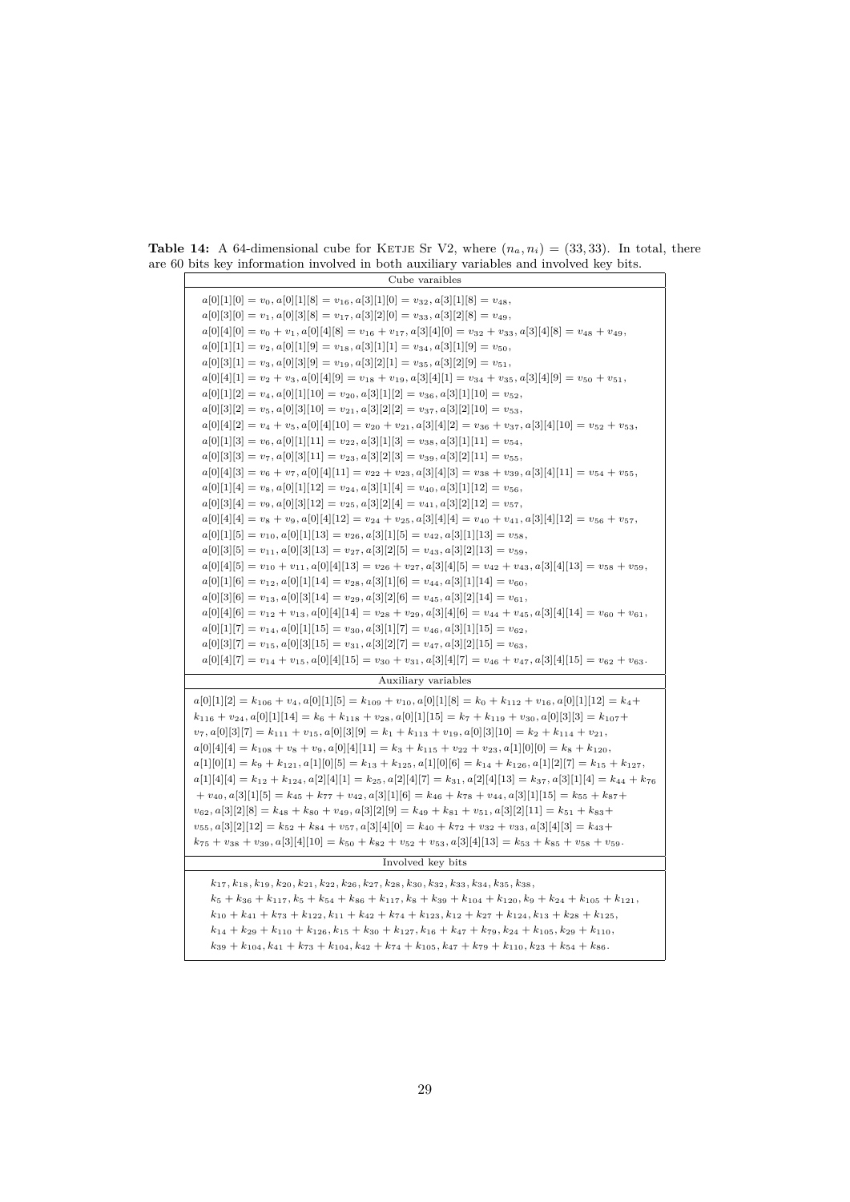**Table 14:** A 64-dimensional cube for KETJE Sr V2, where $(n_a, n_i) = (33, 33)$. In total, there are 60 bits key information involved in both auxiliary variables and involved key bits.

| Cube varaibles |
|---|
| $a[0][1][0] = v_0, a[0][1][8] = v_{16}, a[3][1][0] = v_{32}, a[3][1][8] = v_{48},$ <br> $a[0][3][0] = v_1, a[0][3][8] = v_{17}, a[3][2][0] = v_{33}, a[3][2][8] = v_{49},$ <br> $a[0][4][0] = v_0 + v_1, a[0][4][8] = v_{16} + v_{17}, a[3][4][0] = v_{32} + v_{33}, a[3][4][8] = v_{48} + v_{49},$ <br> $a[0][1][1] = v_2, a[0][1][9] = v_{18}, a[3][1][1] = v_{34}, a[3][1][9] = v_{50},$ <br> $a[0][3][1] = v_3, a[0][3][9] = v_{19}, a[3][2][1] = v_{35}, a[3][2][9] = v_{51},$ <br> $a[0][4][1] = v_2 + v_3, a[0][4][9] = v_{18} + v_{19}, a[3][4][1] = v_{34} + v_{35}, a[3][4][9] = v_{50} + v_{51},$ <br> $a[0][1][2] = v_4, a[0][1][10] = v_{20}, a[3][1][2] = v_{36}, a[3][1][10] = v_{52},$ <br> $a[0][3][2] = v_5, a[0][3][10] = v_{21}, a[3][2][2] = v_{37}, a[3][2][10] = v_{53},$ <br> $a[0][4][2] = v_4 + v_5, a[0][4][10] = v_{20} + v_{21}, a[3][4][2] = v_{36} + v_{37}, a[3][4][10] = v_{52} + v_{53},$ <br> $a[0][1][3] = v_6, a[0][1][11] = v_{22}, a[3][1][3] = v_{38}, a[3][1][11] = v_{54},$ <br> $a[0][3][3] = v_7, a[0][3][11] = v_{23}, a[3][2][3] = v_{39}, a[3][2][11] = v_{55},$ <br> $a[0][4][3] = v_6 + v_7, a[0][4][11] = v_{22} + v_{23}, a[3][4][3] = v_{38} + v_{39}, a[3][4][11] = v_{54} + v_{55},$ <br> $a[0][1][4] = v_8, a[0][1][12] = v_{24}, a[3][1][4] = v_{40}, a[3][1][12] = v_{56},$ <br> $a[0][3][4] = v_9, a[0][3][12] = v_{25}, a[3][2][4] = v_{41}, a[3][2][12] = v_{57},$ <br> $a[0][4][4] = v_8 + v_9, a[0][4][12] = v_{24} + v_{25}, a[3][4][4] = v_{40} + v_{41}, a[3][4][12] = v_{56} + v_{57},$ <br> $a[0][1][5] = v_{10}, a[0][1][13] = v_{26}, a[3][1][5] = v_{42}, a[3][1][13] = v_{58},$ <br> $a[0][3][5] = v_{11}, a[0][3][13] = v_{27}, a[3][2][5] = v_{43}, a[3][2][13] = v_{59},$ <br> $a[0][4][5] = v_{10} + v_{11}, a[0][4][13] = v_{26} + v_{27}, a[3][4][5] = v_{42} + v_{43}, a[3][4][13] = v_{58} + v_{59},$ <br> $a[0][1][6] = v_{12}, a[0][1][14] = v_{28}, a[3][1][6] = v_{44}, a[3][1][14] = v_{60},$ <br> $a[0][3][6] = v_{13}, a[0][3][14] = v_{29}, a[3][2][6] = v_{45}, a[3][2][14] = v_{61},$ <br> $a[0][4][6] = v_{12} + v_{13}, a[0][4][14] = v_{28} + v_{29}, a[3][4][6] = v_{44} + v_{45}, a[3][4][14] = v_{60} + v_{61},$ <br> $a[0][1][7] = v_{14}, a[0][1][15] = v_{30}, a[3][1][7] = v_{46}, a[3][1][15] = v_{62},$ <br> $a[0][3][7] = v_{15}, a[0][3][15] = v_{31}, a[3][2][7] = v_{47}, a[3][2][15] = v_{63},$ <br> $a[0][4][7] = v_{14} + v_{15}, a[0][4][15] = v_{30} + v_{31}, a[3][4][7] = v_{46} + v_{47}, a[3][4][15] = v_{62} + v_{63}.$ |
| **Auxiliary variables** |
| $a[0][1][2] = k_{106} + v_4, a[0][1][5] = k_{109} + v_{10}, a[0][1][8] = k_0 + k_{112} + v_{16}, a[0][1][12] = k_4 + k_{116} + v_{24}, a[0][1][14] = k_6 + k_{118} + v_{28}, a[0][1][15] = k_7 + k_{119} + v_{30}, a[0][3][3] = k_{107} + v_7, a[0][3][7] = k_{111} + v_{15}, a[0][3][9] = k_1 + k_{113} + v_{19}, a[0][3][10] = k_2 + k_{114} + v_{21},$ <br> $a[0][4][4] = k_{108} + v_8 + v_9, a[0][4][11] = k_3 + k_{115} + v_{22} + v_{23}, a[1][0][0] = k_8 + k_{120},$ <br> $a[1][0][1] = k_9 + k_{121}, a[1][0][5] = k_{13} + k_{125}, a[1][0][6] = k_{14} + k_{126}, a[1][2][7] = k_{15} + k_{127},$ <br> $a[1][4][4] = k_{12} + k_{124}, a[2][4][1] = k_{25}, a[2][4][7] = k_{31}, a[2][4][13] = k_{37}, a[3][1][4] = k_{44} + k_{76} + v_{40}, a[3][1][5] = k_{45} + k_{77} + v_{42}, a[3][1][6] = k_{46} + k_{78} + v_{44}, a[3][1][15] = k_{55} + k_{87} + v_{62}, a[3][2][8] = k_{48} + k_{80} + v_{49}, a[3][2][9] = k_{49} + k_{81} + v_{51}, a[3][2][11] = k_{51} + k_{83} + v_{55}, a[3][2][12] = k_{52} + k_{84} + v_{57}, a[3][4][0] = k_{40} + k_{72} + v_{32} + v_{33}, a[3][4][3] = k_{43} + k_{75} + v_{38} + v_{39}, a[3][4][10] = k_{50} + k_{82} + v_{52} + v_{53}, a[3][4][13] = k_{53} + k_{85} + v_{58} + v_{59}.$ |
| **Involved key bits** |
| $k_{17}, k_{18}, k_{19}, k_{20}, k_{21}, k_{22}, k_{26}, k_{27}, k_{28}, k_{30}, k_{32}, k_{33}, k_{34}, k_{35}, k_{38},$ <br> $k_5 + k_{36} + k_{117}, k_5 + k_{54} + k_{86} + k_{117}, k_8 + k_{39} + k_{104} + k_{120}, k_9 + k_{24} + k_{105} + k_{121},$ <br> $k_{10} + k_{41} + k_{73} + k_{122}, k_{11} + k_{42} + k_{74} + k_{123}, k_{12} + k_{27} + k_{124}, k_{13} + k_{28} + k_{125},$ <br> $k_{14} + k_{29} + k_{110} + k_{126}, k_{15} + k_{30} + k_{127}, k_{16} + k_{47} + k_{79}, k_{24} + k_{105}, k_{29} + k_{110},$ <br> $k_{39} + k_{104}, k_{41} + k_{73} + k_{104}, k_{42} + k_{74} + k_{105}, k_{47} + k_{79} + k_{110}, k_{23} + k_{54} + k_{86}.$ |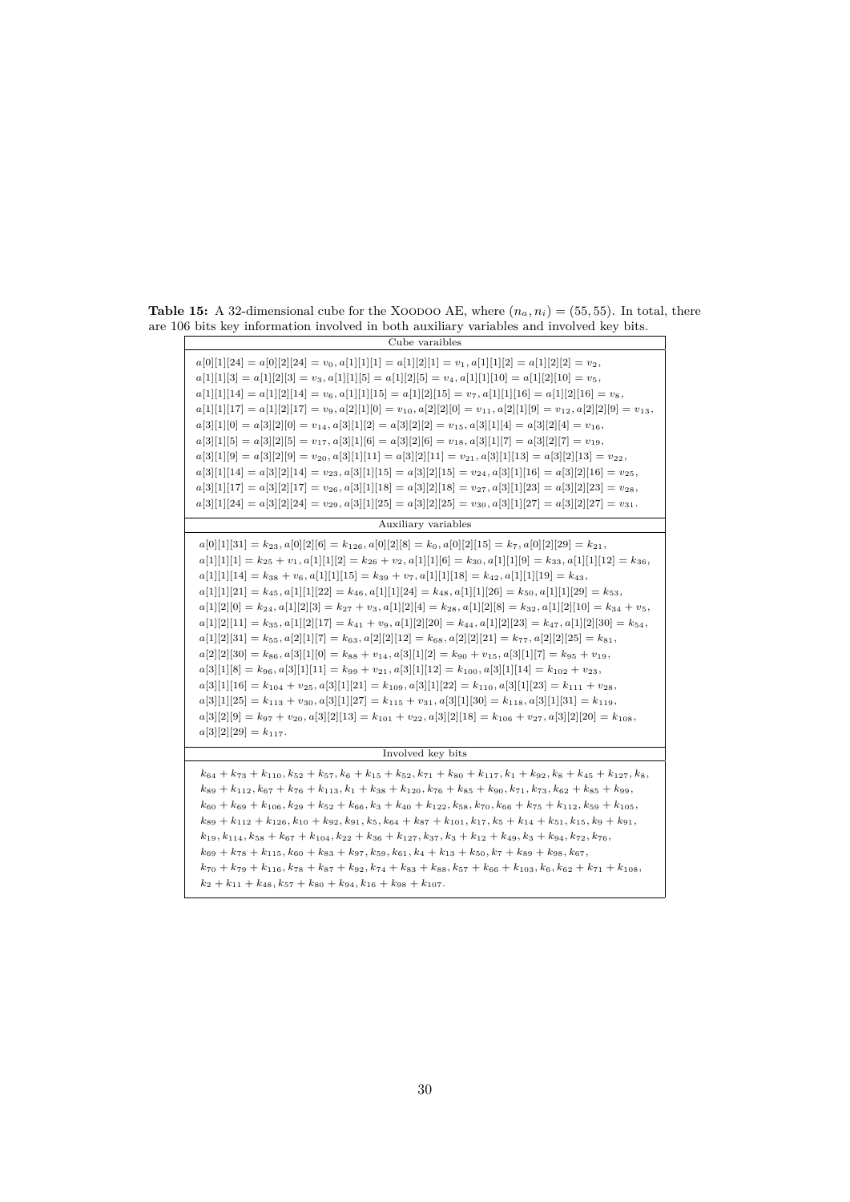**Table 15:** A 32-dimensional cube for the Xoodoo AE, where $(n_a, n_i) = (55, 55)$. In total, there are 106 bits key information involved in both auxiliary variables and involved key bits.

| Cube varaibles |
|---|
| $a[0][1][24] = a[0][2][24] = v_0, a[1][1][1] = a[1][2][1] = v_1, a[1][1][2] = a[1][2][2] = v_2,$ $a[1][1][3] = a[1][2][3] = v_3, a[1][1][5] = a[1][2][5] = v_4, a[1][1][10] = a[1][2][10] = v_5,$ $a[1][1][14] = a[1][2][14] = v_6, a[1][1][15] = a[1][2][15] = v_7, a[1][1][16] = a[1][2][16] = v_8,$ $a[1][1][17] = a[1][2][17] = v_9, a[2][1][0] = v_{10}, a[2][2][0] = v_{11}, a[2][1][9] = v_{12}, a[2][2][9] = v_{13},$ $a[3][1][0] = a[3][2][0] = v_{14}, a[3][1][2] = a[3][2][2] = v_{15}, a[3][1][4] = a[3][2][4] = v_{16},$ $a[3][1][5] = a[3][2][5] = v_{17}, a[3][1][6] = a[3][2][6] = v_{18}, a[3][1][7] = a[3][2][7] = v_{19},$ $a[3][1][9] = a[3][2][9] = v_{20}, a[3][1][11] = a[3][2][11] = v_{21}, a[3][1][13] = a[3][2][13] = v_{22},$ $a[3][1][14] = a[3][2][14] = v_{23}, a[3][1][15] = a[3][2][15] = v_{24}, a[3][1][16] = a[3][2][16] = v_{25},$ $a[3][1][17] = a[3][2][17] = v_{26}, a[3][1][18] = a[3][2][18] = v_{27}, a[3][1][23] = a[3][2][23] = v_{28},$ $a[3][1][24] = a[3][2][24] = v_{29}, a[3][1][25] = a[3][2][25] = v_{30}, a[3][1][27] = a[3][2][27] = v_{31}.$ |
| **Auxiliary variables** |
| $a[0][1][31] = k_{23}, a[0][2][6] = k_{126}, a[0][2][8] = k_0, a[0][2][15] = k_7, a[0][2][29] = k_{21},$ $a[1][1][1] = k_{25} + v_1, a[1][1][2] = k_{26} + v_2, a[1][1][6] = k_{30}, a[1][1][9] = k_{33}, a[1][1][12] = k_{36},$ $a[1][1][14] = k_{38} + v_6, a[1][1][15] = k_{39} + v_7, a[1][1][18] = k_{42}, a[1][1][19] = k_{43},$ $a[1][1][21] = k_{45}, a[1][1][22] = k_{46}, a[1][1][24] = k_{48}, a[1][1][26] = k_{50}, a[1][1][29] = k_{53},$ $a[1][2][0] = k_{24}, a[1][2][3] = k_{27} + v_3, a[1][2][4] = k_{28}, a[1][2][8] = k_{32}, a[1][2][10] = k_{34} + v_5,$ $a[1][2][11] = k_{35}, a[1][2][17] = k_{41} + v_9, a[1][2][20] = k_{44}, a[1][2][23] = k_{47}, a[1][2][30] = k_{54},$ $a[1][2][31] = k_{55}, a[2][1][7] = k_{63}, a[2][2][12] = k_{68}, a[2][2][21] = k_{77}, a[2][2][25] = k_{81},$ $a[2][2][30] = k_{86}, a[3][1][0] = k_{88} + v_{14}, a[3][1][2] = k_{90} + v_{15}, a[3][1][7] = k_{95} + v_{19},$ $a[3][1][8] = k_{96}, a[3][1][11] = k_{99} + v_{21}, a[3][1][12] = k_{100}, a[3][1][14] = k_{102} + v_{23},$ $a[3][1][16] = k_{104} + v_{25}, a[3][1][21] = k_{109}, a[3][1][22] = k_{110}, a[3][1][23] = k_{111} + v_{28},$ $a[3][1][25] = k_{113} + v_{30}, a[3][1][27] = k_{115} + v_{31}, a[3][1][30] = k_{118}, a[3][1][31] = k_{119},$ $a[3][2][9] = k_{97} + v_{20}, a[3][2][13] = k_{101} + v_{22}, a[3][2][18] = k_{106} + v_{27}, a[3][2][20] = k_{108},$ $a[3][2][29] = k_{117}.$ |
| **Involved key bits** |
| $k_{64} + k_{73} + k_{110}, k_{52} + k_{57}, k_6 + k_{15} + k_{52}, k_{71} + k_{80} + k_{117}, k_1 + k_{92}, k_8 + k_{45} + k_{127}, k_8,$ $k_{89} + k_{112}, k_{67} + k_{76} + k_{113}, k_1 + k_{38} + k_{120}, k_{76} + k_{85} + k_{90}, k_{71}, k_{73}, k_{62} + k_{85} + k_{99},$ $k_{60} + k_{69} + k_{106}, k_{29} + k_{52} + k_{66}, k_3 + k_{40} + k_{122}, k_{58}, k_{70}, k_{66} + k_{75} + k_{112}, k_{59} + k_{105},$ $k_{89} + k_{112} + k_{126}, k_{10} + k_{92}, k_{91}, k_5, k_{64} + k_{87} + k_{101}, k_{17}, k_5 + k_{14} + k_{51}, k_{15}, k_9 + k_{91},$ $k_{19}, k_{114}, k_{58} + k_{67} + k_{104}, k_{22} + k_{36} + k_{127}, k_{37}, k_3 + k_{12} + k_{49}, k_3 + k_{94}, k_{72}, k_{76},$ $k_{69} + k_{78} + k_{115}, k_{60} + k_{83} + k_{97}, k_{59}, k_{61}, k_4 + k_{13} + k_{50}, k_7 + k_{89} + k_{98}, k_{67},$ $k_{70} + k_{79} + k_{116}, k_{78} + k_{87} + k_{92}, k_{74} + k_{83} + k_{88}, k_{57} + k_{66} + k_{103}, k_6, k_{62} + k_{71} + k_{108},$ $k_2 + k_{11} + k_{48}, k_{57} + k_{80} + k_{94}, k_{16} + k_{98} + k_{107}.$ |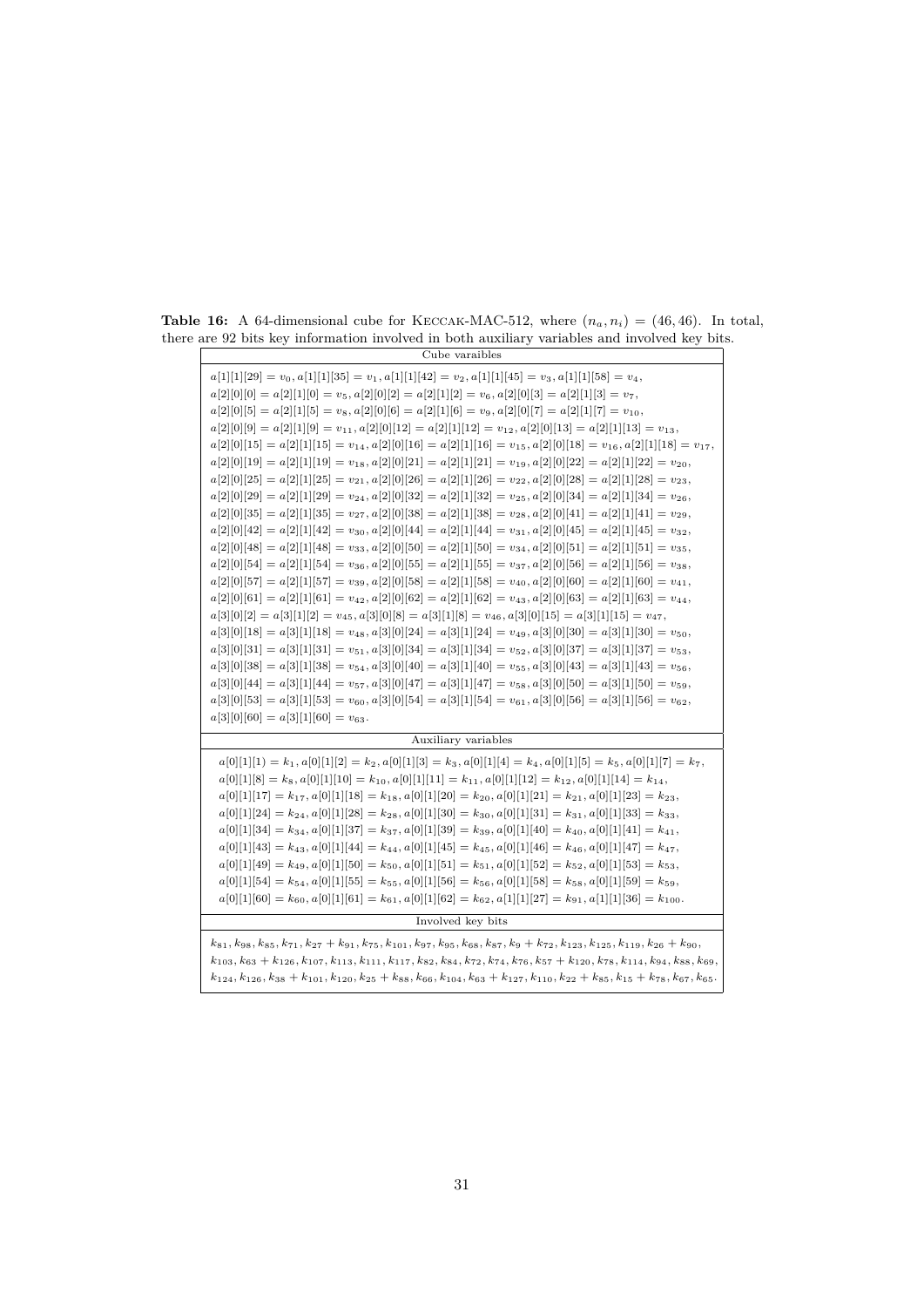**Table 16:** A 64-dimensional cube for KECCAK-MAC-512, where $(n_a, n_i) = (46, 46)$. In total, there are 92 bits key information involved in both auxiliary variables and involved key bits.

| Cube varaibles |
| --- |
| $a[1][1][29] = v_0, a[1][1][35] = v_1, a[1][1][42] = v_2, a[1][1][45] = v_3, a[1][1][58] = v_4,$ $a[2][0][0] = a[2][1][0] = v_5, a[2][0][2] = a[2][1][2] = v_6, a[2][0][3] = a[2][1][3] = v_7,$ $a[2][0][5] = a[2][1][5] = v_8, a[2][0][6] = a[2][1][6] = v_9, a[2][0][7] = a[2][1][7] = v_{10},$ $a[2][0][9] = a[2][1][9] = v_{11}, a[2][0][12] = a[2][1][12] = v_{12}, a[2][0][13] = a[2][1][13] = v_{13},$ $a[2][0][15] = a[2][1][15] = v_{14}, a[2][0][16] = a[2][1][16] = v_{15}, a[2][0][18] = a[2][1][18] = v_{16}, a[2][1][18] = v_{17},$ $a[2][0][19] = a[2][1][19] = v_{18}, a[2][0][21] = a[2][1][21] = v_{19}, a[2][0][22] = a[2][1][22] = v_{20},$ $a[2][0][25] = a[2][1][25] = v_{21}, a[2][0][26] = a[2][1][26] = v_{22}, a[2][0][28] = a[2][1][28] = v_{23},$ $a[2][0][29] = a[2][1][29] = v_{24}, a[2][0][32] = a[2][1][32] = v_{25}, a[2][0][34] = a[2][1][34] = v_{26},$ $a[2][0][35] = a[2][1][35] = v_{27}, a[2][0][38] = a[2][1][38] = v_{28}, a[2][0][41] = a[2][1][41] = v_{29},$ $a[2][0][42] = a[2][1][42] = v_{30}, a[2][0][44] = a[2][1][44] = v_{31}, a[2][0][45] = a[2][1][45] = v_{32},$ $a[2][0][48] = a[2][1][48] = v_{33}, a[2][0][50] = a[2][1][50] = v_{34}, a[2][0][51] = a[2][1][51] = v_{35},$ $a[2][0][54] = a[2][1][54] = v_{36}, a[2][0][55] = a[2][1][55] = v_{37}, a[2][0][56] = a[2][1][56] = v_{38},$ $a[2][0][57] = a[2][1][57] = v_{39}, a[2][0][58] = a[2][1][58] = v_{40}, a[2][0][60] = a[2][1][60] = v_{41},$ $a[2][0][61] = a[2][1][61] = v_{42}, a[2][0][62] = a[2][1][62] = v_{43}, a[2][0][63] = a[2][1][63] = v_{44},$ $a[3][0][2] = a[3][1][2] = v_{45}, a[3][0][8] = a[3][1][8] = v_{46}, a[3][0][15] = a[3][1][15] = v_{47},$ $a[3][0][18] = a[3][1][18] = v_{48}, a[3][0][24] = a[3][1][24] = v_{49}, a[3][0][30] = a[3][1][30] = v_{50},$ $a[3][0][31] = a[3][1][31] = v_{51}, a[3][0][34] = a[3][1][34] = v_{52}, a[3][0][37] = a[3][1][37] = v_{53},$ $a[3][0][38] = a[3][1][38] = v_{54}, a[3][0][40] = a[3][1][40] = v_{55}, a[3][0][43] = a[3][1][43] = v_{56},$ $a[3][0][44] = a[3][1][44] = v_{57}, a[3][0][47] = a[3][1][47] = v_{58}, a[3][0][50] = a[3][1][50] = v_{59},$ $a[3][0][53] = a[3][1][53] = v_{60}, a[3][0][54] = a[3][1][54] = v_{61}, a[3][0][56] = a[3][1][56] = v_{62},$ $a[3][0][60] = a[3][1][60] = v_{63}.$ |
| Auxiliary variables |
| $a[0][1][1) = k_1, a[0][1][2] = k_2, a[0][1][3] = k_3, a[0][1][4] = k_4, a[0][1][5] = k_5, a[0][1][7] = k_7,$ $a[0][1][8] = k_8, a[0][1][10] = k_{10}, a[0][1][11] = k_{11}, a[0][1][12] = k_{12}, a[0][1][14] = k_{14},$ $a[0][1][17] = k_{17}, a[0][1][18] = k_{18}, a[0][1][20] = k_{20}, a[0][1][21] = k_{21}, a[0][1][23] = k_{23},$ $a[0][1][24] = k_{24}, a[0][1][28] = k_{28}, a[0][1][30] = k_{30}, a[0][1][31] = k_{31}, a[0][1][33] = k_{33},$ $a[0][1][34] = k_{34}, a[0][1][37] = k_{37}, a[0][1][39] = k_{39}, a[0][1][40] = k_{40}, a[0][1][41] = k_{41},$ $a[0][1][43] = k_{43}, a[0][1][44] = k_{44}, a[0][1][45] = k_{45}, a[0][1][46] = k_{46}, a[0][1][47] = k_{47},$ $a[0][1][49] = k_{49}, a[0][1][50] = k_{50}, a[0][1][51] = k_{51}, a[0][1][52] = k_{52}, a[0][1][53] = k_{53},$ $a[0][1][54] = k_{54}, a[0][1][55] = k_{55}, a[0][1][56] = k_{56}, a[0][1][58] = k_{58}, a[0][1][59] = k_{59},$ $a[0][1][60] = k_{60}, a[0][1][61] = k_{61}, a[0][1][62] = k_{62}, a[1][1][27] = k_{91}, a[1][1][36] = k_{100}.$ |
| Involved key bits |
| $k_{81}, k_{98}, k_{85}, k_{71}, k_{27} + k_{91}, k_{75}, k_{101}, k_{97}, k_{95}, k_{68}, k_{87}, k_9 + k_{72}, k_{123}, k_{125}, k_{119}, k_{26} + k_{90},$ $k_{103}, k_{63} + k_{126}, k_{107}, k_{113}, k_{111}, k_{117}, k_{82}, k_{84}, k_{72}, k_{74}, k_{76}, k_{57} + k_{120}, k_{78}, k_{114}, k_{94}, k_{88}, k_{69},$ $k_{124}, k_{126}, k_{38} + k_{101}, k_{120}, k_{25} + k_{88}, k_{66}, k_{104}, k_{63} + k_{127}, k_{110}, k_{22} + k_{85}, k_{15} + k_{78}, k_{67}, k_{65}.$ |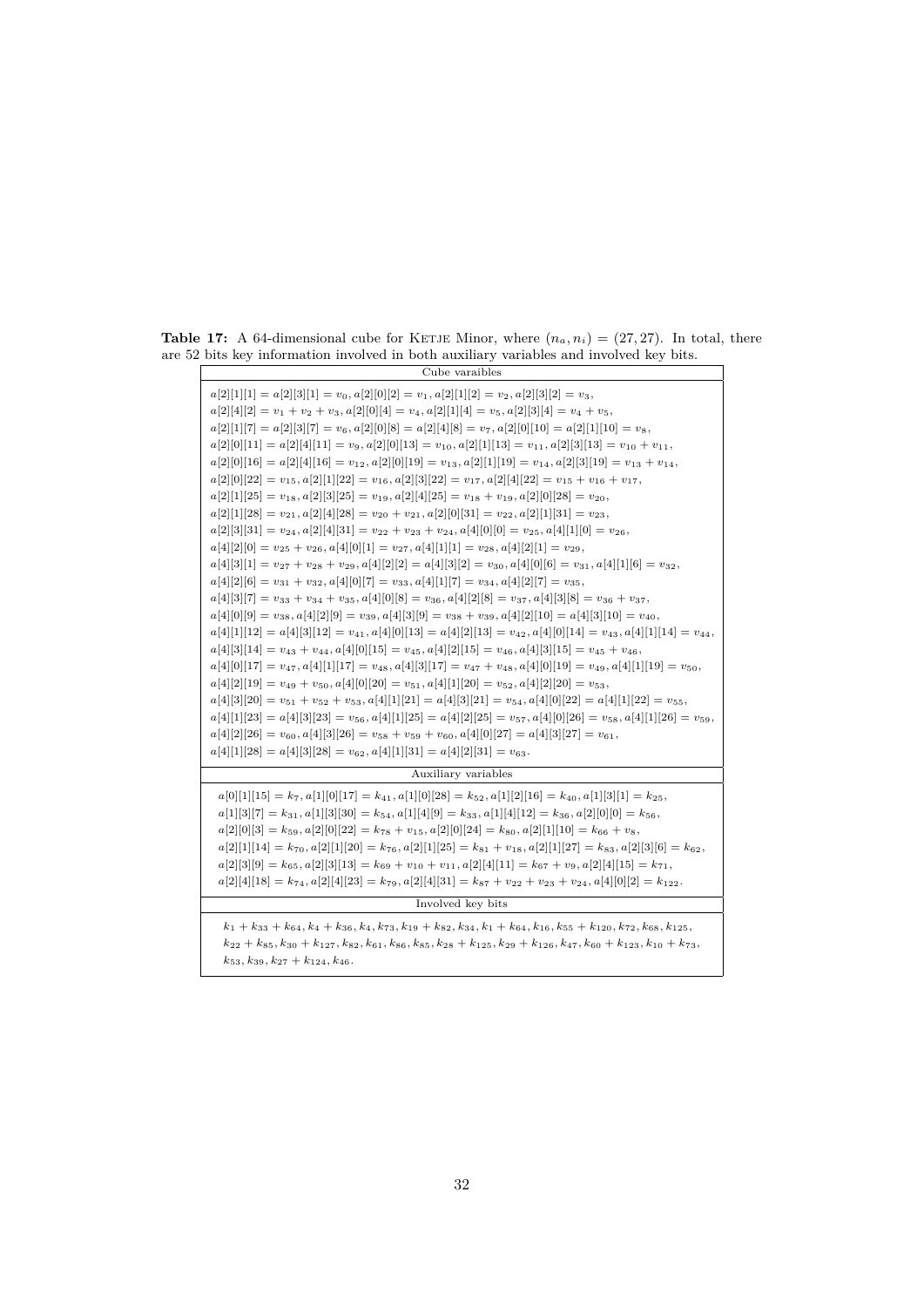**Table 17:** A 64-dimensional cube for Ketje Minor, where $(n_a, n_i) = (27, 27)$. In total, there are 52 bits key information involved in both auxiliary variables and involved key bits.

| |
|---|
| Cube varaibles |
| $a[2][1][1] = a[2][3][1] = v_0, a[2][0][2] = v_1, a[2][1][2] = v_2, a[2][3][2] = v_3,$ $a[2][4][2] = v_1 + v_2 + v_3, a[2][0][4] = v_4, a[2][1][4] = v_5, a[2][3][4] = v_4 + v_5,$ $a[2][1][7] = a[2][3][7] = v_6, a[2][0][8] = a[2][4][8] = v_7, a[2][0][10] = a[2][1][10] = v_8,$ $a[2][0][11] = a[2][4][11] = v_9, a[2][0][13] = v_{10}, a[2][1][13] = v_{11}, a[2][3][13] = v_{10} + v_{11},$ $a[2][0][16] = a[2][4][16] = v_{12}, a[2][0][19] = v_{13}, a[2][1][19] = v_{14}, a[2][3][19] = v_{13} + v_{14},$ $a[2][0][22] = v_{15}, a[2][1][22] = v_{16}, a[2][3][22] = v_{17}, a[2][4][22] = v_{15} + v_{16} + v_{17},$ $a[2][1][25] = v_{18}, a[2][3][25] = v_{19}, a[2][4][25] = v_{18} + v_{19}, a[2][0][28] = v_{20},$ $a[2][1][28] = v_{21}, a[2][4][28] = v_{20} + v_{21}, a[2][0][31] = v_{22}, a[2][1][31] = v_{23},$ $a[2][3][31] = v_{24}, a[2][4][31] = v_{22} + v_{23} + v_{24}, a[4][0][0] = v_{25}, a[4][1][0] = v_{26},$ $a[4][2][0] = v_{25} + v_{26}, a[4][0][1] = v_{27}, a[4][1][1] = v_{28}, a[4][2][1] = v_{29},$ $a[4][3][1] = v_{27} + v_{28} + v_{29}, a[4][2][2] = a[4][3][2] = v_{30}, a[4][0][6] = v_{31}, a[4][1][6] = v_{32},$ $a[4][2][6] = v_{31} + v_{32}, a[4][0][7] = v_{33}, a[4][1][7] = v_{34}, a[4][2][7] = v_{35},$ $a[4][3][7] = v_{33} + v_{34} + v_{35}, a[4][0][8] = v_{36}, a[4][2][8] = v_{37}, a[4][3][8] = v_{36} + v_{37},$ $a[4][0][9] = v_{38}, a[4][2][9] = v_{39}, a[4][3][9] = v_{38} + v_{39}, a[4][2][10] = a[4][3][10] = v_{40},$ $a[4][1][12] = a[4][3][12] = v_{41}, a[4][0][13] = a[4][2][13] = v_{42}, a[4][0][14] = v_{43}, a[4][1][14] = v_{44},$ $a[4][3][14] = v_{43} + v_{44}, a[4][0][15] = v_{45}, a[4][2][15] = v_{46}, a[4][3][15] = v_{45} + v_{46},$ $a[4][0][17] = v_{47}, a[4][1][17] = v_{48}, a[4][3][17] = v_{47} + v_{48}, a[4][0][19] = v_{49}, a[4][1][19] = v_{50},$ $a[4][2][19] = v_{49} + v_{50}, a[4][0][20] = v_{51}, a[4][1][20] = v_{52}, a[4][2][20] = v_{53},$ $a[4][3][20] = v_{51} + v_{52} + v_{53}, a[4][1][21] = a[4][3][21] = v_{54}, a[4][0][22] = a[4][1][22] = v_{55},$ $a[4][1][23] = a[4][3][23] = v_{56}, a[4][1][25] = a[4][2][25] = v_{57}, a[4][0][26] = v_{58}, a[4][1][26] = v_{59},$ $a[4][2][26] = v_{60}, a[4][3][26] = v_{58} + v_{59} + v_{60}, a[4][0][27] = a[4][3][27] = v_{61},$ $a[4][1][28] = a[4][3][28] = v_{62}, a[4][1][31] = a[4][2][31] = v_{63}.$ |
| Auxiliary variables |
| $a[0][1][15] = k_7, a[1][0][17] = k_{41}, a[1][0][28] = k_{52}, a[1][2][16] = k_{40}, a[1][3][1] = k_{25},$ $a[1][3][7] = k_{31}, a[1][3][30] = k_{54}, a[1][4][9] = k_{33}, a[1][4][12] = k_{36}, a[2][0][0] = k_{56},$ $a[2][0][3] = k_{59}, a[2][0][22] = k_{78} + v_{15}, a[2][0][24] = k_{80}, a[2][1][10] = k_{66} + v_8,$ $a[2][1][14] = k_{70}, a[2][1][20] = k_{76}, a[2][1][25] = k_{81} + v_{18}, a[2][1][27] = k_{83}, a[2][3][6] = k_{62},$ $a[2][3][9] = k_{65}, a[2][3][13] = k_{69} + v_{10} + v_{11}, a[2][4][11] = k_{67} + v_9, a[2][4][15] = k_{71},$ $a[2][4][18] = k_{74}, a[2][4][23] = k_{79}, a[2][4][31] = k_{87} + v_{22} + v_{23} + v_{24}, a[4][0][2] = k_{122}.$ |
| Involved key bits |
| $k_1 + k_{33} + k_{64}, k_4 + k_{36}, k_4, k_{73}, k_{19} + k_{82}, k_{34}, k_1 + k_{64}, k_{16}, k_{55} + k_{120}, k_{72}, k_{68}, k_{125},$ $k_{22} + k_{85}, k_{30} + k_{127}, k_{82}, k_{61}, k_{86}, k_{85}, k_{28} + k_{125}, k_{29} + k_{126}, k_{47}, k_{60} + k_{123}, k_{10} + k_{73},$ $k_{53}, k_{39}, k_{27} + k_{124}, k_{46}.$ |